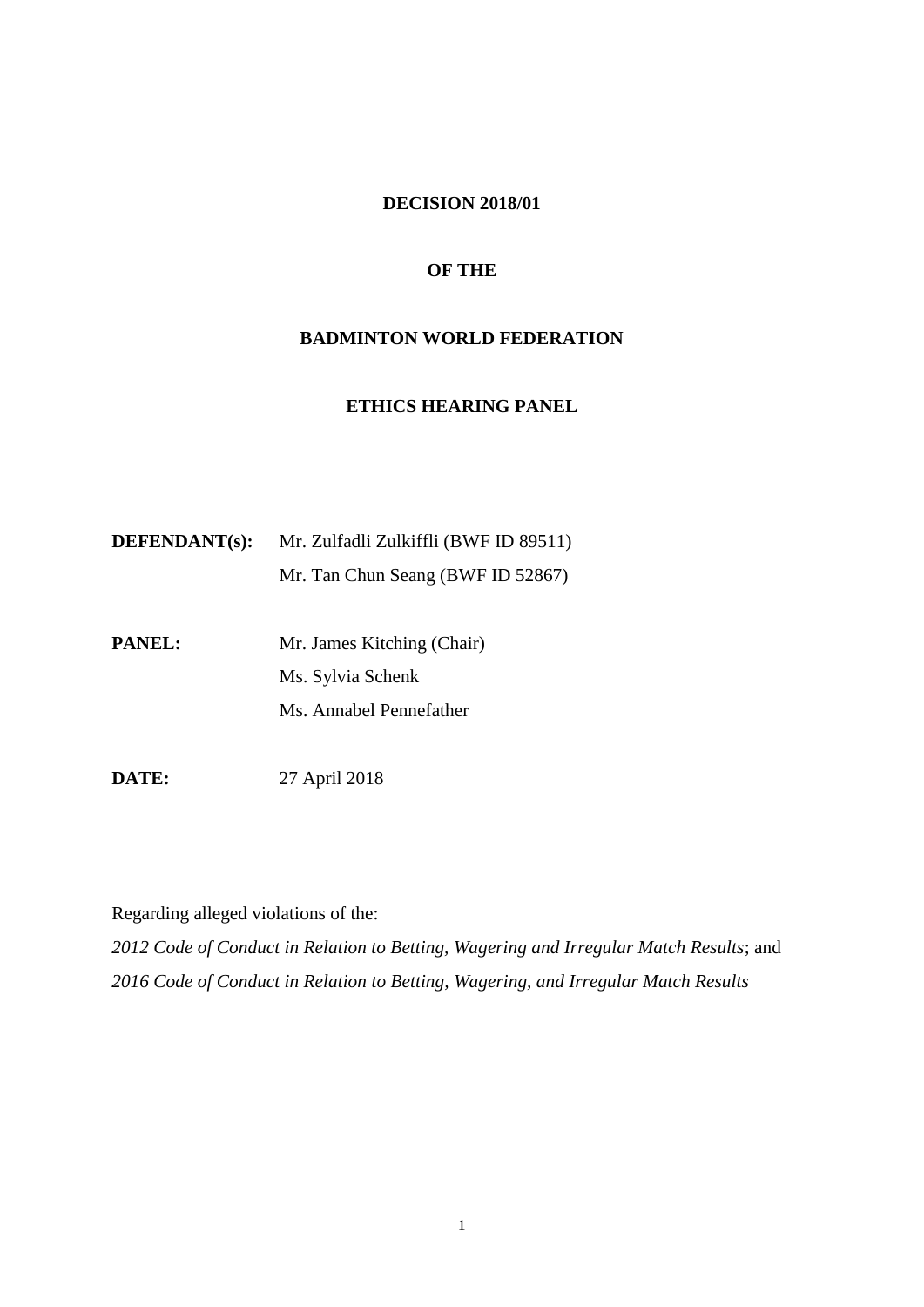# DECISION 2018/01

# OF THE

# BADMINTON WORLD FEDERATION

# ETHICS HEARING PANEL

**DEFENDANT(s):** Mr. Zulfadli Zulkiffli (BWF ID 89511)
Mr. Tan Chun Seang (BWF ID 52867)

**PANEL:** Mr. James Kitching (Chair)
Ms. Sylvia Schenk
Ms. Annabel Pennefather

**DATE:** 27 April 2018

Regarding alleged violations of the:
*2012 Code of Conduct in Relation to Betting, Wagering and Irregular Match Results*; and
*2016 Code of Conduct in Relation to Betting, Wagering, and Irregular Match Results*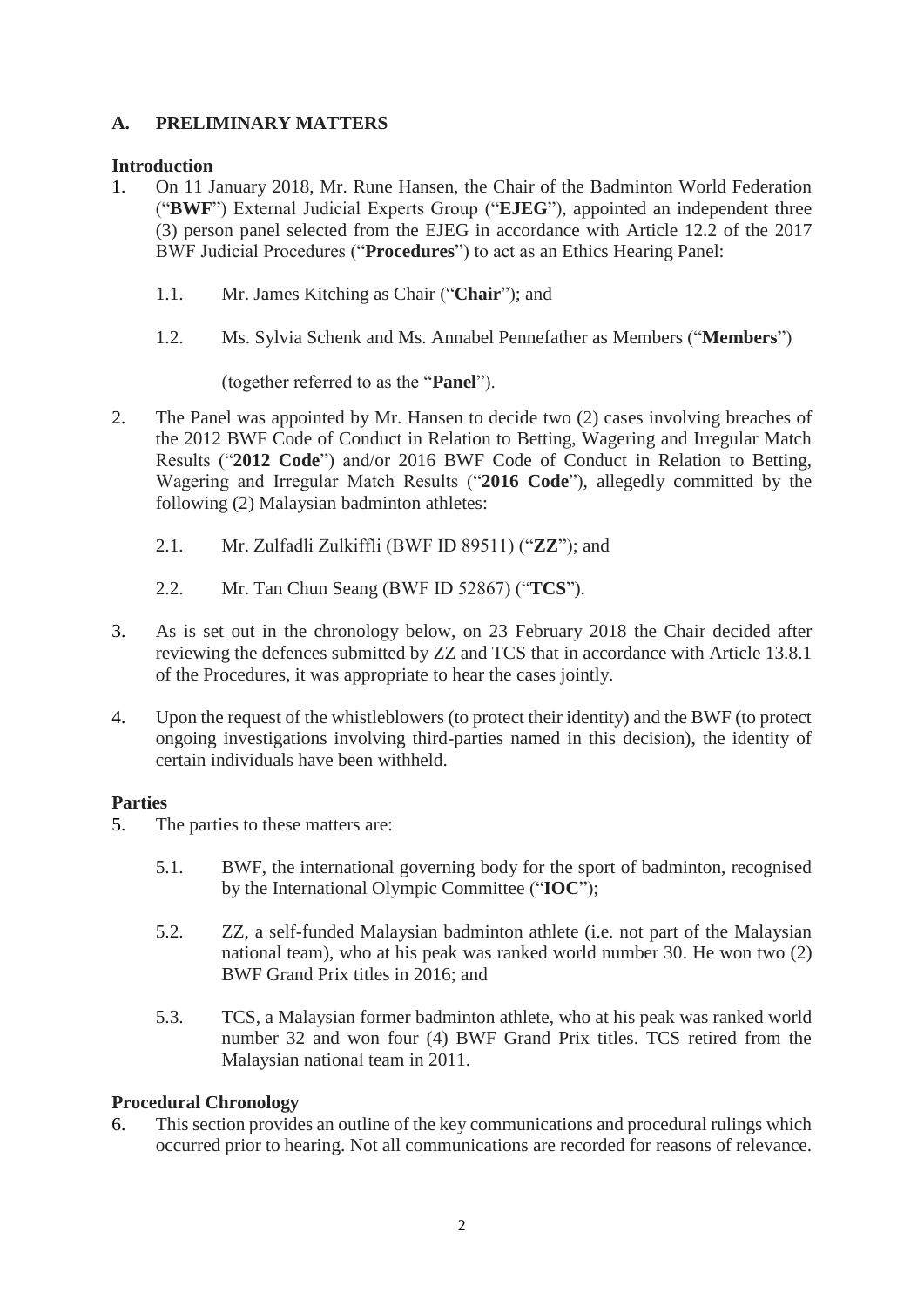## A. PRELIMINARY MATTERS

### Introduction

1. On 11 January 2018, Mr. Rune Hansen, the Chair of the Badminton World Federation ("**BWF**") External Judicial Experts Group ("**EJEG**"), appointed an independent three (3) person panel selected from the EJEG in accordance with Article 12.2 of the 2017 BWF Judicial Procedures ("**Procedures**") to act as an Ethics Hearing Panel:

   1.1. Mr. James Kitching as Chair ("**Chair**"); and

   1.2. Ms. Sylvia Schenk and Ms. Annabel Pennefather as Members ("**Members**")

   (together referred to as the "**Panel**").

2. The Panel was appointed by Mr. Hansen to decide two (2) cases involving breaches of the 2012 BWF Code of Conduct in Relation to Betting, Wagering and Irregular Match Results ("**2012 Code**") and/or 2016 BWF Code of Conduct in Relation to Betting, Wagering and Irregular Match Results ("**2016 Code**"), allegedly committed by the following (2) Malaysian badminton athletes:

   2.1. Mr. Zulfadli Zulkiffli (BWF ID 89511) ("**ZZ**"); and

   2.2. Mr. Tan Chun Seang (BWF ID 52867) ("**TCS**").

3. As is set out in the chronology below, on 23 February 2018 the Chair decided after reviewing the defences submitted by ZZ and TCS that in accordance with Article 13.8.1 of the Procedures, it was appropriate to hear the cases jointly.

4. Upon the request of the whistleblowers (to protect their identity) and the BWF (to protect ongoing investigations involving third-parties named in this decision), the identity of certain individuals have been withheld.

### Parties

5. The parties to these matters are:

   5.1. BWF, the international governing body for the sport of badminton, recognised by the International Olympic Committee ("**IOC**");

   5.2. ZZ, a self-funded Malaysian badminton athlete (i.e. not part of the Malaysian national team), who at his peak was ranked world number 30. He won two (2) BWF Grand Prix titles in 2016; and

   5.3. TCS, a Malaysian former badminton athlete, who at his peak was ranked world number 32 and won four (4) BWF Grand Prix titles. TCS retired from the Malaysian national team in 2011.

### Procedural Chronology

6. This section provides an outline of the key communications and procedural rulings which occurred prior to hearing. Not all communications are recorded for reasons of relevance.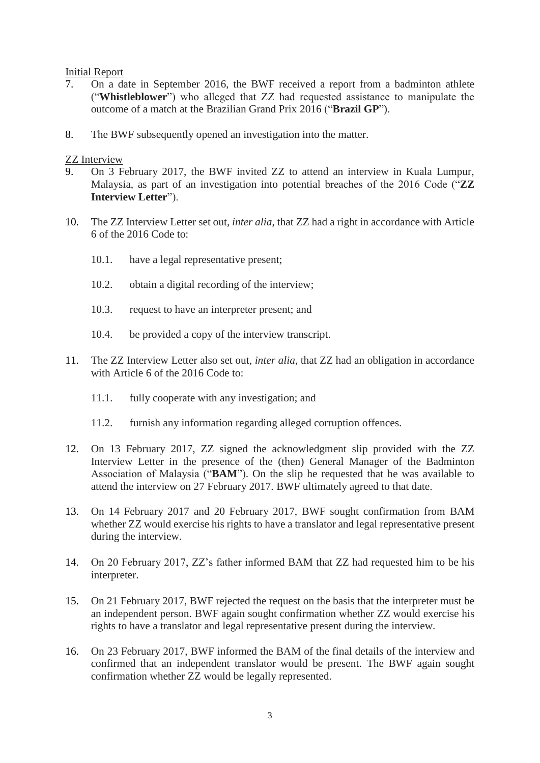<u>Initial Report</u>

7. On a date in September 2016, the BWF received a report from a badminton athlete ("**Whistleblower**") who alleged that ZZ had requested assistance to manipulate the outcome of a match at the Brazilian Grand Prix 2016 ("**Brazil GP**").

8. The BWF subsequently opened an investigation into the matter.

<u>ZZ Interview</u>

9. On 3 February 2017, the BWF invited ZZ to attend an interview in Kuala Lumpur, Malaysia, as part of an investigation into potential breaches of the 2016 Code ("**ZZ Interview Letter**").

10. The ZZ Interview Letter set out, *inter alia*, that ZZ had a right in accordance with Article 6 of the 2016 Code to:

    10.1. have a legal representative present;

    10.2. obtain a digital recording of the interview;

    10.3. request to have an interpreter present; and

    10.4. be provided a copy of the interview transcript.

11. The ZZ Interview Letter also set out, *inter alia*, that ZZ had an obligation in accordance with Article 6 of the 2016 Code to:

    11.1. fully cooperate with any investigation; and

    11.2. furnish any information regarding alleged corruption offences.

12. On 13 February 2017, ZZ signed the acknowledgment slip provided with the ZZ Interview Letter in the presence of the (then) General Manager of the Badminton Association of Malaysia ("**BAM**"). On the slip he requested that he was available to attend the interview on 27 February 2017. BWF ultimately agreed to that date.

13. On 14 February 2017 and 20 February 2017, BWF sought confirmation from BAM whether ZZ would exercise his rights to have a translator and legal representative present during the interview.

14. On 20 February 2017, ZZ's father informed BAM that ZZ had requested him to be his interpreter.

15. On 21 February 2017, BWF rejected the request on the basis that the interpreter must be an independent person. BWF again sought confirmation whether ZZ would exercise his rights to have a translator and legal representative present during the interview.

16. On 23 February 2017, BWF informed the BAM of the final details of the interview and confirmed that an independent translator would be present. The BWF again sought confirmation whether ZZ would be legally represented.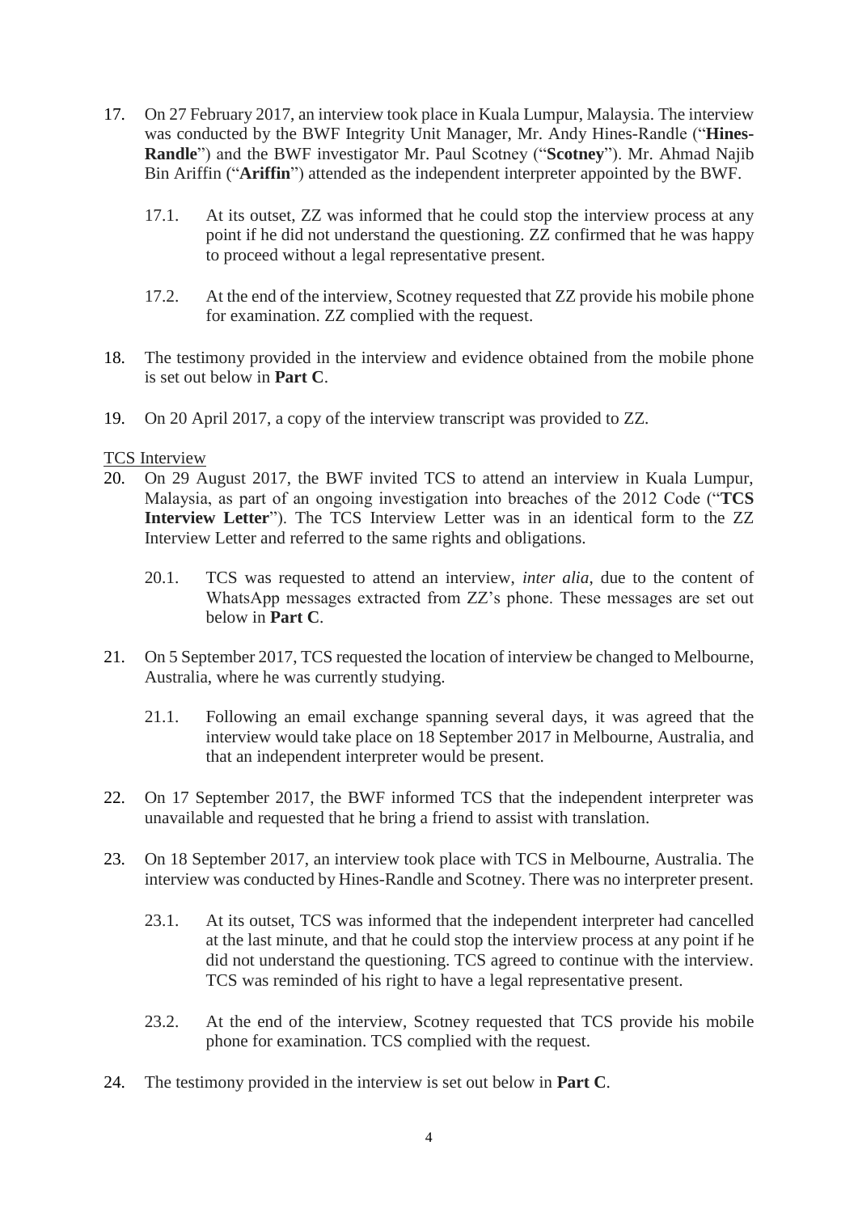17. On 27 February 2017, an interview took place in Kuala Lumpur, Malaysia. The interview was conducted by the BWF Integrity Unit Manager, Mr. Andy Hines-Randle ("**Hines-Randle**") and the BWF investigator Mr. Paul Scotney ("**Scotney**"). Mr. Ahmad Najib Bin Ariffin ("**Ariffin**") attended as the independent interpreter appointed by the BWF.

    17.1. At its outset, ZZ was informed that he could stop the interview process at any point if he did not understand the questioning. ZZ confirmed that he was happy to proceed without a legal representative present.

    17.2. At the end of the interview, Scotney requested that ZZ provide his mobile phone for examination. ZZ complied with the request.

18. The testimony provided in the interview and evidence obtained from the mobile phone is set out below in **Part C**.

19. On 20 April 2017, a copy of the interview transcript was provided to ZZ.

<u>TCS Interview</u>

20. On 29 August 2017, the BWF invited TCS to attend an interview in Kuala Lumpur, Malaysia, as part of an ongoing investigation into breaches of the 2012 Code ("**TCS Interview Letter**"). The TCS Interview Letter was in an identical form to the ZZ Interview Letter and referred to the same rights and obligations.

    20.1. TCS was requested to attend an interview, *inter alia*, due to the content of WhatsApp messages extracted from ZZ's phone. These messages are set out below in **Part C**.

21. On 5 September 2017, TCS requested the location of interview be changed to Melbourne, Australia, where he was currently studying.

    21.1. Following an email exchange spanning several days, it was agreed that the interview would take place on 18 September 2017 in Melbourne, Australia, and that an independent interpreter would be present.

22. On 17 September 2017, the BWF informed TCS that the independent interpreter was unavailable and requested that he bring a friend to assist with translation.

23. On 18 September 2017, an interview took place with TCS in Melbourne, Australia. The interview was conducted by Hines-Randle and Scotney. There was no interpreter present.

    23.1. At its outset, TCS was informed that the independent interpreter had cancelled at the last minute, and that he could stop the interview process at any point if he did not understand the questioning. TCS agreed to continue with the interview. TCS was reminded of his right to have a legal representative present.

    23.2. At the end of the interview, Scotney requested that TCS provide his mobile phone for examination. TCS complied with the request.

24. The testimony provided in the interview is set out below in **Part C**.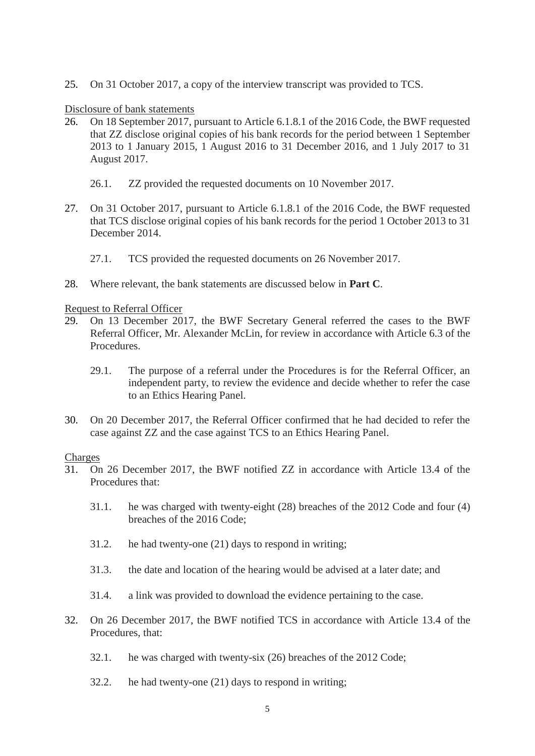25. On 31 October 2017, a copy of the interview transcript was provided to TCS.

Disclosure of bank statements

26. On 18 September 2017, pursuant to Article 6.1.8.1 of the 2016 Code, the BWF requested that ZZ disclose original copies of his bank records for the period between 1 September 2013 to 1 January 2015, 1 August 2016 to 31 December 2016, and 1 July 2017 to 31 August 2017.

    26.1. ZZ provided the requested documents on 10 November 2017.

27. On 31 October 2017, pursuant to Article 6.1.8.1 of the 2016 Code, the BWF requested that TCS disclose original copies of his bank records for the period 1 October 2013 to 31 December 2014.

    27.1. TCS provided the requested documents on 26 November 2017.

28. Where relevant, the bank statements are discussed below in **Part C**.

Request to Referral Officer

29. On 13 December 2017, the BWF Secretary General referred the cases to the BWF Referral Officer, Mr. Alexander McLin, for review in accordance with Article 6.3 of the Procedures.

    29.1. The purpose of a referral under the Procedures is for the Referral Officer, an independent party, to review the evidence and decide whether to refer the case to an Ethics Hearing Panel.

30. On 20 December 2017, the Referral Officer confirmed that he had decided to refer the case against ZZ and the case against TCS to an Ethics Hearing Panel.

Charges

31. On 26 December 2017, the BWF notified ZZ in accordance with Article 13.4 of the Procedures that:

    31.1. he was charged with twenty-eight (28) breaches of the 2012 Code and four (4) breaches of the 2016 Code;

    31.2. he had twenty-one (21) days to respond in writing;

    31.3. the date and location of the hearing would be advised at a later date; and

    31.4. a link was provided to download the evidence pertaining to the case.

32. On 26 December 2017, the BWF notified TCS in accordance with Article 13.4 of the Procedures, that:

    32.1. he was charged with twenty-six (26) breaches of the 2012 Code;

    32.2. he had twenty-one (21) days to respond in writing;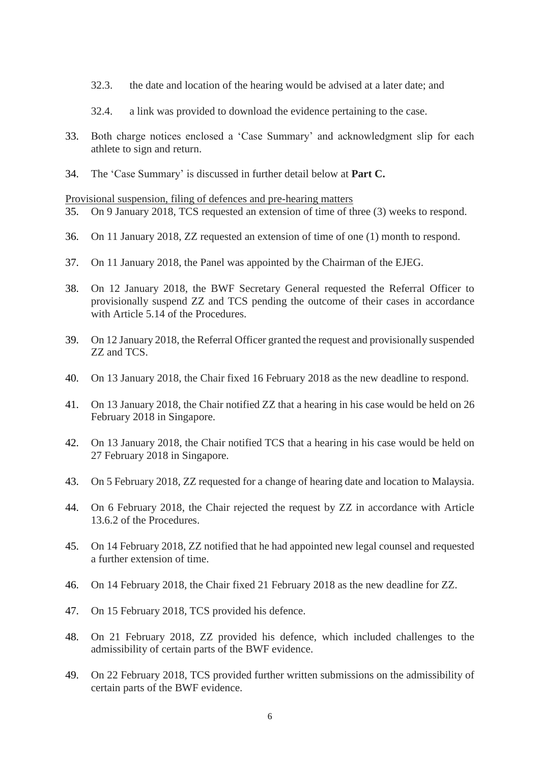32.3. the date and location of the hearing would be advised at a later date; and

32.4. a link was provided to download the evidence pertaining to the case.

33. Both charge notices enclosed a 'Case Summary' and acknowledgment slip for each athlete to sign and return.

34. The 'Case Summary' is discussed in further detail below at **Part C.**

<u>Provisional suspension, filing of defences and pre-hearing matters</u>

35. On 9 January 2018, TCS requested an extension of time of three (3) weeks to respond.

36. On 11 January 2018, ZZ requested an extension of time of one (1) month to respond.

37. On 11 January 2018, the Panel was appointed by the Chairman of the EJEG.

38. On 12 January 2018, the BWF Secretary General requested the Referral Officer to provisionally suspend ZZ and TCS pending the outcome of their cases in accordance with Article 5.14 of the Procedures.

39. On 12 January 2018, the Referral Officer granted the request and provisionally suspended ZZ and TCS.

40. On 13 January 2018, the Chair fixed 16 February 2018 as the new deadline to respond.

41. On 13 January 2018, the Chair notified ZZ that a hearing in his case would be held on 26 February 2018 in Singapore.

42. On 13 January 2018, the Chair notified TCS that a hearing in his case would be held on 27 February 2018 in Singapore.

43. On 5 February 2018, ZZ requested for a change of hearing date and location to Malaysia.

44. On 6 February 2018, the Chair rejected the request by ZZ in accordance with Article 13.6.2 of the Procedures.

45. On 14 February 2018, ZZ notified that he had appointed new legal counsel and requested a further extension of time.

46. On 14 February 2018, the Chair fixed 21 February 2018 as the new deadline for ZZ.

47. On 15 February 2018, TCS provided his defence.

48. On 21 February 2018, ZZ provided his defence, which included challenges to the admissibility of certain parts of the BWF evidence.

49. On 22 February 2018, TCS provided further written submissions on the admissibility of certain parts of the BWF evidence.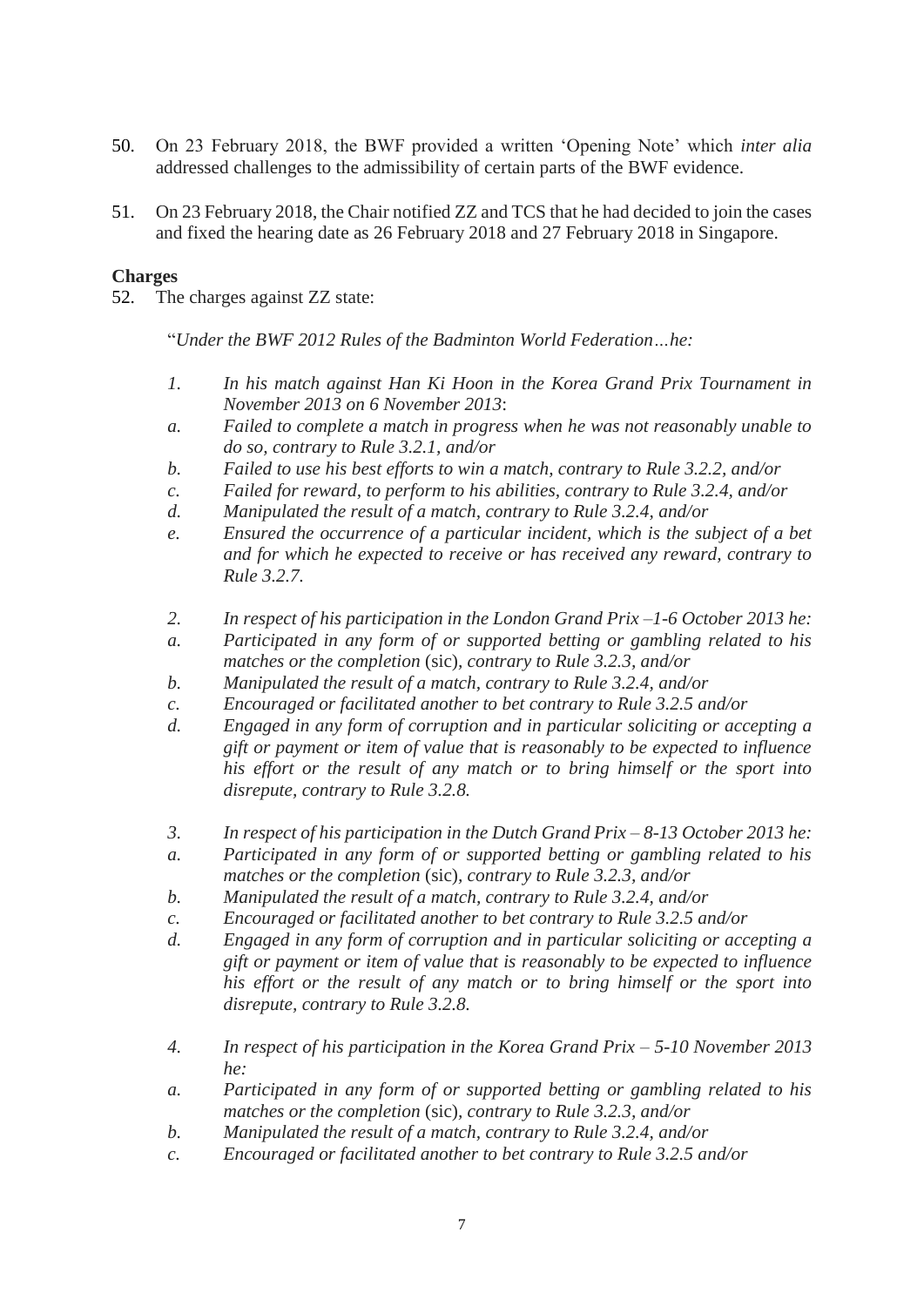50. On 23 February 2018, the BWF provided a written 'Opening Note' which *inter alia* addressed challenges to the admissibility of certain parts of the BWF evidence.

51. On 23 February 2018, the Chair notified ZZ and TCS that he had decided to join the cases and fixed the hearing date as 26 February 2018 and 27 February 2018 in Singapore.

**Charges**

52. The charges against ZZ state:

> "*Under the BWF 2012 Rules of the Badminton World Federation…he:*
>
> *1. In his match against Han Ki Hoon in the Korea Grand Prix Tournament in November 2013 on 6 November 2013*:
>
> *a. Failed to complete a match in progress when he was not reasonably unable to do so, contrary to Rule 3.2.1, and/or*
>
> *b. Failed to use his best efforts to win a match, contrary to Rule 3.2.2, and/or*
>
> *c. Failed for reward, to perform to his abilities, contrary to Rule 3.2.4, and/or*
>
> *d. Manipulated the result of a match, contrary to Rule 3.2.4, and/or*
>
> *e. Ensured the occurrence of a particular incident, which is the subject of a bet and for which he expected to receive or has received any reward, contrary to Rule 3.2.7.*
>
> *2. In respect of his participation in the London Grand Prix –1-6 October 2013 he:*
>
> *a. Participated in any form of or supported betting or gambling related to his matches or the completion* (sic)*, contrary to Rule 3.2.3, and/or*
>
> *b. Manipulated the result of a match, contrary to Rule 3.2.4, and/or*
>
> *c. Encouraged or facilitated another to bet contrary to Rule 3.2.5 and/or*
>
> *d. Engaged in any form of corruption and in particular soliciting or accepting a gift or payment or item of value that is reasonably to be expected to influence his effort or the result of any match or to bring himself or the sport into disrepute, contrary to Rule 3.2.8.*
>
> *3. In respect of his participation in the Dutch Grand Prix – 8-13 October 2013 he:*
>
> *a. Participated in any form of or supported betting or gambling related to his matches or the completion* (sic)*, contrary to Rule 3.2.3, and/or*
>
> *b. Manipulated the result of a match, contrary to Rule 3.2.4, and/or*
>
> *c. Encouraged or facilitated another to bet contrary to Rule 3.2.5 and/or*
>
> *d. Engaged in any form of corruption and in particular soliciting or accepting a gift or payment or item of value that is reasonably to be expected to influence his effort or the result of any match or to bring himself or the sport into disrepute, contrary to Rule 3.2.8.*
>
> *4. In respect of his participation in the Korea Grand Prix – 5-10 November 2013 he:*
>
> *a. Participated in any form of or supported betting or gambling related to his matches or the completion* (sic)*, contrary to Rule 3.2.3, and/or*
>
> *b. Manipulated the result of a match, contrary to Rule 3.2.4, and/or*
>
> *c. Encouraged or facilitated another to bet contrary to Rule 3.2.5 and/or*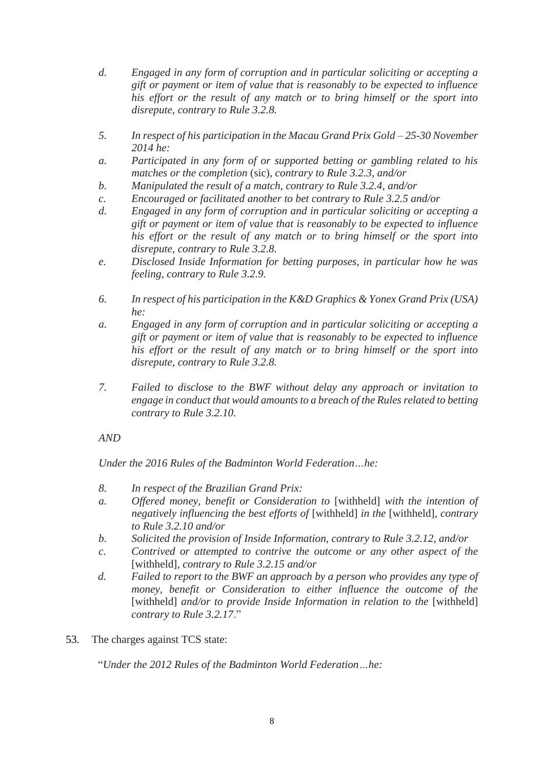*d. Engaged in any form of corruption and in particular soliciting or accepting a gift or payment or item of value that is reasonably to be expected to influence his effort or the result of any match or to bring himself or the sport into disrepute, contrary to Rule 3.2.8.*

*5. In respect of his participation in the Macau Grand Prix Gold – 25-30 November 2014 he:*

*a. Participated in any form of or supported betting or gambling related to his matches or the completion* (sic)*, contrary to Rule 3.2.3, and/or*

*b. Manipulated the result of a match, contrary to Rule 3.2.4, and/or*

*c. Encouraged or facilitated another to bet contrary to Rule 3.2.5 and/or*

*d. Engaged in any form of corruption and in particular soliciting or accepting a gift or payment or item of value that is reasonably to be expected to influence his effort or the result of any match or to bring himself or the sport into disrepute, contrary to Rule 3.2.8.*

*e. Disclosed Inside Information for betting purposes, in particular how he was feeling, contrary to Rule 3.2.9.*

*6. In respect of his participation in the K&D Graphics & Yonex Grand Prix (USA) he:*

*a. Engaged in any form of corruption and in particular soliciting or accepting a gift or payment or item of value that is reasonably to be expected to influence his effort or the result of any match or to bring himself or the sport into disrepute, contrary to Rule 3.2.8.*

*7. Failed to disclose to the BWF without delay any approach or invitation to engage in conduct that would amounts to a breach of the Rules related to betting contrary to Rule 3.2.10.*

*AND*

*Under the 2016 Rules of the Badminton World Federation…he:*

*8. In respect of the Brazilian Grand Prix:*

*a. Offered money, benefit or Consideration to* [withheld] *with the intention of negatively influencing the best efforts of* [withheld] *in the* [withheld]*, contrary to Rule 3.2.10 and/or*

*b. Solicited the provision of Inside Information, contrary to Rule 3.2.12, and/or*

*c. Contrived or attempted to contrive the outcome or any other aspect of the* [withheld]*, contrary to Rule 3.2.15 and/or*

*d. Failed to report to the BWF an approach by a person who provides any type of money, benefit or Consideration to either influence the outcome of the* [withheld] *and/or to provide Inside Information in relation to the* [withheld] *contrary to Rule 3.2.17*."

53. The charges against TCS state:

"*Under the 2012 Rules of the Badminton World Federation…he:*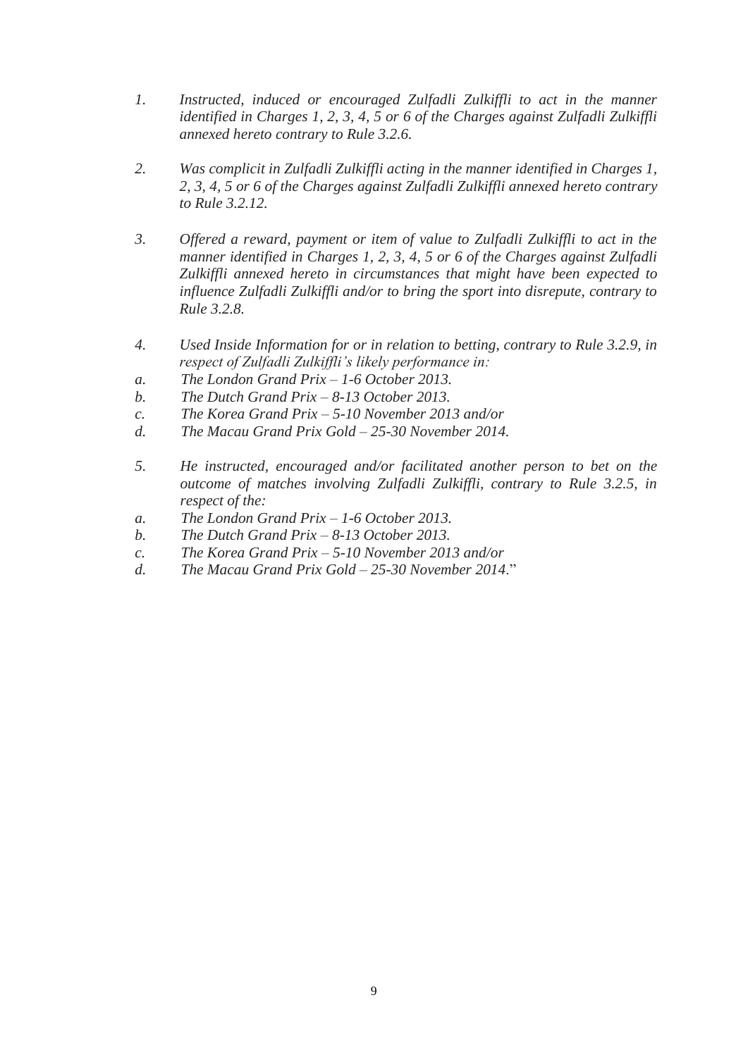1. *Instructed, induced or encouraged Zulfadli Zulkiffli to act in the manner identified in Charges 1, 2, 3, 4, 5 or 6 of the Charges against Zulfadli Zulkiffli annexed hereto contrary to Rule 3.2.6.*

2. *Was complicit in Zulfadli Zulkiffli acting in the manner identified in Charges 1, 2, 3, 4, 5 or 6 of the Charges against Zulfadli Zulkiffli annexed hereto contrary to Rule 3.2.12.*

3. *Offered a reward, payment or item of value to Zulfadli Zulkiffli to act in the manner identified in Charges 1, 2, 3, 4, 5 or 6 of the Charges against Zulfadli Zulkiffli annexed hereto in circumstances that might have been expected to influence Zulfadli Zulkiffli and/or to bring the sport into disrepute, contrary to Rule 3.2.8.*

4. *Used Inside Information for or in relation to betting, contrary to Rule 3.2.9, in respect of Zulfadli Zulkiffli's likely performance in:*

a. *The London Grand Prix – 1-6 October 2013.*
b. *The Dutch Grand Prix – 8-13 October 2013.*
c. *The Korea Grand Prix – 5-10 November 2013 and/or*
d. *The Macau Grand Prix Gold – 25-30 November 2014.*

5. *He instructed, encouraged and/or facilitated another person to bet on the outcome of matches involving Zulfadli Zulkiffli, contrary to Rule 3.2.5, in respect of the:*

a. *The London Grand Prix – 1-6 October 2013.*
b. *The Dutch Grand Prix – 8-13 October 2013.*
c. *The Korea Grand Prix – 5-10 November 2013 and/or*
d. *The Macau Grand Prix Gold – 25-30 November 2014.*"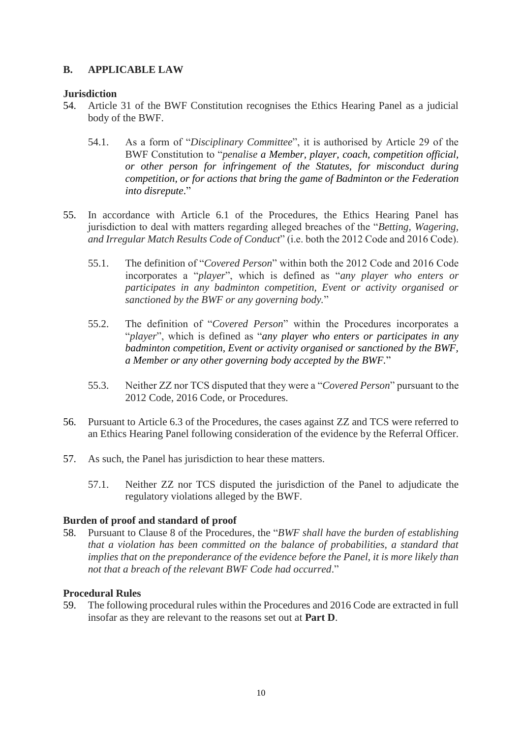## B. APPLICABLE LAW

### Jurisdiction

54. Article 31 of the BWF Constitution recognises the Ethics Hearing Panel as a judicial body of the BWF.

    54.1. As a form of "*Disciplinary Committee*", it is authorised by Article 29 of the BWF Constitution to "*penalise a Member, player, coach, competition official, or other person for infringement of the Statutes, for misconduct during competition, or for actions that bring the game of Badminton or the Federation into disrepute*."

55. In accordance with Article 6.1 of the Procedures, the Ethics Hearing Panel has jurisdiction to deal with matters regarding alleged breaches of the "*Betting, Wagering, and Irregular Match Results Code of Conduct*" (i.e. both the 2012 Code and 2016 Code).

    55.1. The definition of "*Covered Person*" within both the 2012 Code and 2016 Code incorporates a "*player*", which is defined as "*any player who enters or participates in any badminton competition, Event or activity organised or sanctioned by the BWF or any governing body.*"

    55.2. The definition of "*Covered Person*" within the Procedures incorporates a "*player*", which is defined as "*any player who enters or participates in any badminton competition, Event or activity organised or sanctioned by the BWF, a Member or any other governing body accepted by the BWF.*"

    55.3. Neither ZZ nor TCS disputed that they were a "*Covered Person*" pursuant to the 2012 Code, 2016 Code, or Procedures.

56. Pursuant to Article 6.3 of the Procedures, the cases against ZZ and TCS were referred to an Ethics Hearing Panel following consideration of the evidence by the Referral Officer.

57. As such, the Panel has jurisdiction to hear these matters.

    57.1. Neither ZZ nor TCS disputed the jurisdiction of the Panel to adjudicate the regulatory violations alleged by the BWF.

### Burden of proof and standard of proof

58. Pursuant to Clause 8 of the Procedures, the "*BWF shall have the burden of establishing that a violation has been committed on the balance of probabilities, a standard that implies that on the preponderance of the evidence before the Panel, it is more likely than not that a breach of the relevant BWF Code had occurred*."

### Procedural Rules

59. The following procedural rules within the Procedures and 2016 Code are extracted in full insofar as they are relevant to the reasons set out at **Part D**.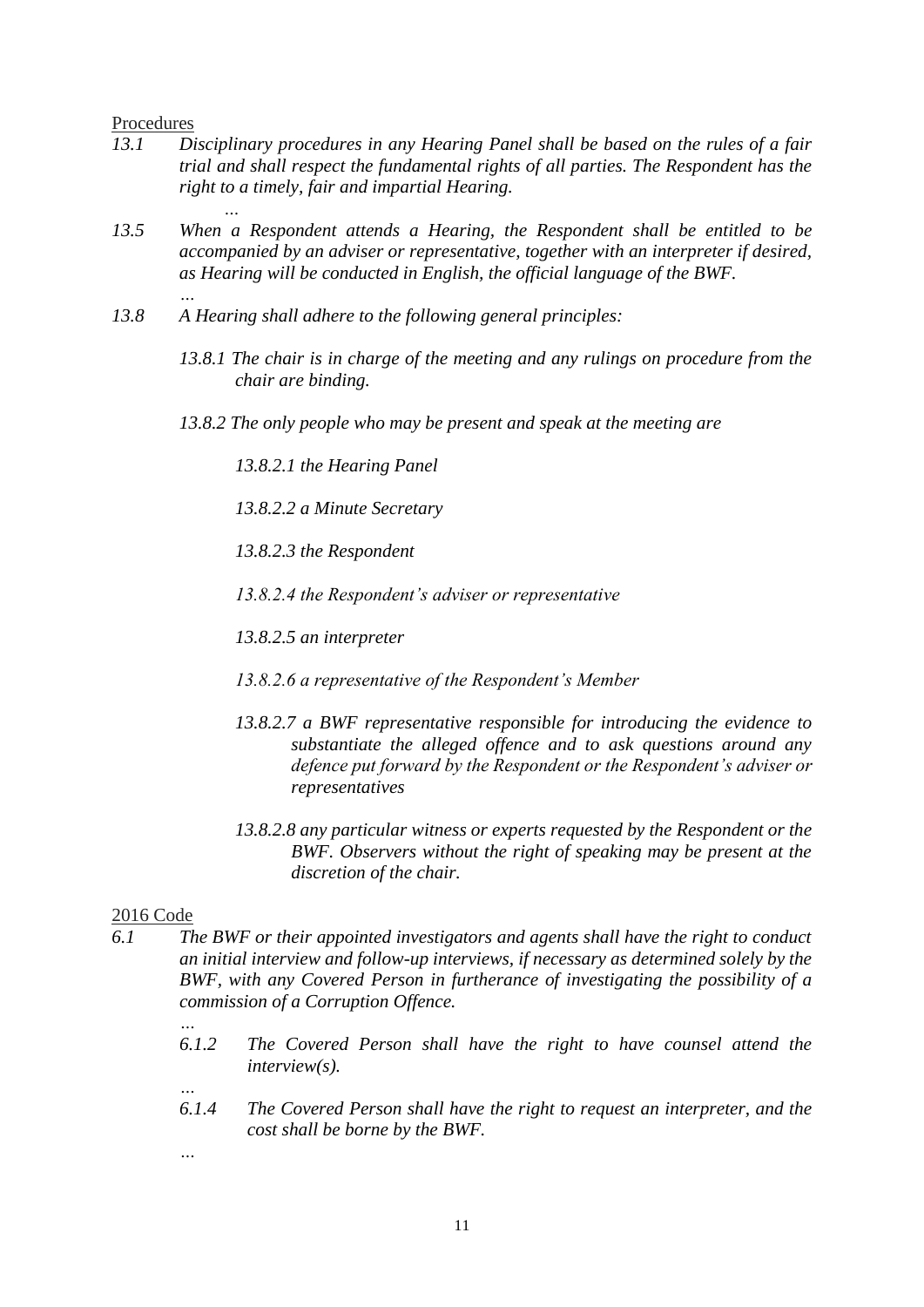Procedures

*13.1 Disciplinary procedures in any Hearing Panel shall be based on the rules of a fair trial and shall respect the fundamental rights of all parties. The Respondent has the right to a timely, fair and impartial Hearing.*

*…*

*13.5 When a Respondent attends a Hearing, the Respondent shall be entitled to be accompanied by an adviser or representative, together with an interpreter if desired, as Hearing will be conducted in English, the official language of the BWF.*

*…*

*13.8 A Hearing shall adhere to the following general principles:*

*13.8.1 The chair is in charge of the meeting and any rulings on procedure from the chair are binding.*

*13.8.2 The only people who may be present and speak at the meeting are*

*13.8.2.1 the Hearing Panel*

*13.8.2.2 a Minute Secretary*

*13.8.2.3 the Respondent*

*13.8.2.4 the Respondent's adviser or representative*

*13.8.2.5 an interpreter*

*13.8.2.6 a representative of the Respondent's Member*

*13.8.2.7 a BWF representative responsible for introducing the evidence to substantiate the alleged offence and to ask questions around any defence put forward by the Respondent or the Respondent's adviser or representatives*

*13.8.2.8 any particular witness or experts requested by the Respondent or the BWF. Observers without the right of speaking may be present at the discretion of the chair.*

2016 Code

*6.1 The BWF or their appointed investigators and agents shall have the right to conduct an initial interview and follow-up interviews, if necessary as determined solely by the BWF, with any Covered Person in furtherance of investigating the possibility of a commission of a Corruption Offence.*

*…*

*6.1.2 The Covered Person shall have the right to have counsel attend the interview(s).*

*…*

*6.1.4 The Covered Person shall have the right to request an interpreter, and the cost shall be borne by the BWF.*

*…*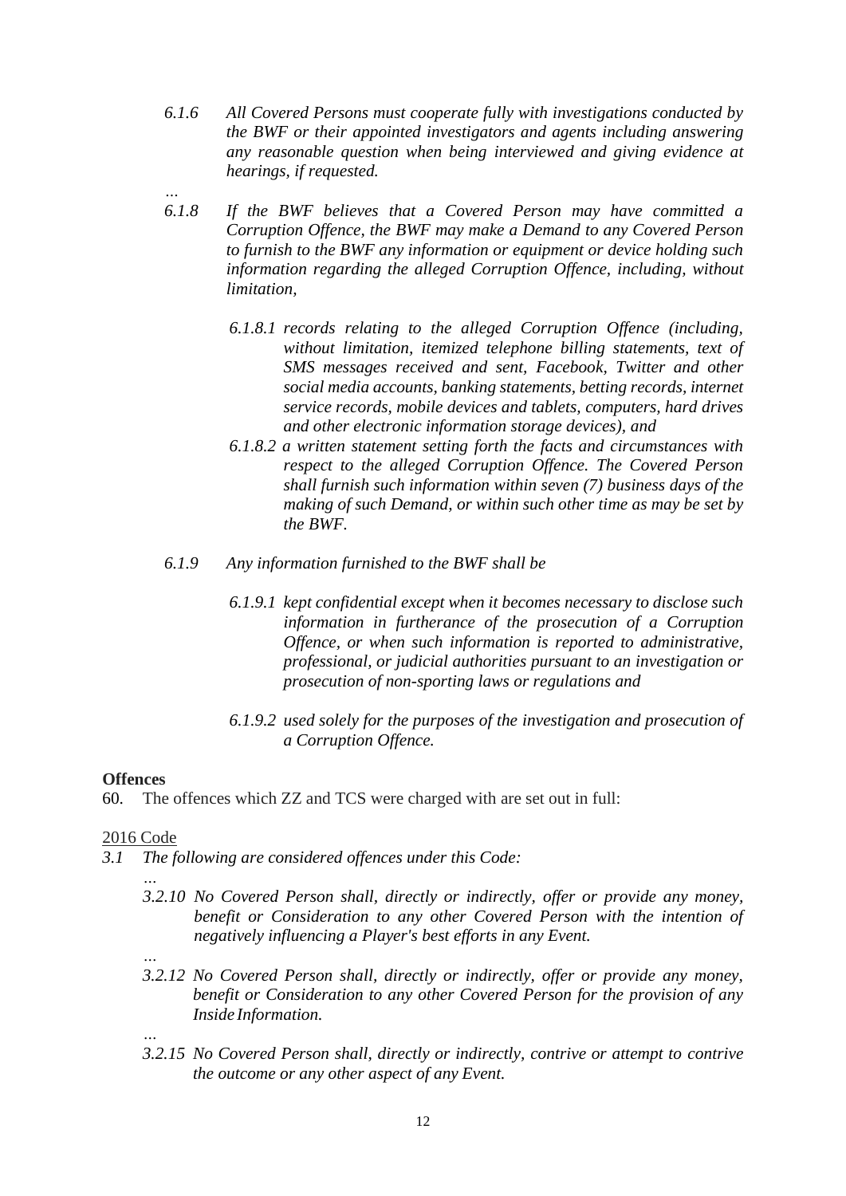*6.1.6 All Covered Persons must cooperate fully with investigations conducted by the BWF or their appointed investigators and agents including answering any reasonable question when being interviewed and giving evidence at hearings, if requested.*

*…*

*6.1.8 If the BWF believes that a Covered Person may have committed a Corruption Offence, the BWF may make a Demand to any Covered Person to furnish to the BWF any information or equipment or device holding such information regarding the alleged Corruption Offence, including, without limitation,*

*6.1.8.1 records relating to the alleged Corruption Offence (including, without limitation, itemized telephone billing statements, text of SMS messages received and sent, Facebook, Twitter and other social media accounts, banking statements, betting records, internet service records, mobile devices and tablets, computers, hard drives and other electronic information storage devices), and*

*6.1.8.2 a written statement setting forth the facts and circumstances with respect to the alleged Corruption Offence. The Covered Person shall furnish such information within seven (7) business days of the making of such Demand, or within such other time as may be set by the BWF.*

*6.1.9 Any information furnished to the BWF shall be*

*6.1.9.1 kept confidential except when it becomes necessary to disclose such information in furtherance of the prosecution of a Corruption Offence, or when such information is reported to administrative, professional, or judicial authorities pursuant to an investigation or prosecution of non-sporting laws or regulations and*

*6.1.9.2 used solely for the purposes of the investigation and prosecution of a Corruption Offence.*

**Offences**

60. The offences which ZZ and TCS were charged with are set out in full:

<u>2016 Code</u>

*3.1 The following are considered offences under this Code:*

*…*

*3.2.10 No Covered Person shall, directly or indirectly, offer or provide any money, benefit or Consideration to any other Covered Person with the intention of negatively influencing a Player's best efforts in any Event.*

*…*

*3.2.12 No Covered Person shall, directly or indirectly, offer or provide any money, benefit or Consideration to any other Covered Person for the provision of any Inside Information.*

*…*

*3.2.15 No Covered Person shall, directly or indirectly, contrive or attempt to contrive the outcome or any other aspect of any Event.*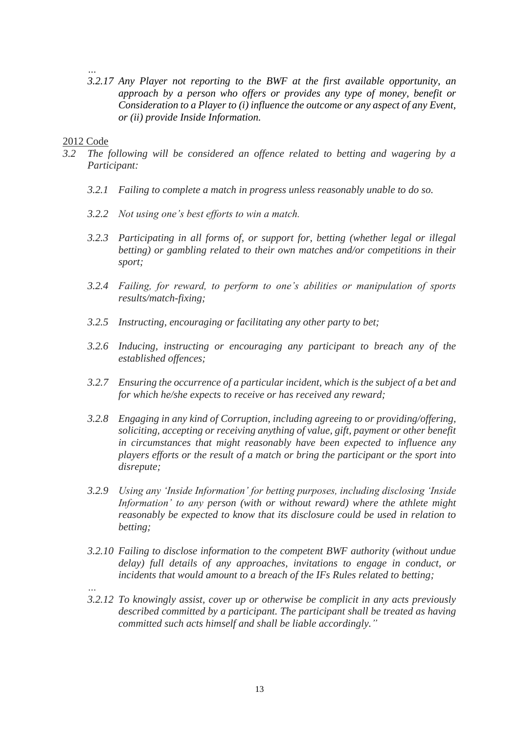…

*3.2.17 Any Player not reporting to the BWF at the first available opportunity, an approach by a person who offers or provides any type of money, benefit or Consideration to a Player to (i) influence the outcome or any aspect of any Event, or (ii) provide Inside Information.*

<u>2012 Code</u>

*3.2 The following will be considered an offence related to betting and wagering by a Participant:*

*3.2.1 Failing to complete a match in progress unless reasonably unable to do so.*

*3.2.2 Not using one's best efforts to win a match.*

*3.2.3 Participating in all forms of, or support for, betting (whether legal or illegal betting) or gambling related to their own matches and/or competitions in their sport;*

*3.2.4 Failing, for reward, to perform to one's abilities or manipulation of sports results/match-fixing;*

*3.2.5 Instructing, encouraging or facilitating any other party to bet;*

*3.2.6 Inducing, instructing or encouraging any participant to breach any of the established offences;*

*3.2.7 Ensuring the occurrence of a particular incident, which is the subject of a bet and for which he/she expects to receive or has received any reward;*

*3.2.8 Engaging in any kind of Corruption, including agreeing to or providing/offering, soliciting, accepting or receiving anything of value, gift, payment or other benefit in circumstances that might reasonably have been expected to influence any players efforts or the result of a match or bring the participant or the sport into disrepute;*

*3.2.9 Using any 'Inside Information' for betting purposes, including disclosing 'Inside Information' to any person (with or without reward) where the athlete might reasonably be expected to know that its disclosure could be used in relation to betting;*

*3.2.10 Failing to disclose information to the competent BWF authority (without undue delay) full details of any approaches, invitations to engage in conduct, or incidents that would amount to a breach of the IFs Rules related to betting;*

…

*3.2.12 To knowingly assist, cover up or otherwise be complicit in any acts previously described committed by a participant. The participant shall be treated as having committed such acts himself and shall be liable accordingly."*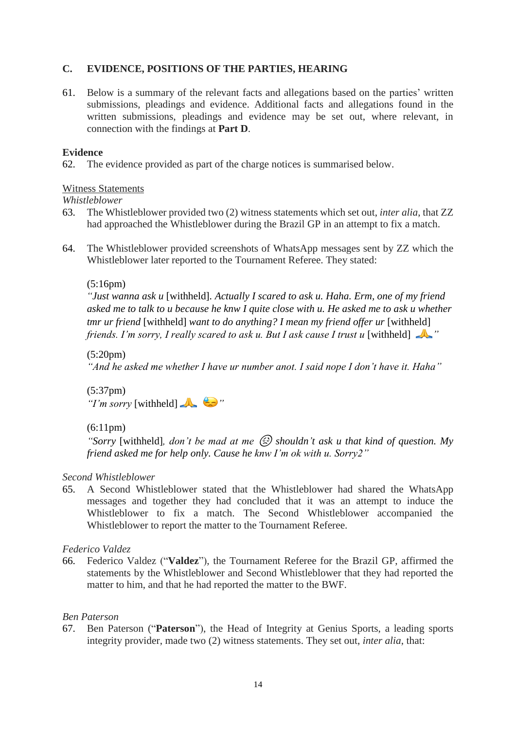## C. EVIDENCE, POSITIONS OF THE PARTIES, HEARING

61. Below is a summary of the relevant facts and allegations based on the parties' written submissions, pleadings and evidence. Additional facts and allegations found in the written submissions, pleadings and evidence may be set out, where relevant, in connection with the findings at **Part D**.

**Evidence**

62. The evidence provided as part of the charge notices is summarised below.

<u>Witness Statements</u>

*Whistleblower*

63. The Whistleblower provided two (2) witness statements which set out, *inter alia*, that ZZ had approached the Whistleblower during the Brazil GP in an attempt to fix a match.

64. The Whistleblower provided screenshots of WhatsApp messages sent by ZZ which the Whistleblower later reported to the Tournament Referee. They stated:

    (5:16pm)
    *"Just wanna ask u* [withheld]*. Actually I scared to ask u. Haha. Erm, one of my friend asked me to talk to u because he knw I quite close with u. He asked me to ask u whether tmr ur friend* [withheld] *want to do anything? I mean my friend offer ur* [withheld] *friends. I'm sorry, I really scared to ask u. But I ask cause I trust u* [withheld] 🙏*"*

    (5:20pm)
    *"And he asked me whether I have ur number anot. I said nope I don't have it. Haha"*

    (5:37pm)
    *"I'm sorry* [withheld] 🙏 😓*"*

    (6:11pm)
    *"Sorry* [withheld]*, don't be mad at me* 😟 *shouldn't ask u that kind of question. My friend asked me for help only. Cause he knw I'm ok with u. Sorry2"*

*Second Whistleblower*

65. A Second Whistleblower stated that the Whistleblower had shared the WhatsApp messages and together they had concluded that it was an attempt to induce the Whistleblower to fix a match. The Second Whistleblower accompanied the Whistleblower to report the matter to the Tournament Referee.

*Federico Valdez*

66. Federico Valdez ("**Valdez**"), the Tournament Referee for the Brazil GP, affirmed the statements by the Whistleblower and Second Whistleblower that they had reported the matter to him, and that he had reported the matter to the BWF.

*Ben Paterson*

67. Ben Paterson ("**Paterson**"), the Head of Integrity at Genius Sports, a leading sports integrity provider, made two (2) witness statements. They set out, *inter alia*, that: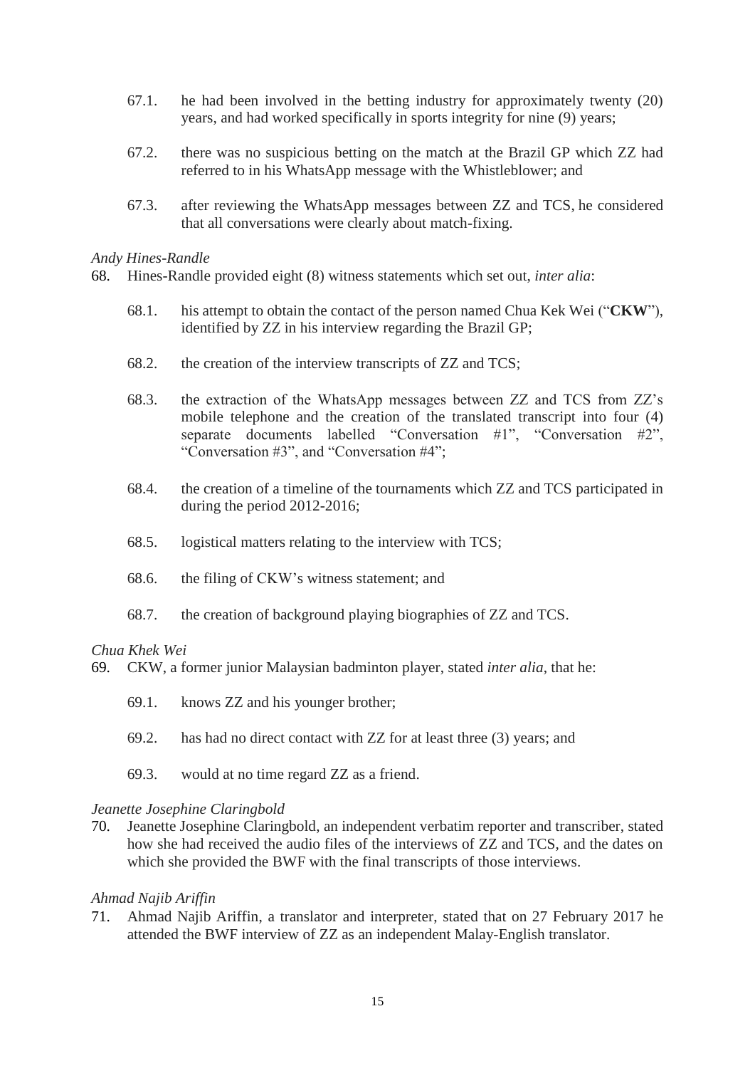67.1. he had been involved in the betting industry for approximately twenty (20) years, and had worked specifically in sports integrity for nine (9) years;

67.2. there was no suspicious betting on the match at the Brazil GP which ZZ had referred to in his WhatsApp message with the Whistleblower; and

67.3. after reviewing the WhatsApp messages between ZZ and TCS, he considered that all conversations were clearly about match-fixing.

*Andy Hines-Randle*

68. Hines-Randle provided eight (8) witness statements which set out, *inter alia*:

68.1. his attempt to obtain the contact of the person named Chua Kek Wei ("**CKW**"), identified by ZZ in his interview regarding the Brazil GP;

68.2. the creation of the interview transcripts of ZZ and TCS;

68.3. the extraction of the WhatsApp messages between ZZ and TCS from ZZ's mobile telephone and the creation of the translated transcript into four (4) separate documents labelled "Conversation #1", "Conversation #2", "Conversation #3", and "Conversation #4";

68.4. the creation of a timeline of the tournaments which ZZ and TCS participated in during the period 2012-2016;

68.5. logistical matters relating to the interview with TCS;

68.6. the filing of CKW's witness statement; and

68.7. the creation of background playing biographies of ZZ and TCS.

*Chua Khek Wei*

69. CKW, a former junior Malaysian badminton player, stated *inter alia*, that he:

69.1. knows ZZ and his younger brother;

69.2. has had no direct contact with ZZ for at least three (3) years; and

69.3. would at no time regard ZZ as a friend.

*Jeanette Josephine Claringbold*

70. Jeanette Josephine Claringbold, an independent verbatim reporter and transcriber, stated how she had received the audio files of the interviews of ZZ and TCS, and the dates on which she provided the BWF with the final transcripts of those interviews.

*Ahmad Najib Ariffin*

71. Ahmad Najib Ariffin, a translator and interpreter, stated that on 27 February 2017 he attended the BWF interview of ZZ as an independent Malay-English translator.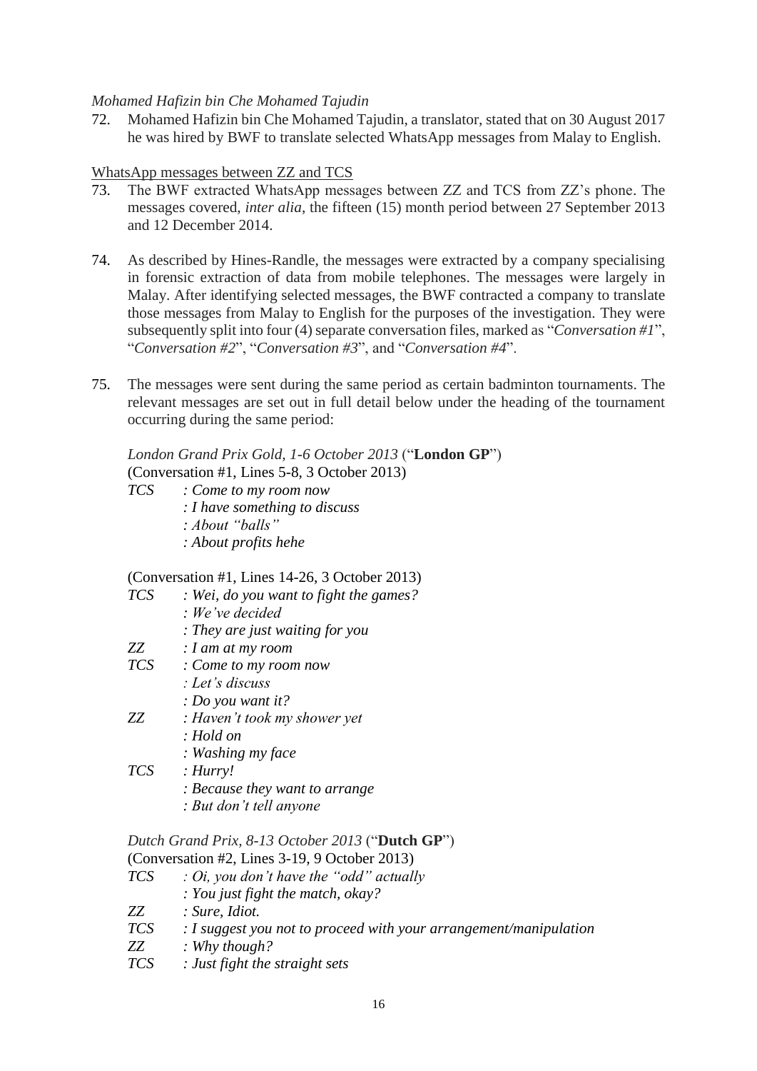*Mohamed Hafizin bin Che Mohamed Tajudin*

72. Mohamed Hafizin bin Che Mohamed Tajudin, a translator, stated that on 30 August 2017 he was hired by BWF to translate selected WhatsApp messages from Malay to English.

WhatsApp messages between ZZ and TCS

73. The BWF extracted WhatsApp messages between ZZ and TCS from ZZ's phone. The messages covered, *inter alia*, the fifteen (15) month period between 27 September 2013 and 12 December 2014.

74. As described by Hines-Randle, the messages were extracted by a company specialising in forensic extraction of data from mobile telephones. The messages were largely in Malay. After identifying selected messages, the BWF contracted a company to translate those messages from Malay to English for the purposes of the investigation. They were subsequently split into four (4) separate conversation files, marked as "*Conversation #1*", "*Conversation #2*", "*Conversation #3*", and "*Conversation #4*".

75. The messages were sent during the same period as certain badminton tournaments. The relevant messages are set out in full detail below under the heading of the tournament occurring during the same period:

*London Grand Prix Gold, 1-6 October 2013* ("**London GP**")
(Conversation #1, Lines 5-8, 3 October 2013)

*TCS* : *Come to my room now*
: *I have something to discuss*
: *About "balls"*
: *About profits hehe*

(Conversation #1, Lines 14-26, 3 October 2013)

*TCS* : *Wei, do you want to fight the games?*
: *We've decided*
: *They are just waiting for you*
*ZZ* : *I am at my room*
*TCS* : *Come to my room now*
: *Let's discuss*
: *Do you want it?*
*ZZ* : *Haven't took my shower yet*
: *Hold on*
: *Washing my face*
*TCS* : *Hurry!*
: *Because they want to arrange*
: *But don't tell anyone*

*Dutch Grand Prix, 8-13 October 2013* ("**Dutch GP**")
(Conversation #2, Lines 3-19, 9 October 2013)

*TCS* : *Oi, you don't have the "odd" actually*
: *You just fight the match, okay?*
*ZZ* : *Sure, Idiot.*
*TCS* : *I suggest you not to proceed with your arrangement/manipulation*
*ZZ* : *Why though?*
*TCS* : *Just fight the straight sets*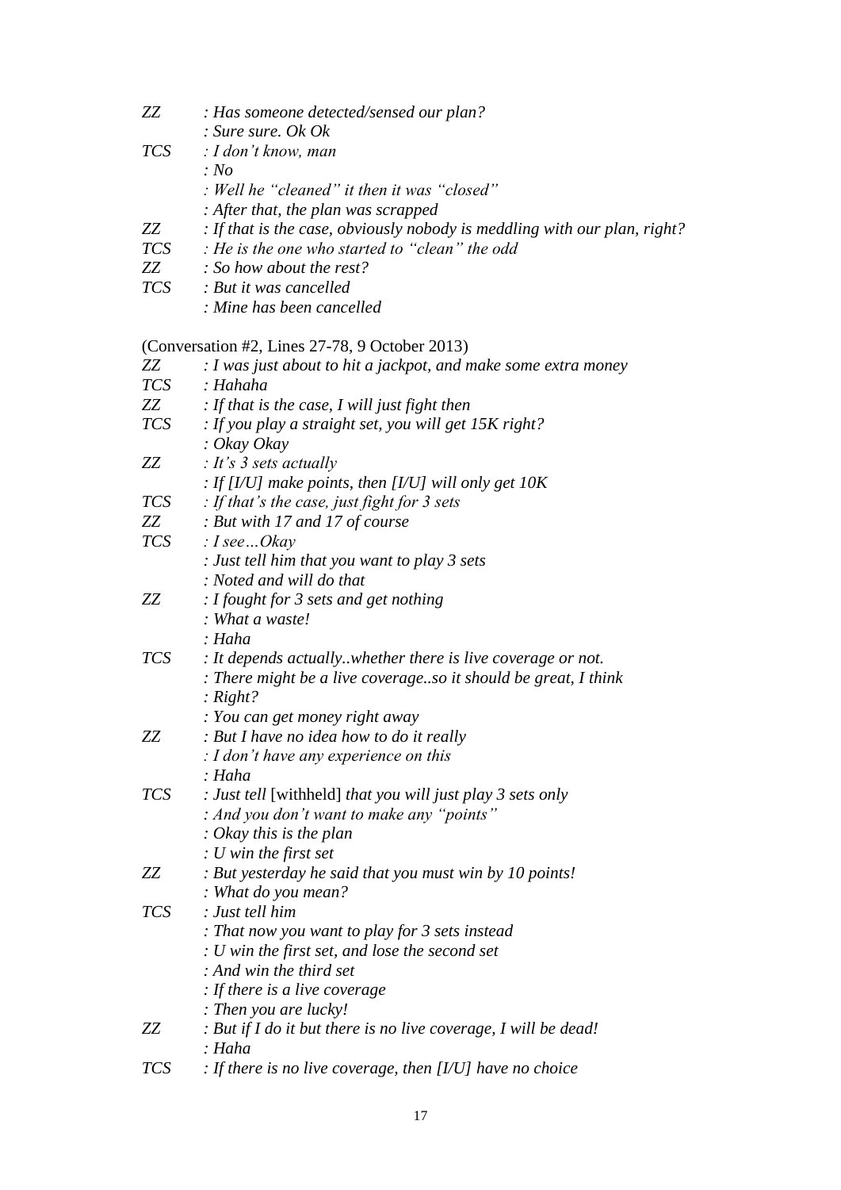*ZZ* : *Has someone detected/sensed our plan?*
: *Sure sure. Ok Ok*
*TCS* : *I don't know, man*
: *No*
: *Well he "cleaned" it then it was "closed"*
: *After that, the plan was scrapped*
*ZZ* : *If that is the case, obviously nobody is meddling with our plan, right?*
*TCS* : *He is the one who started to "clean" the odd*
*ZZ* : *So how about the rest?*
*TCS* : *But it was cancelled*
: *Mine has been cancelled*

(Conversation #2, Lines 27-78, 9 October 2013)

*ZZ* : *I was just about to hit a jackpot, and make some extra money*
*TCS* : *Hahaha*
*ZZ* : *If that is the case, I will just fight then*
*TCS* : *If you play a straight set, you will get 15K right?*
: *Okay Okay*
*ZZ* : *It's 3 sets actually*
: *If [I/U] make points, then [I/U] will only get 10K*
*TCS* : *If that's the case, just fight for 3 sets*
*ZZ* : *But with 17 and 17 of course*
*TCS* : *I see…Okay*
: *Just tell him that you want to play 3 sets*
: *Noted and will do that*
*ZZ* : *I fought for 3 sets and get nothing*
: *What a waste!*
: *Haha*
*TCS* : *It depends actually..whether there is live coverage or not.*
: *There might be a live coverage..so it should be great, I think*
: *Right?*
: *You can get money right away*
*ZZ* : *But I have no idea how to do it really*
: *I don't have any experience on this*
: *Haha*
*TCS* : *Just tell* [withheld] *that you will just play 3 sets only*
: *And you don't want to make any "points"*
: *Okay this is the plan*
: *U win the first set*
*ZZ* : *But yesterday he said that you must win by 10 points!*
: *What do you mean?*
*TCS* : *Just tell him*
: *That now you want to play for 3 sets instead*
: *U win the first set, and lose the second set*
: *And win the third set*
: *If there is a live coverage*
: *Then you are lucky!*
*ZZ* : *But if I do it but there is no live coverage, I will be dead!*
: *Haha*
*TCS* : *If there is no live coverage, then [I/U] have no choice*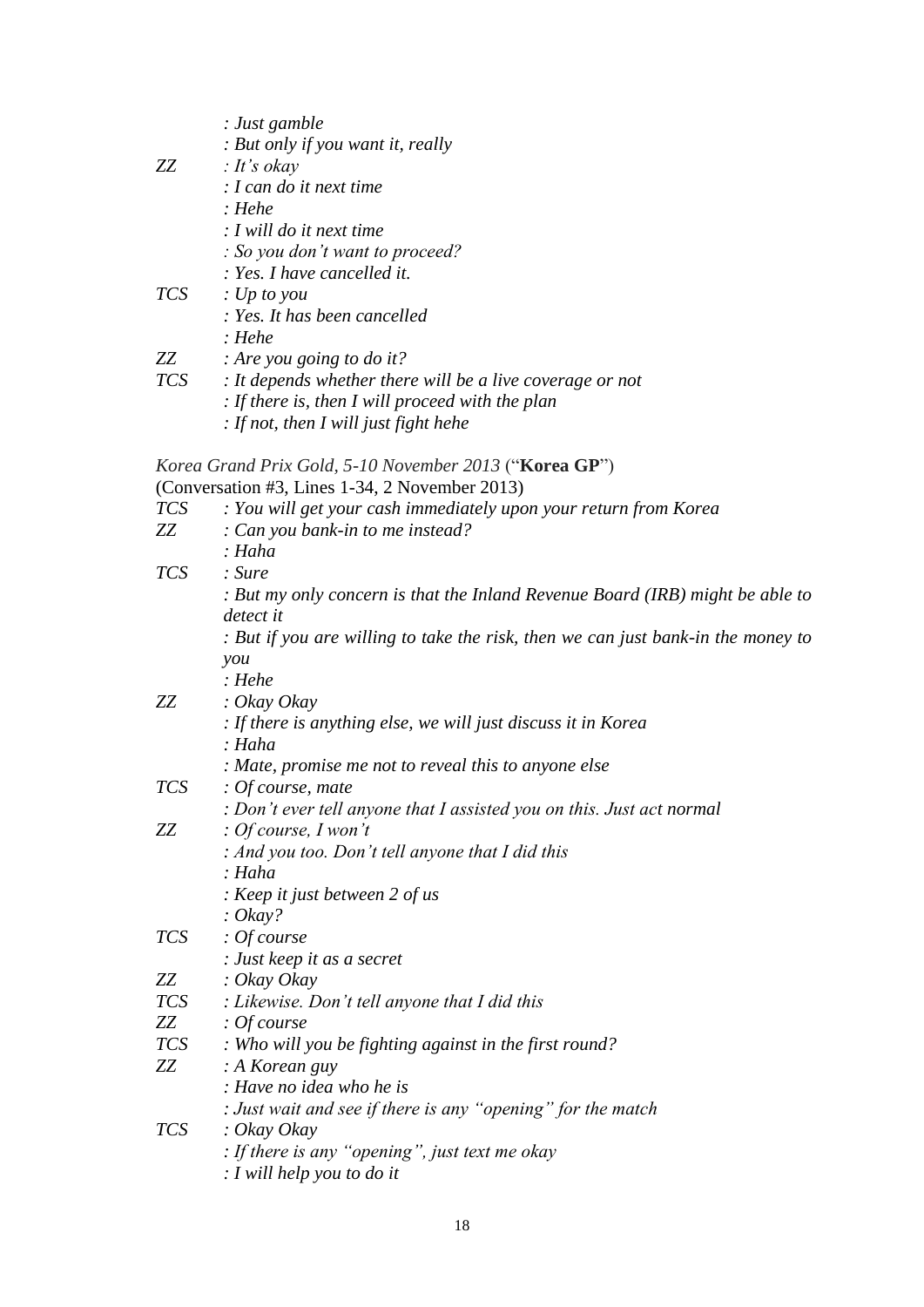| | |
|---|---|
| | *: Just gamble* |
| | *: But only if you want it, really* |
| *ZZ* | *: It's okay* |
| | *: I can do it next time* |
| | *: Hehe* |
| | *: I will do it next time* |
| | *: So you don't want to proceed?* |
| | *: Yes. I have cancelled it.* |
| *TCS* | *: Up to you* |
| | *: Yes. It has been cancelled* |
| | *: Hehe* |
| *ZZ* | *: Are you going to do it?* |
| *TCS* | *: It depends whether there will be a live coverage or not* |
| | *: If there is, then I will proceed with the plan* |
| | *: If not, then I will just fight hehe* |

*Korea Grand Prix Gold, 5-10 November 2013* ("**Korea GP**")
(Conversation #3, Lines 1-34, 2 November 2013)

| | |
|---|---|
| *TCS* | *: You will get your cash immediately upon your return from Korea* |
| *ZZ* | *: Can you bank-in to me instead?* |
| | *: Haha* |
| *TCS* | *: Sure* |
| | *: But my only concern is that the Inland Revenue Board (IRB) might be able to detect it* |
| | *: But if you are willing to take the risk, then we can just bank-in the money to you* |
| | *: Hehe* |
| *ZZ* | *: Okay Okay* |
| | *: If there is anything else, we will just discuss it in Korea* |
| | *: Haha* |
| | *: Mate, promise me not to reveal this to anyone else* |
| *TCS* | *: Of course, mate* |
| | *: Don't ever tell anyone that I assisted you on this. Just act normal* |
| *ZZ* | *: Of course, I won't* |
| | *: And you too. Don't tell anyone that I did this* |
| | *: Haha* |
| | *: Keep it just between 2 of us* |
| | *: Okay?* |
| *TCS* | *: Of course* |
| | *: Just keep it as a secret* |
| *ZZ* | *: Okay Okay* |
| *TCS* | *: Likewise. Don't tell anyone that I did this* |
| *ZZ* | *: Of course* |
| *TCS* | *: Who will you be fighting against in the first round?* |
| *ZZ* | *: A Korean guy* |
| | *: Have no idea who he is* |
| | *: Just wait and see if there is any "opening" for the match* |
| *TCS* | *: Okay Okay* |
| | *: If there is any "opening", just text me okay* |
| | *: I will help you to do it* |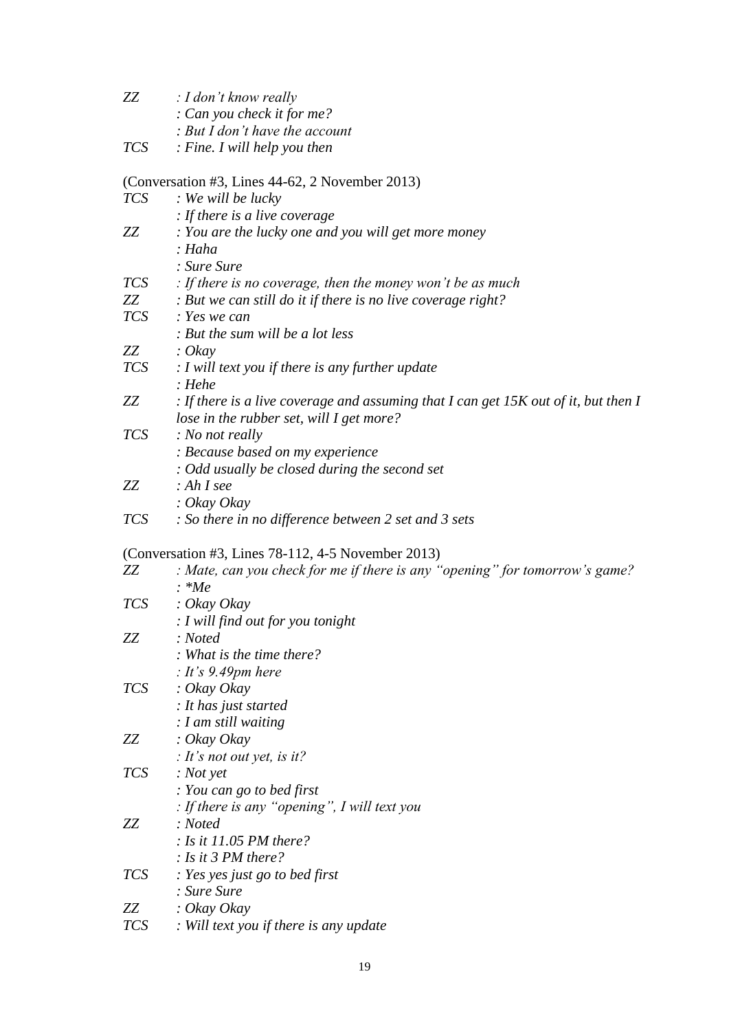*ZZ* *: I don't know really*
*: Can you check it for me?*
*: But I don't have the account*
*TCS* *: Fine. I will help you then*

(Conversation #3, Lines 44-62, 2 November 2013)

*TCS* *: We will be lucky*
*: If there is a live coverage*
*ZZ* *: You are the lucky one and you will get more money*
*: Haha*
*: Sure Sure*
*TCS* *: If there is no coverage, then the money won't be as much*
*ZZ* *: But we can still do it if there is no live coverage right?*
*TCS* *: Yes we can*
*: But the sum will be a lot less*
*ZZ* *: Okay*
*TCS* *: I will text you if there is any further update*
*: Hehe*
*ZZ* *: If there is a live coverage and assuming that I can get 15K out of it, but then I lose in the rubber set, will I get more?*
*TCS* *: No not really*
*: Because based on my experience*
*: Odd usually be closed during the second set*
*ZZ* *: Ah I see*
*: Okay Okay*
*TCS* *: So there in no difference between 2 set and 3 sets*

(Conversation #3, Lines 78-112, 4-5 November 2013)

*ZZ* *: Mate, can you check for me if there is any "opening" for tomorrow's game?*
*: *Me*
*TCS* *: Okay Okay*
*: I will find out for you tonight*
*ZZ* *: Noted*
*: What is the time there?*
*: It's 9.49pm here*
*TCS* *: Okay Okay*
*: It has just started*
*: I am still waiting*
*ZZ* *: Okay Okay*
*: It's not out yet, is it?*
*TCS* *: Not yet*
*: You can go to bed first*
*: If there is any "opening", I will text you*
*ZZ* *: Noted*
*: Is it 11.05 PM there?*
*: Is it 3 PM there?*
*TCS* *: Yes yes just go to bed first*
*: Sure Sure*
*ZZ* *: Okay Okay*
*TCS* *: Will text you if there is any update*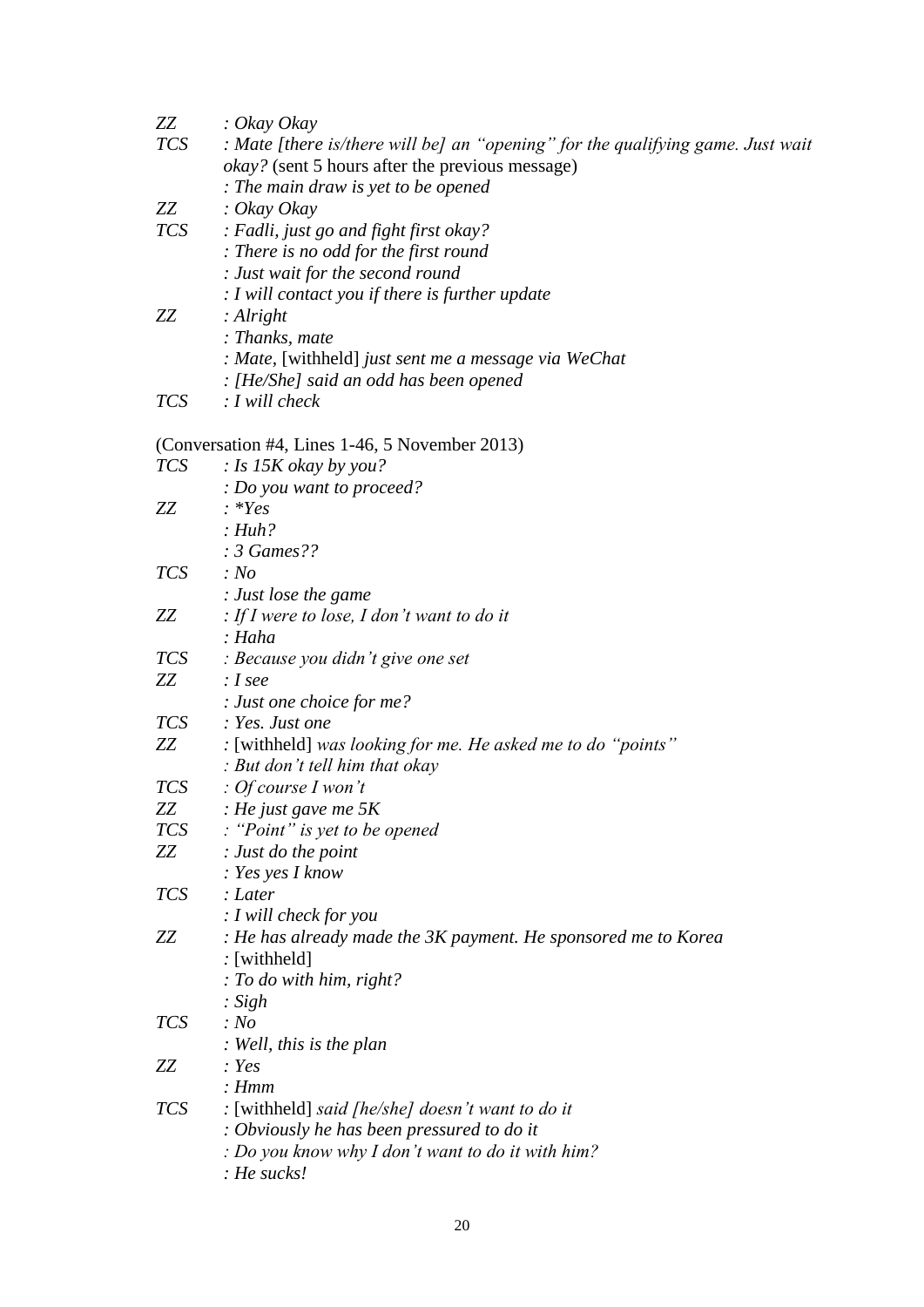*ZZ* &nbsp;&nbsp;&nbsp;&nbsp; *: Okay Okay*
*TCS* &nbsp;&nbsp; *: Mate [there is/there will be] an "opening" for the qualifying game. Just wait okay?* (sent 5 hours after the previous message)
&nbsp;&nbsp;&nbsp;&nbsp;&nbsp;&nbsp;&nbsp;&nbsp;&nbsp;&nbsp; *: The main draw is yet to be opened*
*ZZ* &nbsp;&nbsp;&nbsp;&nbsp; *: Okay Okay*
*TCS* &nbsp;&nbsp; *: Fadli, just go and fight first okay?*
&nbsp;&nbsp;&nbsp;&nbsp;&nbsp;&nbsp;&nbsp;&nbsp;&nbsp;&nbsp; *: There is no odd for the first round*
&nbsp;&nbsp;&nbsp;&nbsp;&nbsp;&nbsp;&nbsp;&nbsp;&nbsp;&nbsp; *: Just wait for the second round*
&nbsp;&nbsp;&nbsp;&nbsp;&nbsp;&nbsp;&nbsp;&nbsp;&nbsp;&nbsp; *: I will contact you if there is further update*
*ZZ* &nbsp;&nbsp;&nbsp;&nbsp; *: Alright*
&nbsp;&nbsp;&nbsp;&nbsp;&nbsp;&nbsp;&nbsp;&nbsp;&nbsp;&nbsp; *: Thanks, mate*
&nbsp;&nbsp;&nbsp;&nbsp;&nbsp;&nbsp;&nbsp;&nbsp;&nbsp;&nbsp; *: Mate,* [withheld] *just sent me a message via WeChat*
&nbsp;&nbsp;&nbsp;&nbsp;&nbsp;&nbsp;&nbsp;&nbsp;&nbsp;&nbsp; *: [He/She] said an odd has been opened*
*TCS* &nbsp;&nbsp; *: I will check*

(Conversation #4, Lines 1-46, 5 November 2013)
*TCS* &nbsp;&nbsp; *: Is 15K okay by you?*
&nbsp;&nbsp;&nbsp;&nbsp;&nbsp;&nbsp;&nbsp;&nbsp;&nbsp;&nbsp; *: Do you want to proceed?*
*ZZ* &nbsp;&nbsp;&nbsp;&nbsp; *: *Yes*
&nbsp;&nbsp;&nbsp;&nbsp;&nbsp;&nbsp;&nbsp;&nbsp;&nbsp;&nbsp; *: Huh?*
&nbsp;&nbsp;&nbsp;&nbsp;&nbsp;&nbsp;&nbsp;&nbsp;&nbsp;&nbsp; *: 3 Games??*
*TCS* &nbsp;&nbsp; *: No*
&nbsp;&nbsp;&nbsp;&nbsp;&nbsp;&nbsp;&nbsp;&nbsp;&nbsp;&nbsp; *: Just lose the game*
*ZZ* &nbsp;&nbsp;&nbsp;&nbsp; *: If I were to lose, I don't want to do it*
&nbsp;&nbsp;&nbsp;&nbsp;&nbsp;&nbsp;&nbsp;&nbsp;&nbsp;&nbsp; *: Haha*
*TCS* &nbsp;&nbsp; *: Because you didn't give one set*
*ZZ* &nbsp;&nbsp;&nbsp;&nbsp; *: I see*
&nbsp;&nbsp;&nbsp;&nbsp;&nbsp;&nbsp;&nbsp;&nbsp;&nbsp;&nbsp; *: Just one choice for me?*
*TCS* &nbsp;&nbsp; *: Yes. Just one*
*ZZ* &nbsp;&nbsp;&nbsp;&nbsp; *:* [withheld] *was looking for me. He asked me to do "points"*
&nbsp;&nbsp;&nbsp;&nbsp;&nbsp;&nbsp;&nbsp;&nbsp;&nbsp;&nbsp; *: But don't tell him that okay*
*TCS* &nbsp;&nbsp; *: Of course I won't*
*ZZ* &nbsp;&nbsp;&nbsp;&nbsp; *: He just gave me 5K*
*TCS* &nbsp;&nbsp; *: "Point" is yet to be opened*
*ZZ* &nbsp;&nbsp;&nbsp;&nbsp; *: Just do the point*
&nbsp;&nbsp;&nbsp;&nbsp;&nbsp;&nbsp;&nbsp;&nbsp;&nbsp;&nbsp; *: Yes yes I know*
*TCS* &nbsp;&nbsp; *: Later*
&nbsp;&nbsp;&nbsp;&nbsp;&nbsp;&nbsp;&nbsp;&nbsp;&nbsp;&nbsp; *: I will check for you*
*ZZ* &nbsp;&nbsp;&nbsp;&nbsp; *: He has already made the 3K payment. He sponsored me to Korea*
&nbsp;&nbsp;&nbsp;&nbsp;&nbsp;&nbsp;&nbsp;&nbsp;&nbsp;&nbsp; *:* [withheld]
&nbsp;&nbsp;&nbsp;&nbsp;&nbsp;&nbsp;&nbsp;&nbsp;&nbsp;&nbsp; *: To do with him, right?*
&nbsp;&nbsp;&nbsp;&nbsp;&nbsp;&nbsp;&nbsp;&nbsp;&nbsp;&nbsp; *: Sigh*
*TCS* &nbsp;&nbsp; *: No*
&nbsp;&nbsp;&nbsp;&nbsp;&nbsp;&nbsp;&nbsp;&nbsp;&nbsp;&nbsp; *: Well, this is the plan*
*ZZ* &nbsp;&nbsp;&nbsp;&nbsp; *: Yes*
&nbsp;&nbsp;&nbsp;&nbsp;&nbsp;&nbsp;&nbsp;&nbsp;&nbsp;&nbsp; *: Hmm*
*TCS* &nbsp;&nbsp; *:* [withheld] *said [he/she] doesn't want to do it*
&nbsp;&nbsp;&nbsp;&nbsp;&nbsp;&nbsp;&nbsp;&nbsp;&nbsp;&nbsp; *: Obviously he has been pressured to do it*
&nbsp;&nbsp;&nbsp;&nbsp;&nbsp;&nbsp;&nbsp;&nbsp;&nbsp;&nbsp; *: Do you know why I don't want to do it with him?*
&nbsp;&nbsp;&nbsp;&nbsp;&nbsp;&nbsp;&nbsp;&nbsp;&nbsp;&nbsp; *: He sucks!*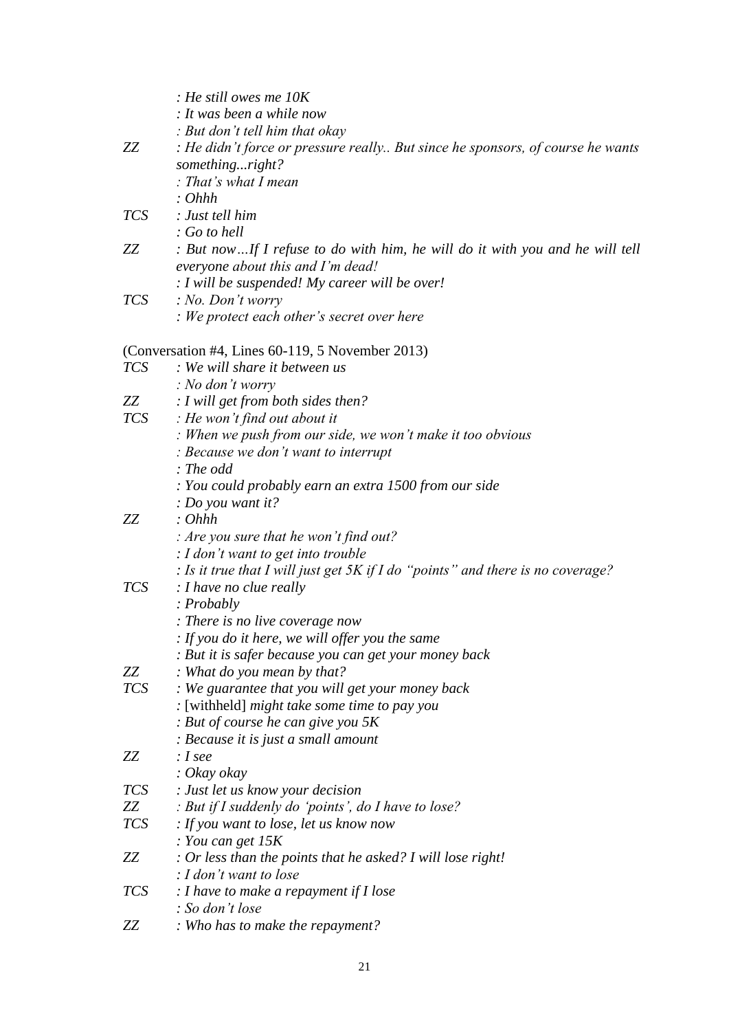|  |  |
|---|---|
|  | *: He still owes me 10K* |
|  | *: It was been a while now* |
|  | *: But don't tell him that okay* |
| *ZZ* | *: He didn't force or pressure really.. But since he sponsors, of course he wants something...right?* |
|  | *: That's what I mean* |
|  | *: Ohhh* |
| *TCS* | *: Just tell him* |
|  | *: Go to hell* |
| *ZZ* | *: But now…If I refuse to do with him, he will do it with you and he will tell everyone about this and I'm dead!* |
|  | *: I will be suspended! My career will be over!* |
| *TCS* | *: No. Don't worry* |
|  | *: We protect each other's secret over here* |

(Conversation #4, Lines 60-119, 5 November 2013)

|  |  |
|---|---|
| *TCS* | *: We will share it between us* |
|  | *: No don't worry* |
| *ZZ* | *: I will get from both sides then?* |
| *TCS* | *: He won't find out about it* |
|  | *: When we push from our side, we won't make it too obvious* |
|  | *: Because we don't want to interrupt* |
|  | *: The odd* |
|  | *: You could probably earn an extra 1500 from our side* |
|  | *: Do you want it?* |
| *ZZ* | *: Ohhh* |
|  | *: Are you sure that he won't find out?* |
|  | *: I don't want to get into trouble* |
|  | *: Is it true that I will just get 5K if I do "points" and there is no coverage?* |
| *TCS* | *: I have no clue really* |
|  | *: Probably* |
|  | *: There is no live coverage now* |
|  | *: If you do it here, we will offer you the same* |
|  | *: But it is safer because you can get your money back* |
| *ZZ* | *: What do you mean by that?* |
| *TCS* | *: We guarantee that you will get your money back* |
|  | *:* [withheld] *might take some time to pay you* |
|  | *: But of course he can give you 5K* |
|  | *: Because it is just a small amount* |
| *ZZ* | *: I see* |
|  | *: Okay okay* |
| *TCS* | *: Just let us know your decision* |
| *ZZ* | *: But if I suddenly do 'points', do I have to lose?* |
| *TCS* | *: If you want to lose, let us know now* |
|  | *: You can get 15K* |
| *ZZ* | *: Or less than the points that he asked? I will lose right!* |
|  | *: I don't want to lose* |
| *TCS* | *: I have to make a repayment if I lose* |
|  | *: So don't lose* |
| *ZZ* | *: Who has to make the repayment?* |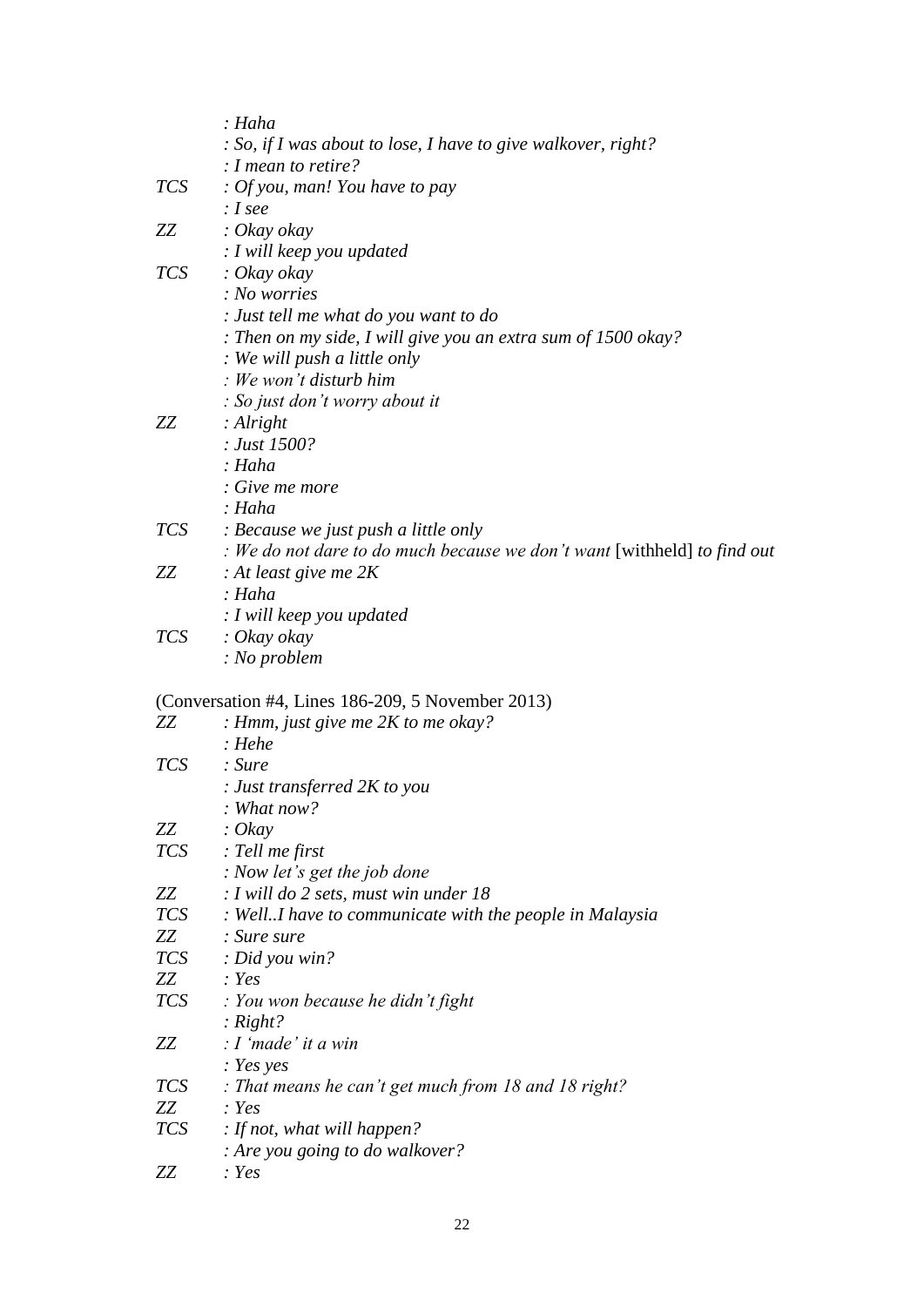| | |
|---|---|
| | *: Haha* |
| | *: So, if I was about to lose, I have to give walkover, right?* |
| | *: I mean to retire?* |
| *TCS* | *: Of you, man! You have to pay* |
| | *: I see* |
| *ZZ* | *: Okay okay* |
| | *: I will keep you updated* |
| *TCS* | *: Okay okay* |
| | *: No worries* |
| | *: Just tell me what do you want to do* |
| | *: Then on my side, I will give you an extra sum of 1500 okay?* |
| | *: We will push a little only* |
| | *: We won't disturb him* |
| | *: So just don't worry about it* |
| *ZZ* | *: Alright* |
| | *: Just 1500?* |
| | *: Haha* |
| | *: Give me more* |
| | *: Haha* |
| *TCS* | *: Because we just push a little only* |
| | *: We do not dare to do much because we don't want* [withheld] *to find out* |
| *ZZ* | *: At least give me 2K* |
| | *: Haha* |
| | *: I will keep you updated* |
| *TCS* | *: Okay okay* |
| | *: No problem* |

(Conversation #4, Lines 186-209, 5 November 2013)

| | |
|---|---|
| *ZZ* | *: Hmm, just give me 2K to me okay?* |
| | *: Hehe* |
| *TCS* | *: Sure* |
| | *: Just transferred 2K to you* |
| | *: What now?* |
| *ZZ* | *: Okay* |
| *TCS* | *: Tell me first* |
| | *: Now let's get the job done* |
| *ZZ* | *: I will do 2 sets, must win under 18* |
| *TCS* | *: Well..I have to communicate with the people in Malaysia* |
| *ZZ* | *: Sure sure* |
| *TCS* | *: Did you win?* |
| *ZZ* | *: Yes* |
| *TCS* | *: You won because he didn't fight* |
| | *: Right?* |
| *ZZ* | *: I 'made' it a win* |
| | *: Yes yes* |
| *TCS* | *: That means he can't get much from 18 and 18 right?* |
| *ZZ* | *: Yes* |
| *TCS* | *: If not, what will happen?* |
| | *: Are you going to do walkover?* |
| *ZZ* | *: Yes* |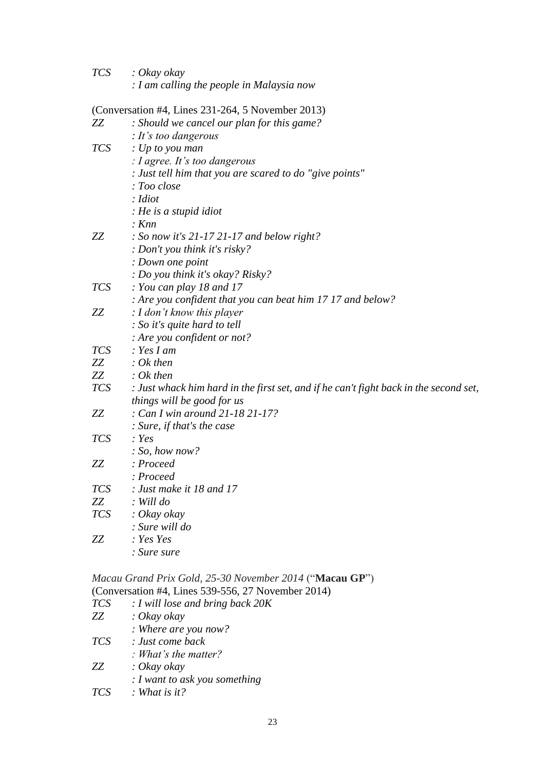*TCS* &nbsp;&nbsp;&nbsp;*: Okay okay*
&nbsp;&nbsp;&nbsp;&nbsp;&nbsp;&nbsp;&nbsp;&nbsp;&nbsp;&nbsp;&nbsp;*: I am calling the people in Malaysia now*

(Conversation #4, Lines 231-264, 5 November 2013)

*ZZ* &nbsp;&nbsp;&nbsp;*: Should we cancel our plan for this game?*
*: It's too dangerous*
*TCS* &nbsp;&nbsp;&nbsp;*: Up to you man*
*: I agree. It's too dangerous*
*: Just tell him that you are scared to do "give points"*
*: Too close*
*: Idiot*
*: He is a stupid idiot*
*: Knn*
*ZZ* &nbsp;&nbsp;&nbsp;*: So now it's 21-17 21-17 and below right?*
*: Don't you think it's risky?*
*: Down one point*
*: Do you think it's okay? Risky?*
*TCS* &nbsp;&nbsp;&nbsp;*: You can play 18 and 17*
*: Are you confident that you can beat him 17 17 and below?*
*ZZ* &nbsp;&nbsp;&nbsp;*: I don't know this player*
*: So it's quite hard to tell*
*: Are you confident or not?*
*TCS* &nbsp;&nbsp;&nbsp;*: Yes I am*
*ZZ* &nbsp;&nbsp;&nbsp;*: Ok then*
*ZZ* &nbsp;&nbsp;&nbsp;*: Ok then*
*TCS* &nbsp;&nbsp;&nbsp;*: Just whack him hard in the first set, and if he can't fight back in the second set, things will be good for us*
*ZZ* &nbsp;&nbsp;&nbsp;*: Can I win around 21-18 21-17?*
*: Sure, if that's the case*
*TCS* &nbsp;&nbsp;&nbsp;*: Yes*
*: So, how now?*
*ZZ* &nbsp;&nbsp;&nbsp;*: Proceed*
*: Proceed*
*TCS* &nbsp;&nbsp;&nbsp;*: Just make it 18 and 17*
*ZZ* &nbsp;&nbsp;&nbsp;*: Will do*
*TCS* &nbsp;&nbsp;&nbsp;*: Okay okay*
*: Sure will do*
*ZZ* &nbsp;&nbsp;&nbsp;*: Yes Yes*
*: Sure sure*

*Macau Grand Prix Gold, 25-30 November 2014* ("**Macau GP**")
(Conversation #4, Lines 539-556, 27 November 2014)

*TCS* &nbsp;&nbsp;&nbsp;*: I will lose and bring back 20K*
*ZZ* &nbsp;&nbsp;&nbsp;*: Okay okay*
*: Where are you now?*
*TCS* &nbsp;&nbsp;&nbsp;*: Just come back*
*: What's the matter?*
*ZZ* &nbsp;&nbsp;&nbsp;*: Okay okay*
*: I want to ask you something*
*TCS* &nbsp;&nbsp;&nbsp;*: What is it?*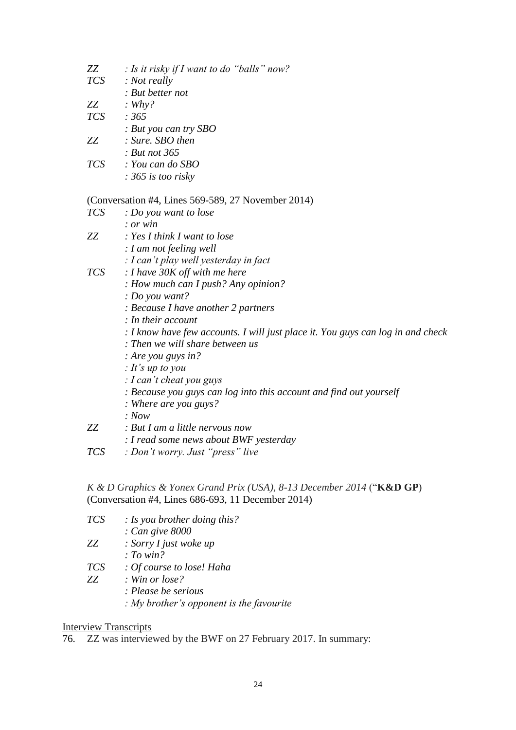*ZZ* : *Is it risky if I want to do "balls" now?*
*TCS* : *Not really*
: *But better not*
*ZZ* : *Why?*
*TCS* : *365*
: *But you can try SBO*
*ZZ* : *Sure. SBO then*
: *But not 365*
*TCS* : *You can do SBO*
: *365 is too risky*

(Conversation #4, Lines 569-589, 27 November 2014)

*TCS* : *Do you want to lose*
: *or win*
*ZZ* : *Yes I think I want to lose*
: *I am not feeling well*
: *I can't play well yesterday in fact*
*TCS* : *I have 30K off with me here*
: *How much can I push? Any opinion?*
: *Do you want?*
: *Because I have another 2 partners*
: *In their account*
: *I know have few accounts. I will just place it. You guys can log in and check*
: *Then we will share between us*
: *Are you guys in?*
: *It's up to you*
: *I can't cheat you guys*
: *Because you guys can log into this account and find out yourself*
: *Where are you guys?*
: *Now*
*ZZ* : *But I am a little nervous now*
: *I read some news about BWF yesterday*
*TCS* : *Don't worry. Just "press" live*

*K & D Graphics & Yonex Grand Prix (USA), 8-13 December 2014* ("**K&D GP**")
(Conversation #4, Lines 686-693, 11 December 2014)

*TCS* : *Is you brother doing this?*
: *Can give 8000*
*ZZ* : *Sorry I just woke up*
: *To win?*
*TCS* : *Of course to lose! Haha*
*ZZ* : *Win or lose?*
: *Please be serious*
: *My brother's opponent is the favourite*

<u>Interview Transcripts</u>

76. ZZ was interviewed by the BWF on 27 February 2017. In summary: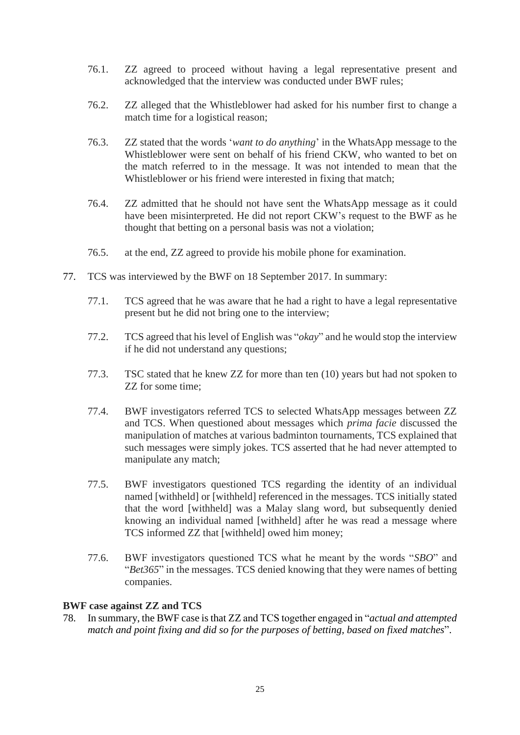76.1. ZZ agreed to proceed without having a legal representative present and acknowledged that the interview was conducted under BWF rules;

76.2. ZZ alleged that the Whistleblower had asked for his number first to change a match time for a logistical reason;

76.3. ZZ stated that the words '*want to do anything*' in the WhatsApp message to the Whistleblower were sent on behalf of his friend CKW, who wanted to bet on the match referred to in the message. It was not intended to mean that the Whistleblower or his friend were interested in fixing that match;

76.4. ZZ admitted that he should not have sent the WhatsApp message as it could have been misinterpreted. He did not report CKW's request to the BWF as he thought that betting on a personal basis was not a violation;

76.5. at the end, ZZ agreed to provide his mobile phone for examination.

77. TCS was interviewed by the BWF on 18 September 2017. In summary:

77.1. TCS agreed that he was aware that he had a right to have a legal representative present but he did not bring one to the interview;

77.2. TCS agreed that his level of English was "*okay*" and he would stop the interview if he did not understand any questions;

77.3. TSC stated that he knew ZZ for more than ten (10) years but had not spoken to ZZ for some time;

77.4. BWF investigators referred TCS to selected WhatsApp messages between ZZ and TCS. When questioned about messages which *prima facie* discussed the manipulation of matches at various badminton tournaments, TCS explained that such messages were simply jokes. TCS asserted that he had never attempted to manipulate any match;

77.5. BWF investigators questioned TCS regarding the identity of an individual named [withheld] or [withheld] referenced in the messages. TCS initially stated that the word [withheld] was a Malay slang word, but subsequently denied knowing an individual named [withheld] after he was read a message where TCS informed ZZ that [withheld] owed him money;

77.6. BWF investigators questioned TCS what he meant by the words "*SBO*" and "*Bet365*" in the messages. TCS denied knowing that they were names of betting companies.

**BWF case against ZZ and TCS**

78. In summary, the BWF case is that ZZ and TCS together engaged in "*actual and attempted match and point fixing and did so for the purposes of betting, based on fixed matches*".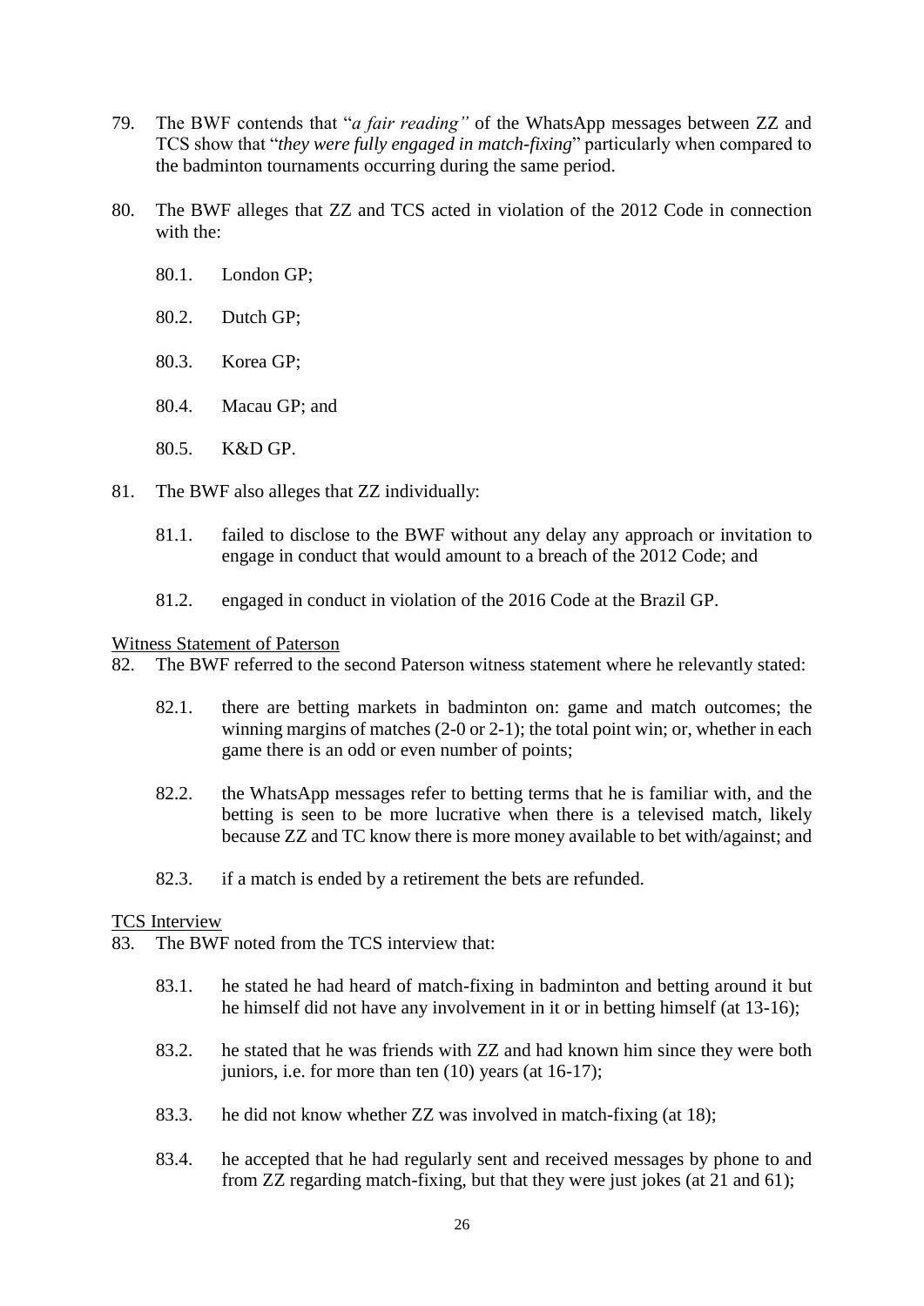79. The BWF contends that "*a fair reading"* of the WhatsApp messages between ZZ and TCS show that "*they were fully engaged in match-fixing*" particularly when compared to the badminton tournaments occurring during the same period.

80. The BWF alleges that ZZ and TCS acted in violation of the 2012 Code in connection with the:

    80.1. London GP;

    80.2. Dutch GP;

    80.3. Korea GP;

    80.4. Macau GP; and

    80.5. K&D GP.

81. The BWF also alleges that ZZ individually:

    81.1. failed to disclose to the BWF without any delay any approach or invitation to engage in conduct that would amount to a breach of the 2012 Code; and

    81.2. engaged in conduct in violation of the 2016 Code at the Brazil GP.

<u>Witness Statement of Paterson</u>

82. The BWF referred to the second Paterson witness statement where he relevantly stated:

    82.1. there are betting markets in badminton on: game and match outcomes; the winning margins of matches (2-0 or 2-1); the total point win; or, whether in each game there is an odd or even number of points;

    82.2. the WhatsApp messages refer to betting terms that he is familiar with, and the betting is seen to be more lucrative when there is a televised match, likely because ZZ and TC know there is more money available to bet with/against; and

    82.3. if a match is ended by a retirement the bets are refunded.

<u>TCS Interview</u>

83. The BWF noted from the TCS interview that:

    83.1. he stated he had heard of match-fixing in badminton and betting around it but he himself did not have any involvement in it or in betting himself (at 13-16);

    83.2. he stated that he was friends with ZZ and had known him since they were both juniors, i.e. for more than ten (10) years (at 16-17);

    83.3. he did not know whether ZZ was involved in match-fixing (at 18);

    83.4. he accepted that he had regularly sent and received messages by phone to and from ZZ regarding match-fixing, but that they were just jokes (at 21 and 61);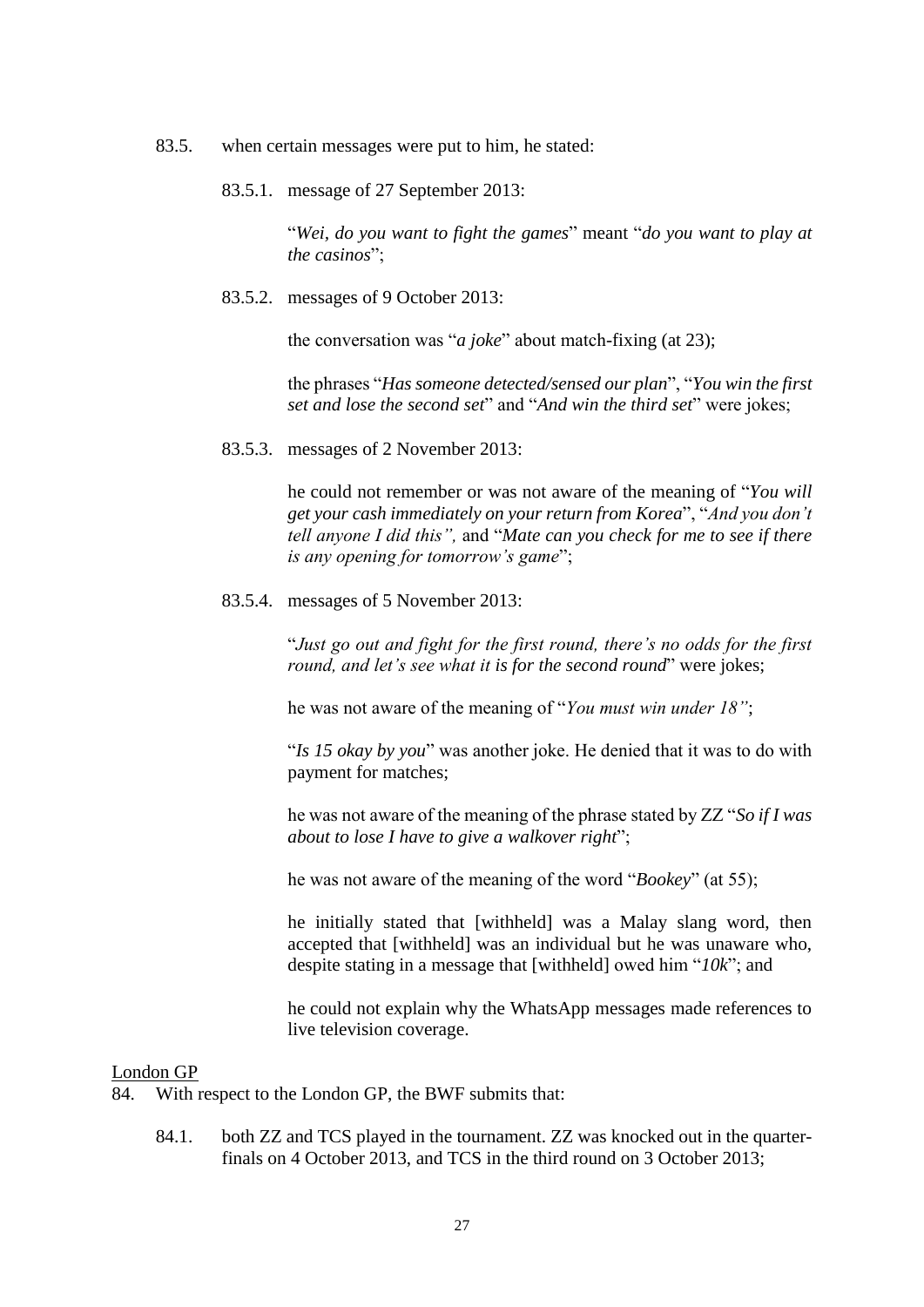83.5. when certain messages were put to him, he stated:

83.5.1. message of 27 September 2013:

"*Wei, do you want to fight the games*" meant "*do you want to play at the casinos*";

83.5.2. messages of 9 October 2013:

the conversation was "*a joke*" about match-fixing (at 23);

the phrases "*Has someone detected/sensed our plan*", "*You win the first set and lose the second set*" and "*And win the third set*" were jokes;

83.5.3. messages of 2 November 2013:

he could not remember or was not aware of the meaning of "*You will get your cash immediately on your return from Korea*", "*And you don't tell anyone I did this",* and "*Mate can you check for me to see if there is any opening for tomorrow's game*";

83.5.4. messages of 5 November 2013:

"*Just go out and fight for the first round, there's no odds for the first round, and let's see what it is for the second round*" were jokes;

he was not aware of the meaning of "*You must win under 18"*;

"*Is 15 okay by you*" was another joke. He denied that it was to do with payment for matches;

he was not aware of the meaning of the phrase stated by ZZ "*So if I was about to lose I have to give a walkover right*";

he was not aware of the meaning of the word "*Bookey*" (at 55);

he initially stated that [withheld] was a Malay slang word, then accepted that [withheld] was an individual but he was unaware who, despite stating in a message that [withheld] owed him "*10k*"; and

he could not explain why the WhatsApp messages made references to live television coverage.

<u>London GP</u>

84. With respect to the London GP, the BWF submits that:

84.1. both ZZ and TCS played in the tournament. ZZ was knocked out in the quarter-finals on 4 October 2013, and TCS in the third round on 3 October 2013;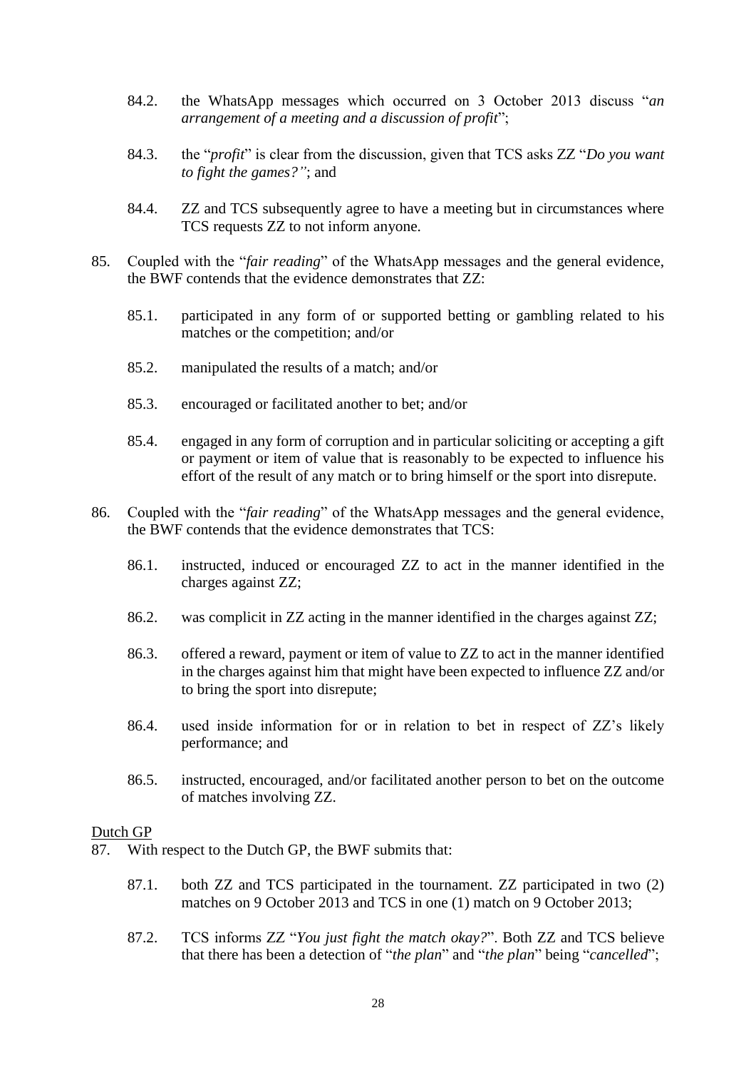84.2. the WhatsApp messages which occurred on 3 October 2013 discuss "*an arrangement of a meeting and a discussion of profit*";

84.3. the "*profit*" is clear from the discussion, given that TCS asks ZZ "*Do you want to fight the games?"*; and

84.4. ZZ and TCS subsequently agree to have a meeting but in circumstances where TCS requests ZZ to not inform anyone.

85. Coupled with the "*fair reading*" of the WhatsApp messages and the general evidence, the BWF contends that the evidence demonstrates that ZZ:

85.1. participated in any form of or supported betting or gambling related to his matches or the competition; and/or

85.2. manipulated the results of a match; and/or

85.3. encouraged or facilitated another to bet; and/or

85.4. engaged in any form of corruption and in particular soliciting or accepting a gift or payment or item of value that is reasonably to be expected to influence his effort of the result of any match or to bring himself or the sport into disrepute.

86. Coupled with the "*fair reading*" of the WhatsApp messages and the general evidence, the BWF contends that the evidence demonstrates that TCS:

86.1. instructed, induced or encouraged ZZ to act in the manner identified in the charges against ZZ;

86.2. was complicit in ZZ acting in the manner identified in the charges against ZZ;

86.3. offered a reward, payment or item of value to ZZ to act in the manner identified in the charges against him that might have been expected to influence ZZ and/or to bring the sport into disrepute;

86.4. used inside information for or in relation to bet in respect of ZZ's likely performance; and

86.5. instructed, encouraged, and/or facilitated another person to bet on the outcome of matches involving ZZ.

<u>Dutch GP</u>

87. With respect to the Dutch GP, the BWF submits that:

87.1. both ZZ and TCS participated in the tournament. ZZ participated in two (2) matches on 9 October 2013 and TCS in one (1) match on 9 October 2013;

87.2. TCS informs ZZ "*You just fight the match okay?*". Both ZZ and TCS believe that there has been a detection of "*the plan*" and "*the plan*" being "*cancelled*";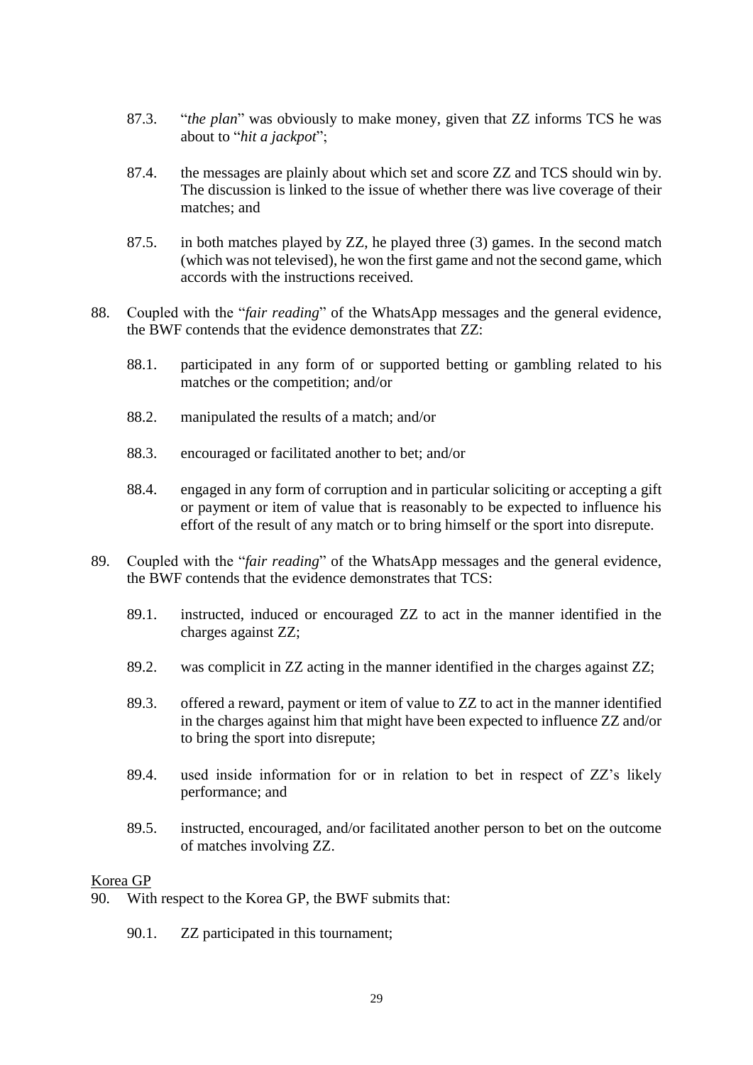87.3. "*the plan*" was obviously to make money, given that ZZ informs TCS he was about to "*hit a jackpot*";

87.4. the messages are plainly about which set and score ZZ and TCS should win by. The discussion is linked to the issue of whether there was live coverage of their matches; and

87.5. in both matches played by ZZ, he played three (3) games. In the second match (which was not televised), he won the first game and not the second game, which accords with the instructions received.

88. Coupled with the "*fair reading*" of the WhatsApp messages and the general evidence, the BWF contends that the evidence demonstrates that ZZ:

88.1. participated in any form of or supported betting or gambling related to his matches or the competition; and/or

88.2. manipulated the results of a match; and/or

88.3. encouraged or facilitated another to bet; and/or

88.4. engaged in any form of corruption and in particular soliciting or accepting a gift or payment or item of value that is reasonably to be expected to influence his effort of the result of any match or to bring himself or the sport into disrepute.

89. Coupled with the "*fair reading*" of the WhatsApp messages and the general evidence, the BWF contends that the evidence demonstrates that TCS:

89.1. instructed, induced or encouraged ZZ to act in the manner identified in the charges against ZZ;

89.2. was complicit in ZZ acting in the manner identified in the charges against ZZ;

89.3. offered a reward, payment or item of value to ZZ to act in the manner identified in the charges against him that might have been expected to influence ZZ and/or to bring the sport into disrepute;

89.4. used inside information for or in relation to bet in respect of ZZ's likely performance; and

89.5. instructed, encouraged, and/or facilitated another person to bet on the outcome of matches involving ZZ.

<u>Korea GP</u>

90. With respect to the Korea GP, the BWF submits that:

90.1. ZZ participated in this tournament;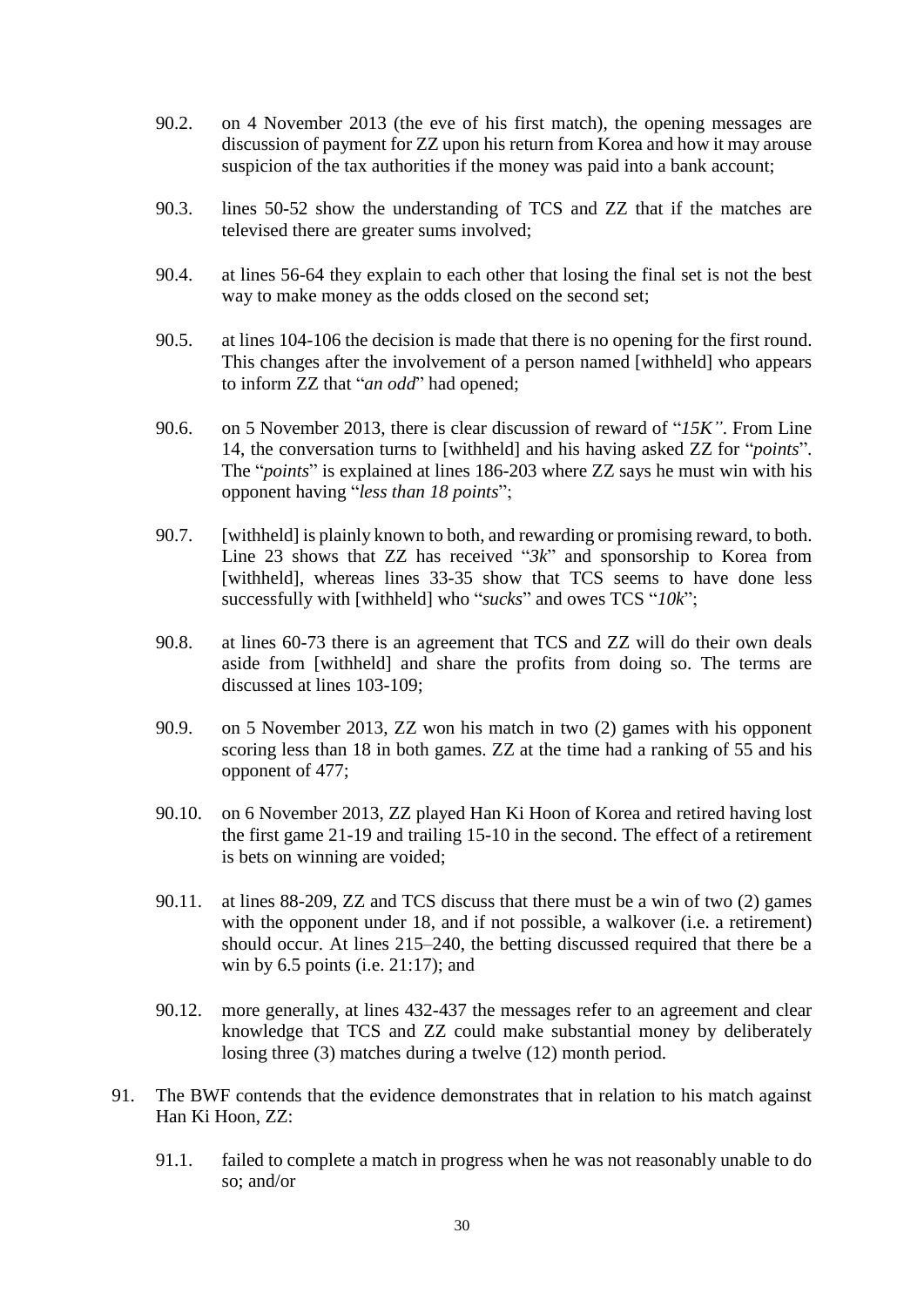90.2. on 4 November 2013 (the eve of his first match), the opening messages are discussion of payment for ZZ upon his return from Korea and how it may arouse suspicion of the tax authorities if the money was paid into a bank account;

90.3. lines 50-52 show the understanding of TCS and ZZ that if the matches are televised there are greater sums involved;

90.4. at lines 56-64 they explain to each other that losing the final set is not the best way to make money as the odds closed on the second set;

90.5. at lines 104-106 the decision is made that there is no opening for the first round. This changes after the involvement of a person named [withheld] who appears to inform ZZ that "*an odd*" had opened;

90.6. on 5 November 2013, there is clear discussion of reward of "*15K"*. From Line 14, the conversation turns to [withheld] and his having asked ZZ for "*points*". The "*points*" is explained at lines 186-203 where ZZ says he must win with his opponent having "*less than 18 points*";

90.7. [withheld] is plainly known to both, and rewarding or promising reward, to both. Line 23 shows that ZZ has received "*3k*" and sponsorship to Korea from [withheld], whereas lines 33-35 show that TCS seems to have done less successfully with [withheld] who "*sucks*" and owes TCS "*10k*";

90.8. at lines 60-73 there is an agreement that TCS and ZZ will do their own deals aside from [withheld] and share the profits from doing so. The terms are discussed at lines 103-109;

90.9. on 5 November 2013, ZZ won his match in two (2) games with his opponent scoring less than 18 in both games. ZZ at the time had a ranking of 55 and his opponent of 477;

90.10. on 6 November 2013, ZZ played Han Ki Hoon of Korea and retired having lost the first game 21-19 and trailing 15-10 in the second. The effect of a retirement is bets on winning are voided;

90.11. at lines 88-209, ZZ and TCS discuss that there must be a win of two (2) games with the opponent under 18, and if not possible, a walkover (i.e. a retirement) should occur. At lines 215–240, the betting discussed required that there be a win by 6.5 points (i.e. 21:17); and

90.12. more generally, at lines 432-437 the messages refer to an agreement and clear knowledge that TCS and ZZ could make substantial money by deliberately losing three (3) matches during a twelve (12) month period.

91. The BWF contends that the evidence demonstrates that in relation to his match against Han Ki Hoon, ZZ:

91.1. failed to complete a match in progress when he was not reasonably unable to do so; and/or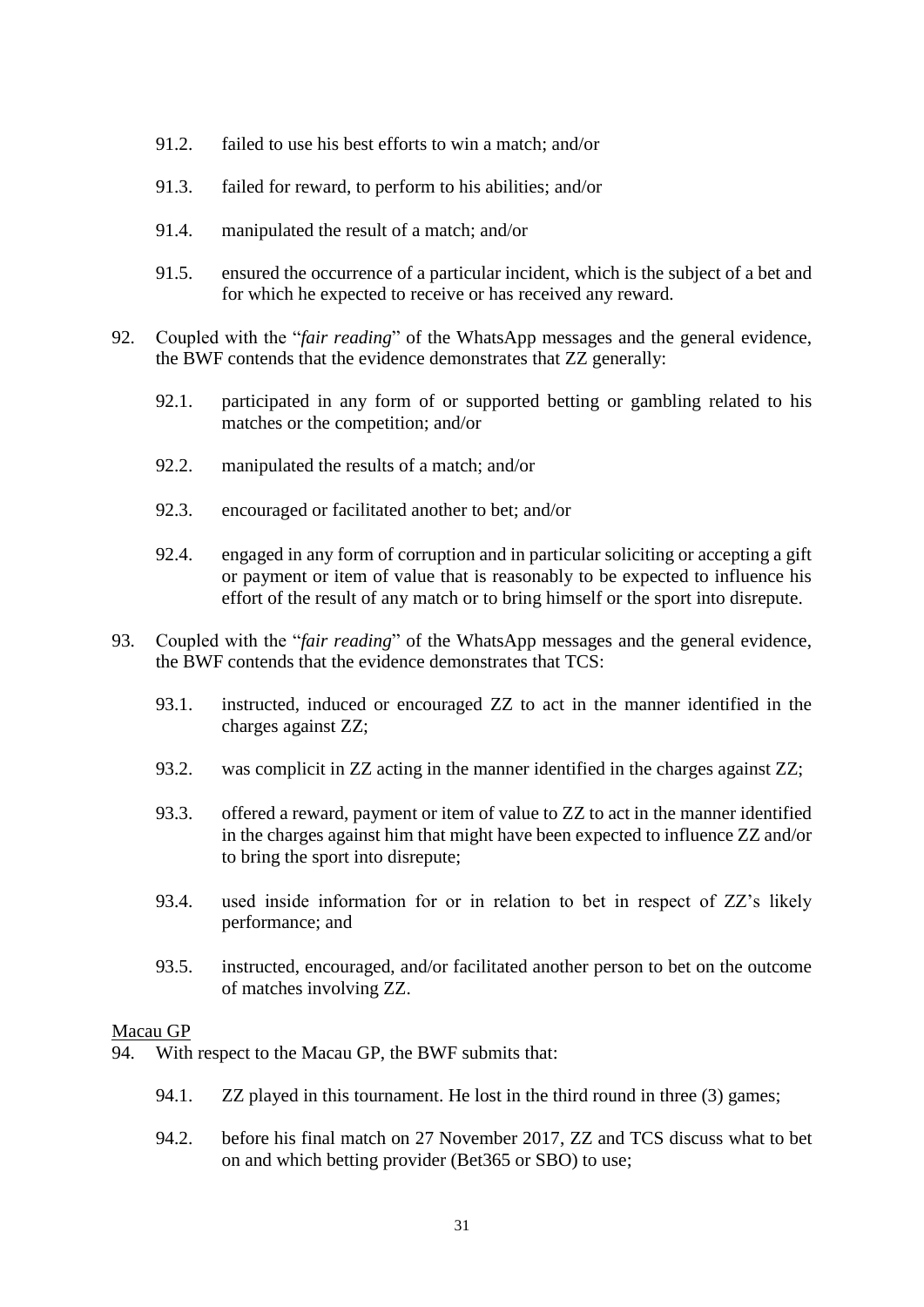91.2. failed to use his best efforts to win a match; and/or

91.3. failed for reward, to perform to his abilities; and/or

91.4. manipulated the result of a match; and/or

91.5. ensured the occurrence of a particular incident, which is the subject of a bet and for which he expected to receive or has received any reward.

92. Coupled with the "*fair reading*" of the WhatsApp messages and the general evidence, the BWF contends that the evidence demonstrates that ZZ generally:

    92.1. participated in any form of or supported betting or gambling related to his matches or the competition; and/or

    92.2. manipulated the results of a match; and/or

    92.3. encouraged or facilitated another to bet; and/or

    92.4. engaged in any form of corruption and in particular soliciting or accepting a gift or payment or item of value that is reasonably to be expected to influence his effort of the result of any match or to bring himself or the sport into disrepute.

93. Coupled with the "*fair reading*" of the WhatsApp messages and the general evidence, the BWF contends that the evidence demonstrates that TCS:

    93.1. instructed, induced or encouraged ZZ to act in the manner identified in the charges against ZZ;

    93.2. was complicit in ZZ acting in the manner identified in the charges against ZZ;

    93.3. offered a reward, payment or item of value to ZZ to act in the manner identified in the charges against him that might have been expected to influence ZZ and/or to bring the sport into disrepute;

    93.4. used inside information for or in relation to bet in respect of ZZ's likely performance; and

    93.5. instructed, encouraged, and/or facilitated another person to bet on the outcome of matches involving ZZ.

<u>Macau GP</u>

94. With respect to the Macau GP, the BWF submits that:

    94.1. ZZ played in this tournament. He lost in the third round in three (3) games;

    94.2. before his final match on 27 November 2017, ZZ and TCS discuss what to bet on and which betting provider (Bet365 or SBO) to use;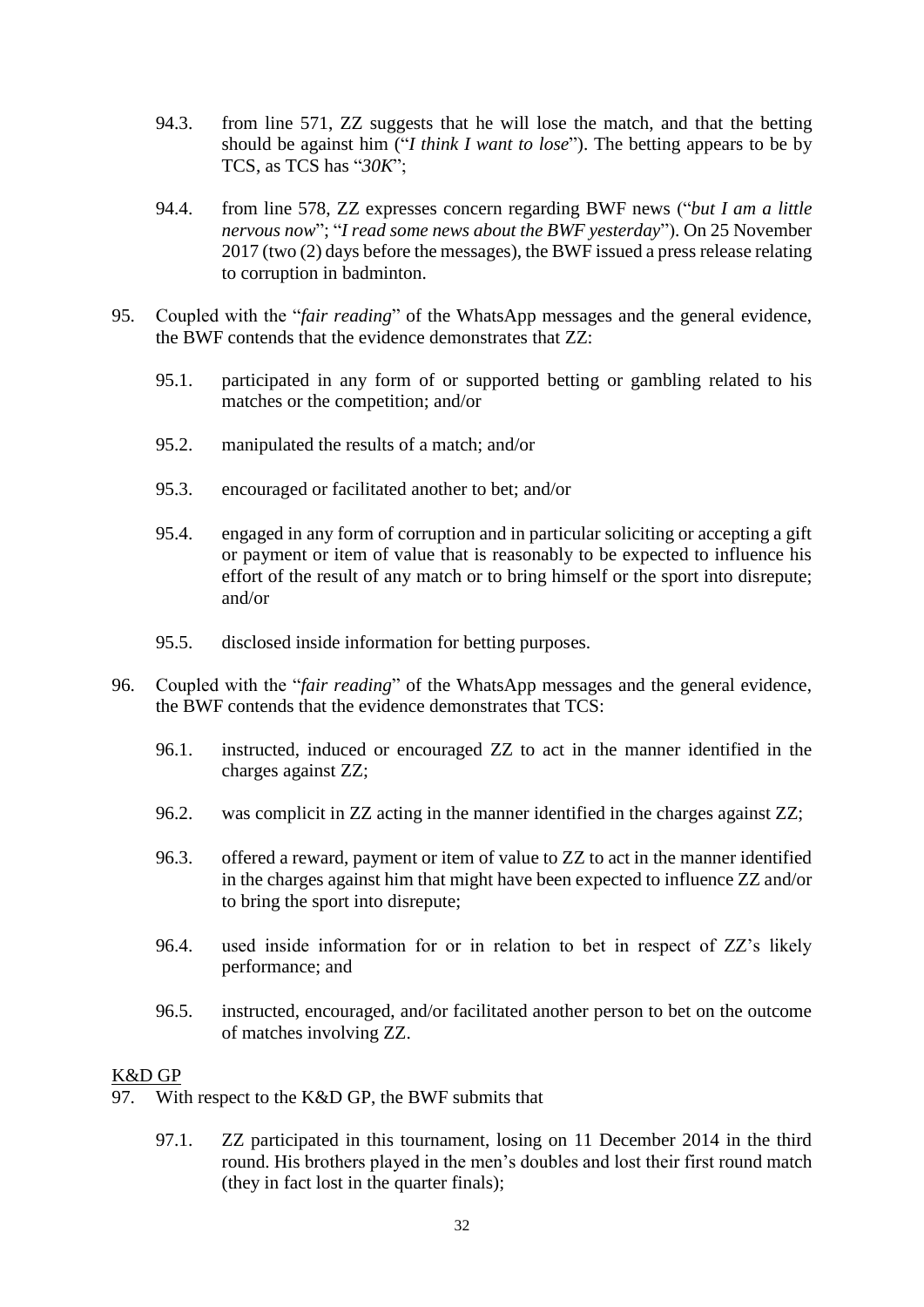94.3. from line 571, ZZ suggests that he will lose the match, and that the betting should be against him ("*I think I want to lose*"). The betting appears to be by TCS, as TCS has "*30K*";

94.4. from line 578, ZZ expresses concern regarding BWF news ("*but I am a little nervous now*"; "*I read some news about the BWF yesterday*"). On 25 November 2017 (two (2) days before the messages), the BWF issued a press release relating to corruption in badminton.

95. Coupled with the "*fair reading*" of the WhatsApp messages and the general evidence, the BWF contends that the evidence demonstrates that ZZ:

95.1. participated in any form of or supported betting or gambling related to his matches or the competition; and/or

95.2. manipulated the results of a match; and/or

95.3. encouraged or facilitated another to bet; and/or

95.4. engaged in any form of corruption and in particular soliciting or accepting a gift or payment or item of value that is reasonably to be expected to influence his effort of the result of any match or to bring himself or the sport into disrepute; and/or

95.5. disclosed inside information for betting purposes.

96. Coupled with the "*fair reading*" of the WhatsApp messages and the general evidence, the BWF contends that the evidence demonstrates that TCS:

96.1. instructed, induced or encouraged ZZ to act in the manner identified in the charges against ZZ;

96.2. was complicit in ZZ acting in the manner identified in the charges against ZZ;

96.3. offered a reward, payment or item of value to ZZ to act in the manner identified in the charges against him that might have been expected to influence ZZ and/or to bring the sport into disrepute;

96.4. used inside information for or in relation to bet in respect of ZZ's likely performance; and

96.5. instructed, encouraged, and/or facilitated another person to bet on the outcome of matches involving ZZ.

<u>K&D GP</u>

97. With respect to the K&D GP, the BWF submits that

97.1. ZZ participated in this tournament, losing on 11 December 2014 in the third round. His brothers played in the men's doubles and lost their first round match (they in fact lost in the quarter finals);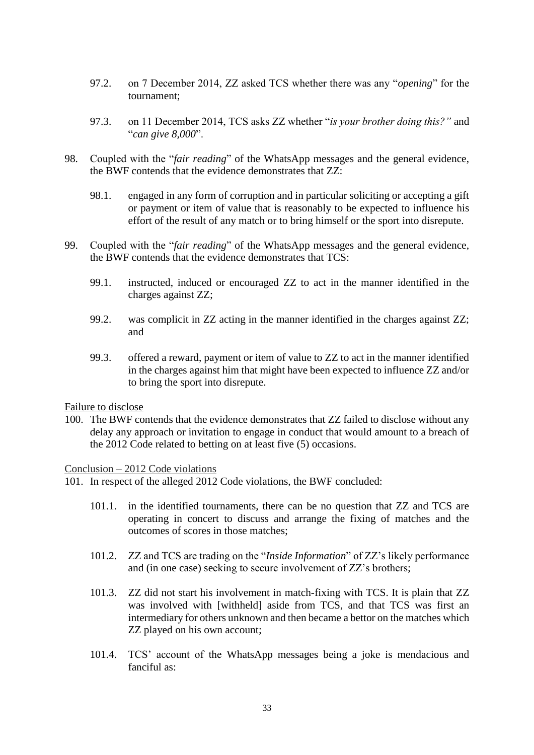97.2. on 7 December 2014, ZZ asked TCS whether there was any "*opening*" for the tournament;

97.3. on 11 December 2014, TCS asks ZZ whether "*is your brother doing this?"* and "*can give 8,000*".

98. Coupled with the "*fair reading*" of the WhatsApp messages and the general evidence, the BWF contends that the evidence demonstrates that ZZ:

    98.1. engaged in any form of corruption and in particular soliciting or accepting a gift or payment or item of value that is reasonably to be expected to influence his effort of the result of any match or to bring himself or the sport into disrepute.

99. Coupled with the "*fair reading*" of the WhatsApp messages and the general evidence, the BWF contends that the evidence demonstrates that TCS:

    99.1. instructed, induced or encouraged ZZ to act in the manner identified in the charges against ZZ;

    99.2. was complicit in ZZ acting in the manner identified in the charges against ZZ; and

    99.3. offered a reward, payment or item of value to ZZ to act in the manner identified in the charges against him that might have been expected to influence ZZ and/or to bring the sport into disrepute.

<u>Failure to disclose</u>

100. The BWF contends that the evidence demonstrates that ZZ failed to disclose without any delay any approach or invitation to engage in conduct that would amount to a breach of the 2012 Code related to betting on at least five (5) occasions.

<u>Conclusion – 2012 Code violations</u>

101. In respect of the alleged 2012 Code violations, the BWF concluded:

    101.1. in the identified tournaments, there can be no question that ZZ and TCS are operating in concert to discuss and arrange the fixing of matches and the outcomes of scores in those matches;

    101.2. ZZ and TCS are trading on the "*Inside Information*" of ZZ's likely performance and (in one case) seeking to secure involvement of ZZ's brothers;

    101.3. ZZ did not start his involvement in match-fixing with TCS. It is plain that ZZ was involved with [withheld] aside from TCS, and that TCS was first an intermediary for others unknown and then became a bettor on the matches which ZZ played on his own account;

    101.4. TCS' account of the WhatsApp messages being a joke is mendacious and fanciful as: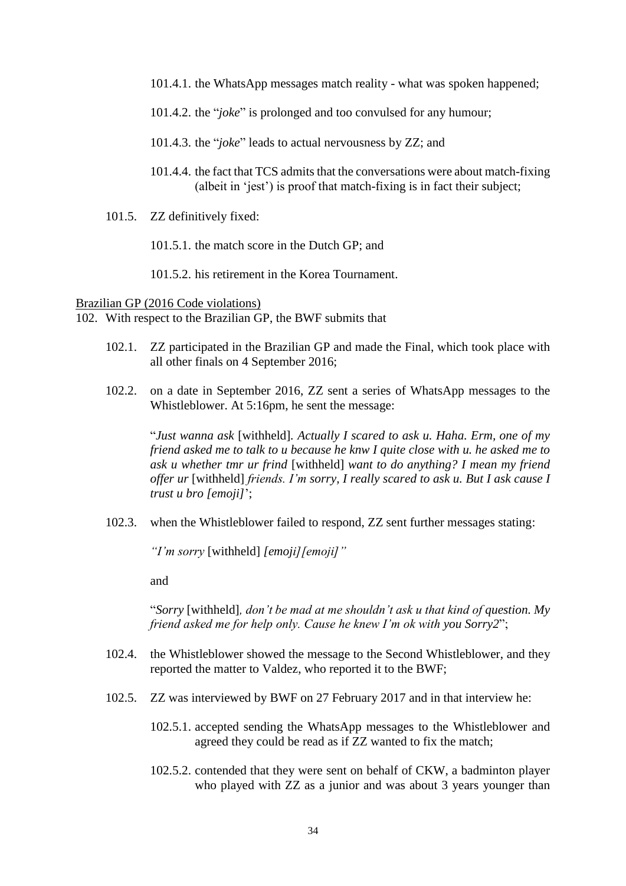101.4.1. the WhatsApp messages match reality - what was spoken happened;

101.4.2. the "*joke*" is prolonged and too convulsed for any humour;

101.4.3. the "*joke*" leads to actual nervousness by ZZ; and

101.4.4. the fact that TCS admits that the conversations were about match-fixing (albeit in 'jest') is proof that match-fixing is in fact their subject;

101.5. ZZ definitively fixed:

101.5.1. the match score in the Dutch GP; and

101.5.2. his retirement in the Korea Tournament.

<u>Brazilian GP (2016 Code violations)</u>

102. With respect to the Brazilian GP, the BWF submits that

102.1. ZZ participated in the Brazilian GP and made the Final, which took place with all other finals on 4 September 2016;

102.2. on a date in September 2016, ZZ sent a series of WhatsApp messages to the Whistleblower. At 5:16pm, he sent the message:

"*Just wanna ask* [withheld]*. Actually I scared to ask u. Haha. Erm, one of my friend asked me to talk to u because he knw I quite close with u. he asked me to ask u whether tmr ur frind* [withheld] *want to do anything? I mean my friend offer ur* [withheld] *friends. I'm sorry, I really scared to ask u. But I ask cause I trust u bro [emoji]*';

102.3. when the Whistleblower failed to respond, ZZ sent further messages stating:

*"I'm sorry* [withheld] *[emoji][emoji]"*

and

"*Sorry* [withheld]*, don't be mad at me shouldn't ask u that kind of question. My friend asked me for help only. Cause he knew I'm ok with you Sorry2*";

102.4. the Whistleblower showed the message to the Second Whistleblower, and they reported the matter to Valdez, who reported it to the BWF;

102.5. ZZ was interviewed by BWF on 27 February 2017 and in that interview he:

102.5.1. accepted sending the WhatsApp messages to the Whistleblower and agreed they could be read as if ZZ wanted to fix the match;

102.5.2. contended that they were sent on behalf of CKW, a badminton player who played with ZZ as a junior and was about 3 years younger than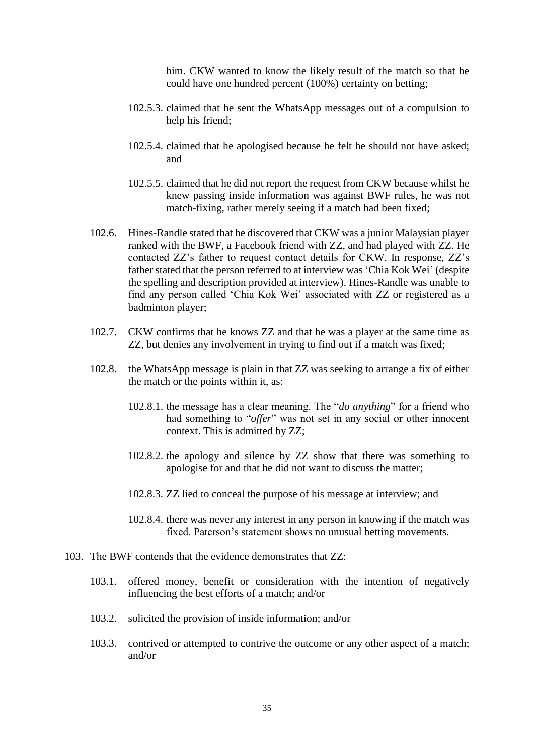him. CKW wanted to know the likely result of the match so that he could have one hundred percent (100%) certainty on betting;

102.5.3. claimed that he sent the WhatsApp messages out of a compulsion to help his friend;

102.5.4. claimed that he apologised because he felt he should not have asked; and

102.5.5. claimed that he did not report the request from CKW because whilst he knew passing inside information was against BWF rules, he was not match-fixing, rather merely seeing if a match had been fixed;

102.6. Hines-Randle stated that he discovered that CKW was a junior Malaysian player ranked with the BWF, a Facebook friend with ZZ, and had played with ZZ. He contacted ZZ's father to request contact details for CKW. In response, ZZ's father stated that the person referred to at interview was 'Chia Kok Wei' (despite the spelling and description provided at interview). Hines-Randle was unable to find any person called 'Chia Kok Wei' associated with ZZ or registered as a badminton player;

102.7. CKW confirms that he knows ZZ and that he was a player at the same time as ZZ, but denies any involvement in trying to find out if a match was fixed;

102.8. the WhatsApp message is plain in that ZZ was seeking to arrange a fix of either the match or the points within it, as:

102.8.1. the message has a clear meaning. The "*do anything*" for a friend who had something to "*offer*" was not set in any social or other innocent context. This is admitted by ZZ;

102.8.2. the apology and silence by ZZ show that there was something to apologise for and that he did not want to discuss the matter;

102.8.3. ZZ lied to conceal the purpose of his message at interview; and

102.8.4. there was never any interest in any person in knowing if the match was fixed. Paterson's statement shows no unusual betting movements.

103. The BWF contends that the evidence demonstrates that ZZ:

103.1. offered money, benefit or consideration with the intention of negatively influencing the best efforts of a match; and/or

103.2. solicited the provision of inside information; and/or

103.3. contrived or attempted to contrive the outcome or any other aspect of a match; and/or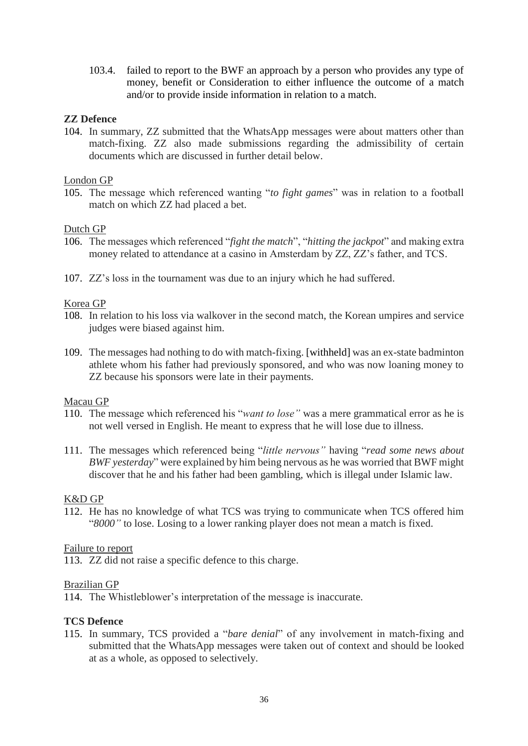103.4. failed to report to the BWF an approach by a person who provides any type of money, benefit or Consideration to either influence the outcome of a match and/or to provide inside information in relation to a match.

**ZZ Defence**

104. In summary, ZZ submitted that the WhatsApp messages were about matters other than match-fixing. ZZ also made submissions regarding the admissibility of certain documents which are discussed in further detail below.

London GP

105. The message which referenced wanting "*to fight games*" was in relation to a football match on which ZZ had placed a bet.

Dutch GP

106. The messages which referenced "*fight the match*", "*hitting the jackpot*" and making extra money related to attendance at a casino in Amsterdam by ZZ, ZZ's father, and TCS.

107. ZZ's loss in the tournament was due to an injury which he had suffered.

Korea GP

108. In relation to his loss via walkover in the second match, the Korean umpires and service judges were biased against him.

109. The messages had nothing to do with match-fixing. [withheld] was an ex-state badminton athlete whom his father had previously sponsored, and who was now loaning money to ZZ because his sponsors were late in their payments.

Macau GP

110. The message which referenced his "*want to lose"* was a mere grammatical error as he is not well versed in English. He meant to express that he will lose due to illness.

111. The messages which referenced being "*little nervous"* having "*read some news about BWF yesterday*" were explained by him being nervous as he was worried that BWF might discover that he and his father had been gambling, which is illegal under Islamic law.

K&D GP

112. He has no knowledge of what TCS was trying to communicate when TCS offered him "*8000"* to lose. Losing to a lower ranking player does not mean a match is fixed.

Failure to report

113. ZZ did not raise a specific defence to this charge.

Brazilian GP

114. The Whistleblower's interpretation of the message is inaccurate.

**TCS Defence**

115. In summary, TCS provided a "*bare denial*" of any involvement in match-fixing and submitted that the WhatsApp messages were taken out of context and should be looked at as a whole, as opposed to selectively.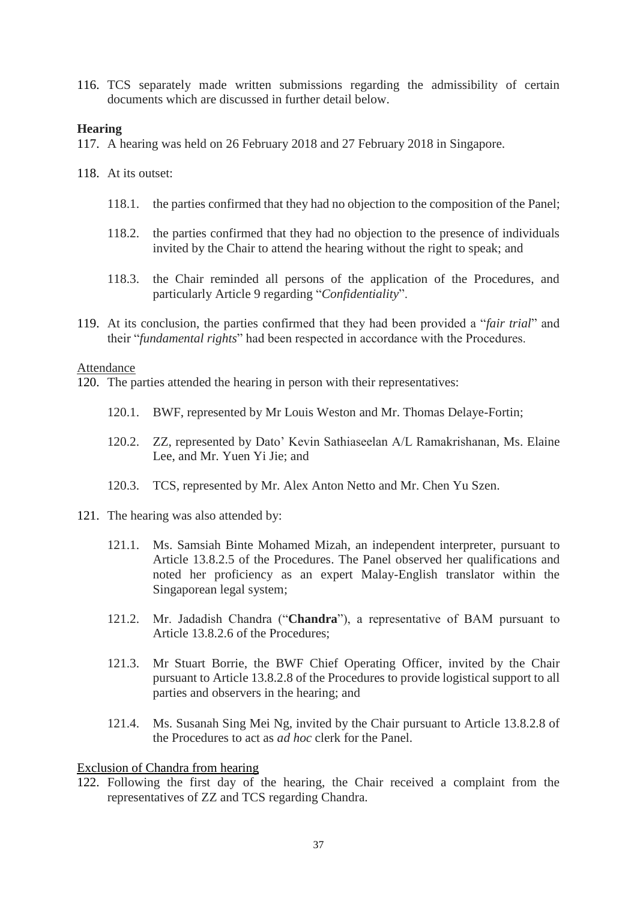116. TCS separately made written submissions regarding the admissibility of certain documents which are discussed in further detail below.

**Hearing**

117. A hearing was held on 26 February 2018 and 27 February 2018 in Singapore.

118. At its outset:

    118.1. the parties confirmed that they had no objection to the composition of the Panel;

    118.2. the parties confirmed that they had no objection to the presence of individuals invited by the Chair to attend the hearing without the right to speak; and

    118.3. the Chair reminded all persons of the application of the Procedures, and particularly Article 9 regarding "*Confidentiality*".

119. At its conclusion, the parties confirmed that they had been provided a "*fair trial*" and their "*fundamental rights*" had been respected in accordance with the Procedures.

<u>Attendance</u>

120. The parties attended the hearing in person with their representatives:

    120.1. BWF, represented by Mr Louis Weston and Mr. Thomas Delaye-Fortin;

    120.2. ZZ, represented by Dato' Kevin Sathiaseelan A/L Ramakrishanan, Ms. Elaine Lee, and Mr. Yuen Yi Jie; and

    120.3. TCS, represented by Mr. Alex Anton Netto and Mr. Chen Yu Szen.

121. The hearing was also attended by:

    121.1. Ms. Samsiah Binte Mohamed Mizah, an independent interpreter, pursuant to Article 13.8.2.5 of the Procedures. The Panel observed her qualifications and noted her proficiency as an expert Malay-English translator within the Singaporean legal system;

    121.2. Mr. Jadadish Chandra ("**Chandra**"), a representative of BAM pursuant to Article 13.8.2.6 of the Procedures;

    121.3. Mr Stuart Borrie, the BWF Chief Operating Officer, invited by the Chair pursuant to Article 13.8.2.8 of the Procedures to provide logistical support to all parties and observers in the hearing; and

    121.4. Ms. Susanah Sing Mei Ng, invited by the Chair pursuant to Article 13.8.2.8 of the Procedures to act as *ad hoc* clerk for the Panel.

<u>Exclusion of Chandra from hearing</u>

122. Following the first day of the hearing, the Chair received a complaint from the representatives of ZZ and TCS regarding Chandra.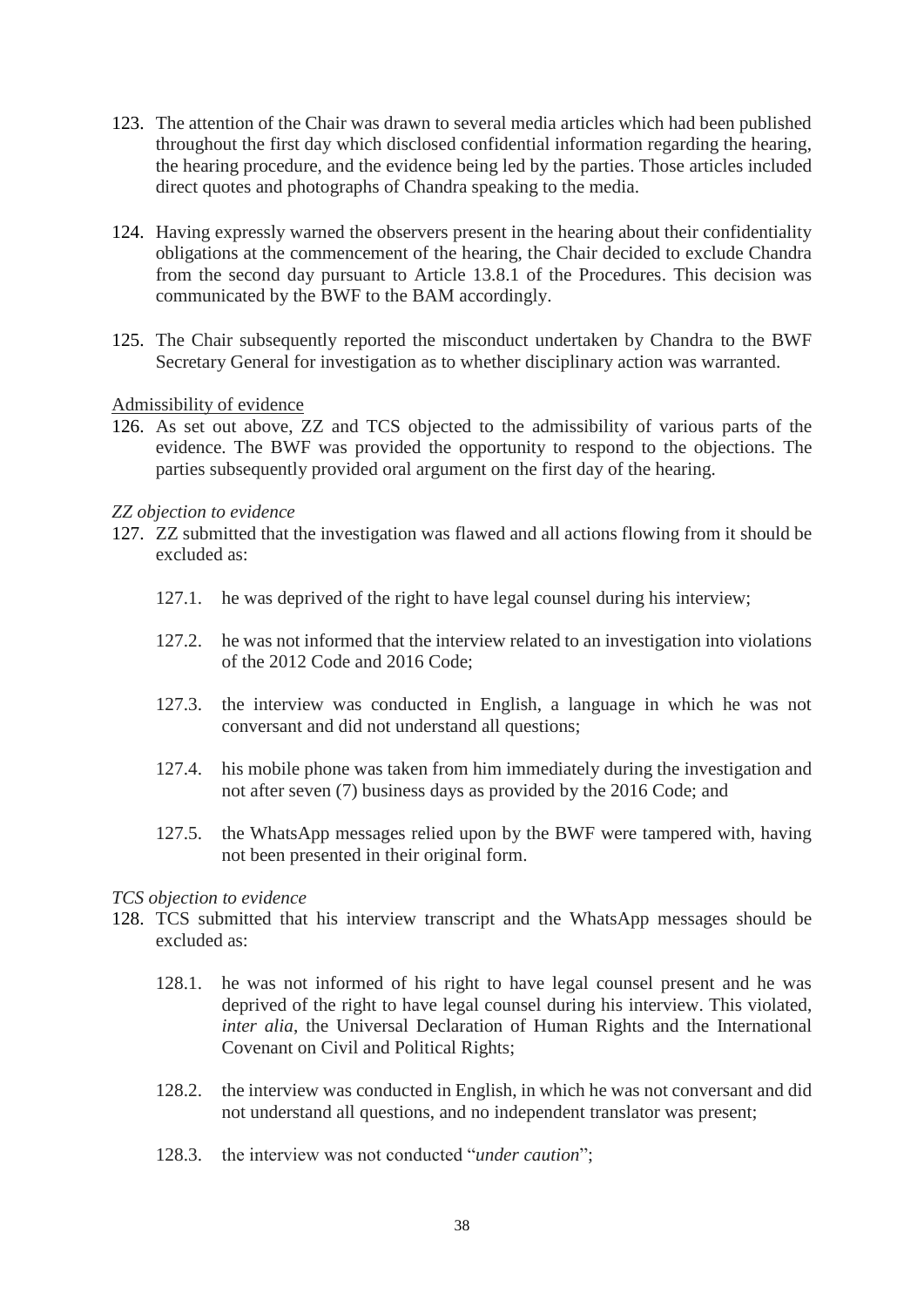123. The attention of the Chair was drawn to several media articles which had been published throughout the first day which disclosed confidential information regarding the hearing, the hearing procedure, and the evidence being led by the parties. Those articles included direct quotes and photographs of Chandra speaking to the media.

124. Having expressly warned the observers present in the hearing about their confidentiality obligations at the commencement of the hearing, the Chair decided to exclude Chandra from the second day pursuant to Article 13.8.1 of the Procedures. This decision was communicated by the BWF to the BAM accordingly.

125. The Chair subsequently reported the misconduct undertaken by Chandra to the BWF Secretary General for investigation as to whether disciplinary action was warranted.

<u>Admissibility of evidence</u>

126. As set out above, ZZ and TCS objected to the admissibility of various parts of the evidence. The BWF was provided the opportunity to respond to the objections. The parties subsequently provided oral argument on the first day of the hearing.

*ZZ objection to evidence*

127. ZZ submitted that the investigation was flawed and all actions flowing from it should be excluded as:

 127.1. he was deprived of the right to have legal counsel during his interview;

 127.2. he was not informed that the interview related to an investigation into violations of the 2012 Code and 2016 Code;

 127.3. the interview was conducted in English, a language in which he was not conversant and did not understand all questions;

 127.4. his mobile phone was taken from him immediately during the investigation and not after seven (7) business days as provided by the 2016 Code; and

 127.5. the WhatsApp messages relied upon by the BWF were tampered with, having not been presented in their original form.

*TCS objection to evidence*

128. TCS submitted that his interview transcript and the WhatsApp messages should be excluded as:

 128.1. he was not informed of his right to have legal counsel present and he was deprived of the right to have legal counsel during his interview. This violated, *inter alia*, the Universal Declaration of Human Rights and the International Covenant on Civil and Political Rights;

 128.2. the interview was conducted in English, in which he was not conversant and did not understand all questions, and no independent translator was present;

 128.3. the interview was not conducted "*under caution*";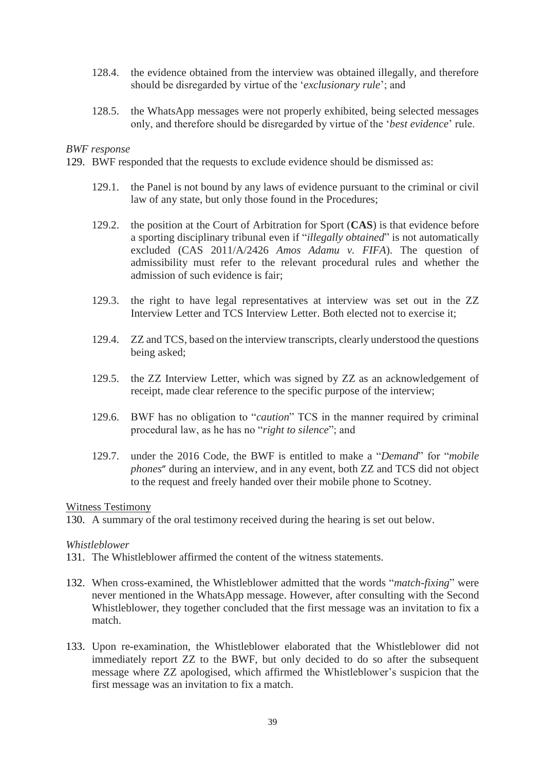128.4. the evidence obtained from the interview was obtained illegally, and therefore should be disregarded by virtue of the '*exclusionary rule*'; and

128.5. the WhatsApp messages were not properly exhibited, being selected messages only, and therefore should be disregarded by virtue of the '*best evidence*' rule.

*BWF response*

129. BWF responded that the requests to exclude evidence should be dismissed as:

129.1. the Panel is not bound by any laws of evidence pursuant to the criminal or civil law of any state, but only those found in the Procedures;

129.2. the position at the Court of Arbitration for Sport (**CAS**) is that evidence before a sporting disciplinary tribunal even if "*illegally obtained*" is not automatically excluded (CAS 2011/A/2426 *Amos Adamu v. FIFA*). The question of admissibility must refer to the relevant procedural rules and whether the admission of such evidence is fair;

129.3. the right to have legal representatives at interview was set out in the ZZ Interview Letter and TCS Interview Letter. Both elected not to exercise it;

129.4. ZZ and TCS, based on the interview transcripts, clearly understood the questions being asked;

129.5. the ZZ Interview Letter, which was signed by ZZ as an acknowledgement of receipt, made clear reference to the specific purpose of the interview;

129.6. BWF has no obligation to "*caution*" TCS in the manner required by criminal procedural law, as he has no "*right to silence*"; and

129.7. under the 2016 Code, the BWF is entitled to make a "*Demand*" for "*mobile phones*" during an interview, and in any event, both ZZ and TCS did not object to the request and freely handed over their mobile phone to Scotney.

Witness Testimony

130. A summary of the oral testimony received during the hearing is set out below.

*Whistleblower*

131. The Whistleblower affirmed the content of the witness statements.

132. When cross-examined, the Whistleblower admitted that the words "*match-fixing*" were never mentioned in the WhatsApp message. However, after consulting with the Second Whistleblower, they together concluded that the first message was an invitation to fix a match.

133. Upon re-examination, the Whistleblower elaborated that the Whistleblower did not immediately report ZZ to the BWF, but only decided to do so after the subsequent message where ZZ apologised, which affirmed the Whistleblower's suspicion that the first message was an invitation to fix a match.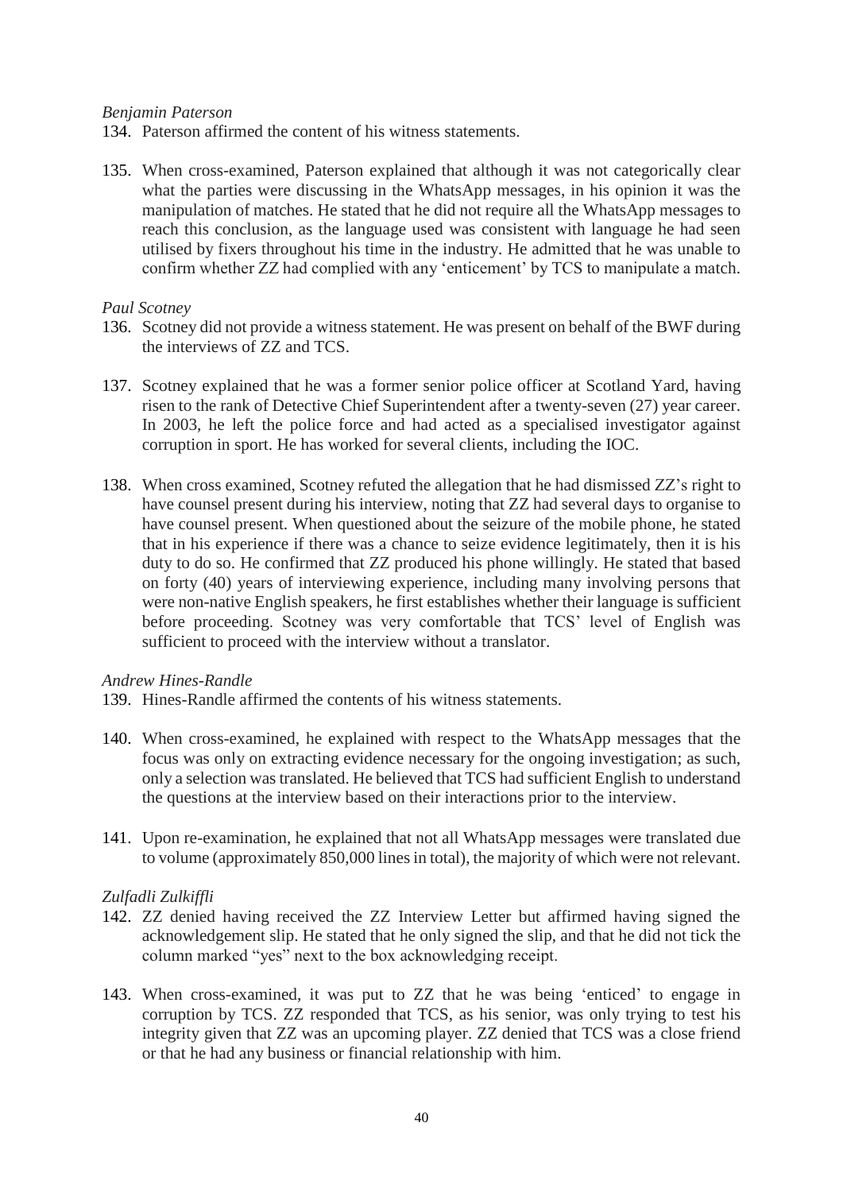*Benjamin Paterson*

134. Paterson affirmed the content of his witness statements.

135. When cross-examined, Paterson explained that although it was not categorically clear what the parties were discussing in the WhatsApp messages, in his opinion it was the manipulation of matches. He stated that he did not require all the WhatsApp messages to reach this conclusion, as the language used was consistent with language he had seen utilised by fixers throughout his time in the industry. He admitted that he was unable to confirm whether ZZ had complied with any 'enticement' by TCS to manipulate a match.

*Paul Scotney*

136. Scotney did not provide a witness statement. He was present on behalf of the BWF during the interviews of ZZ and TCS.

137. Scotney explained that he was a former senior police officer at Scotland Yard, having risen to the rank of Detective Chief Superintendent after a twenty-seven (27) year career. In 2003, he left the police force and had acted as a specialised investigator against corruption in sport. He has worked for several clients, including the IOC.

138. When cross examined, Scotney refuted the allegation that he had dismissed ZZ's right to have counsel present during his interview, noting that ZZ had several days to organise to have counsel present. When questioned about the seizure of the mobile phone, he stated that in his experience if there was a chance to seize evidence legitimately, then it is his duty to do so. He confirmed that ZZ produced his phone willingly. He stated that based on forty (40) years of interviewing experience, including many involving persons that were non-native English speakers, he first establishes whether their language is sufficient before proceeding. Scotney was very comfortable that TCS' level of English was sufficient to proceed with the interview without a translator.

*Andrew Hines-Randle*

139. Hines-Randle affirmed the contents of his witness statements.

140. When cross-examined, he explained with respect to the WhatsApp messages that the focus was only on extracting evidence necessary for the ongoing investigation; as such, only a selection was translated. He believed that TCS had sufficient English to understand the questions at the interview based on their interactions prior to the interview.

141. Upon re-examination, he explained that not all WhatsApp messages were translated due to volume (approximately 850,000 lines in total), the majority of which were not relevant.

*Zulfadli Zulkiffli*

142. ZZ denied having received the ZZ Interview Letter but affirmed having signed the acknowledgement slip. He stated that he only signed the slip, and that he did not tick the column marked "yes" next to the box acknowledging receipt.

143. When cross-examined, it was put to ZZ that he was being 'enticed' to engage in corruption by TCS. ZZ responded that TCS, as his senior, was only trying to test his integrity given that ZZ was an upcoming player. ZZ denied that TCS was a close friend or that he had any business or financial relationship with him.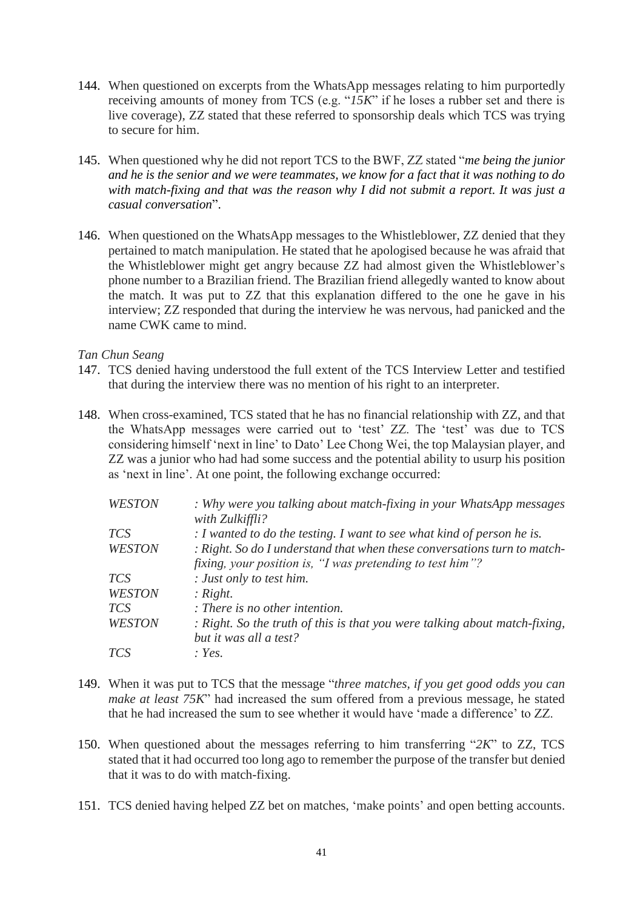144. When questioned on excerpts from the WhatsApp messages relating to him purportedly receiving amounts of money from TCS (e.g. "*15K*" if he loses a rubber set and there is live coverage), ZZ stated that these referred to sponsorship deals which TCS was trying to secure for him.

145. When questioned why he did not report TCS to the BWF, ZZ stated "*me being the junior and he is the senior and we were teammates, we know for a fact that it was nothing to do with match-fixing and that was the reason why I did not submit a report. It was just a casual conversation*".

146. When questioned on the WhatsApp messages to the Whistleblower, ZZ denied that they pertained to match manipulation. He stated that he apologised because he was afraid that the Whistleblower might get angry because ZZ had almost given the Whistleblower's phone number to a Brazilian friend. The Brazilian friend allegedly wanted to know about the match. It was put to ZZ that this explanation differed to the one he gave in his interview; ZZ responded that during the interview he was nervous, had panicked and the name CWK came to mind.

*Tan Chun Seang*

147. TCS denied having understood the full extent of the TCS Interview Letter and testified that during the interview there was no mention of his right to an interpreter.

148. When cross-examined, TCS stated that he has no financial relationship with ZZ, and that the WhatsApp messages were carried out to 'test' ZZ. The 'test' was due to TCS considering himself 'next in line' to Dato' Lee Chong Wei, the top Malaysian player, and ZZ was a junior who had had some success and the potential ability to usurp his position as 'next in line'. At one point, the following exchange occurred:

| | |
|---|---|
| *WESTON* | *: Why were you talking about match-fixing in your WhatsApp messages with Zulkiffli?* |
| *TCS* | *: I wanted to do the testing. I want to see what kind of person he is.* |
| *WESTON* | *: Right. So do I understand that when these conversations turn to match-fixing, your position is, "I was pretending to test him"?* |
| *TCS* | *: Just only to test him.* |
| *WESTON* | *: Right.* |
| *TCS* | *: There is no other intention.* |
| *WESTON* | *: Right. So the truth of this is that you were talking about match-fixing, but it was all a test?* |
| *TCS* | *: Yes.* |

149. When it was put to TCS that the message "*three matches, if you get good odds you can make at least 75K*" had increased the sum offered from a previous message, he stated that he had increased the sum to see whether it would have 'made a difference' to ZZ.

150. When questioned about the messages referring to him transferring "*2K*" to ZZ, TCS stated that it had occurred too long ago to remember the purpose of the transfer but denied that it was to do with match-fixing.

151. TCS denied having helped ZZ bet on matches, 'make points' and open betting accounts.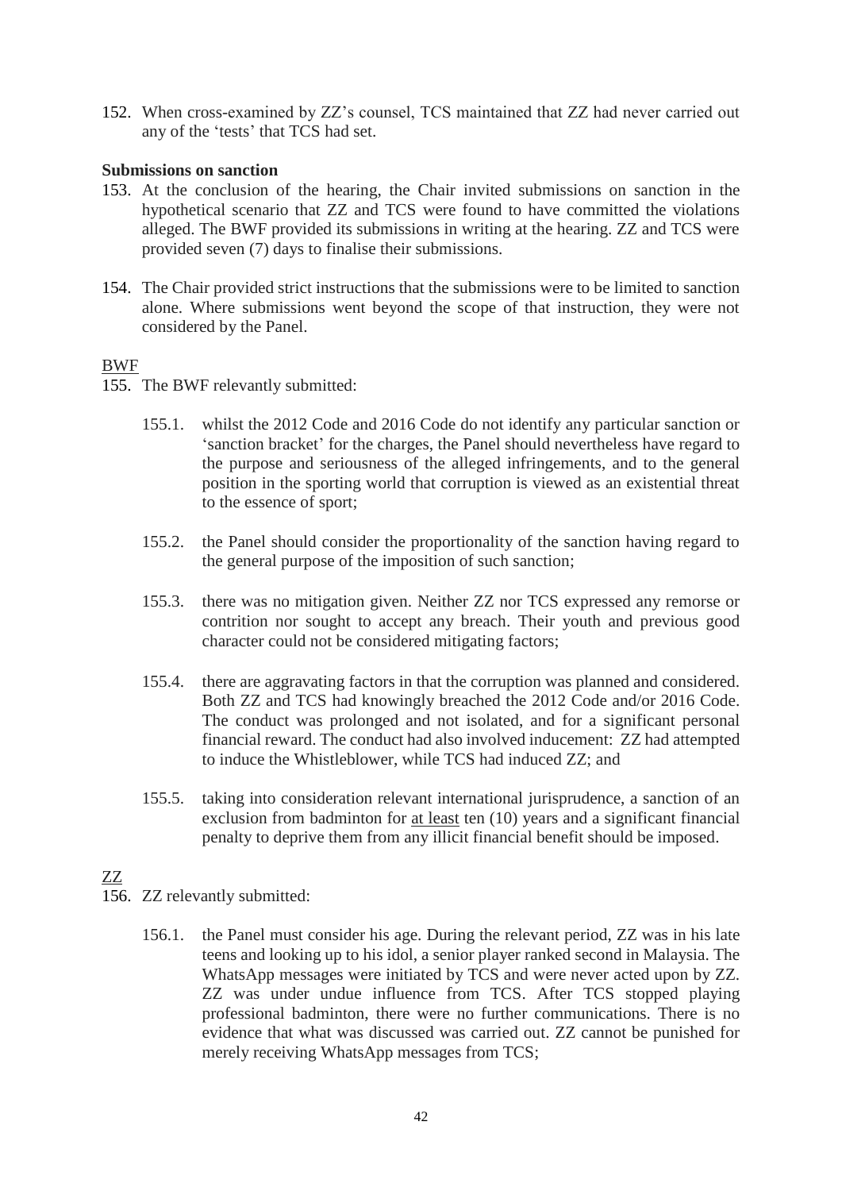152. When cross-examined by ZZ's counsel, TCS maintained that ZZ had never carried out any of the 'tests' that TCS had set.

**Submissions on sanction**

153. At the conclusion of the hearing, the Chair invited submissions on sanction in the hypothetical scenario that ZZ and TCS were found to have committed the violations alleged. The BWF provided its submissions in writing at the hearing. ZZ and TCS were provided seven (7) days to finalise their submissions.

154. The Chair provided strict instructions that the submissions were to be limited to sanction alone. Where submissions went beyond the scope of that instruction, they were not considered by the Panel.

<u>BWF</u>

155. The BWF relevantly submitted:

    155.1. whilst the 2012 Code and 2016 Code do not identify any particular sanction or 'sanction bracket' for the charges, the Panel should nevertheless have regard to the purpose and seriousness of the alleged infringements, and to the general position in the sporting world that corruption is viewed as an existential threat to the essence of sport;

    155.2. the Panel should consider the proportionality of the sanction having regard to the general purpose of the imposition of such sanction;

    155.3. there was no mitigation given. Neither ZZ nor TCS expressed any remorse or contrition nor sought to accept any breach. Their youth and previous good character could not be considered mitigating factors;

    155.4. there are aggravating factors in that the corruption was planned and considered. Both ZZ and TCS had knowingly breached the 2012 Code and/or 2016 Code. The conduct was prolonged and not isolated, and for a significant personal financial reward. The conduct had also involved inducement: ZZ had attempted to induce the Whistleblower, while TCS had induced ZZ; and

    155.5. taking into consideration relevant international jurisprudence, a sanction of an exclusion from badminton for <u>at least</u> ten (10) years and a significant financial penalty to deprive them from any illicit financial benefit should be imposed.

<u>ZZ</u>

156. ZZ relevantly submitted:

    156.1. the Panel must consider his age. During the relevant period, ZZ was in his late teens and looking up to his idol, a senior player ranked second in Malaysia. The WhatsApp messages were initiated by TCS and were never acted upon by ZZ. ZZ was under undue influence from TCS. After TCS stopped playing professional badminton, there were no further communications. There is no evidence that what was discussed was carried out. ZZ cannot be punished for merely receiving WhatsApp messages from TCS;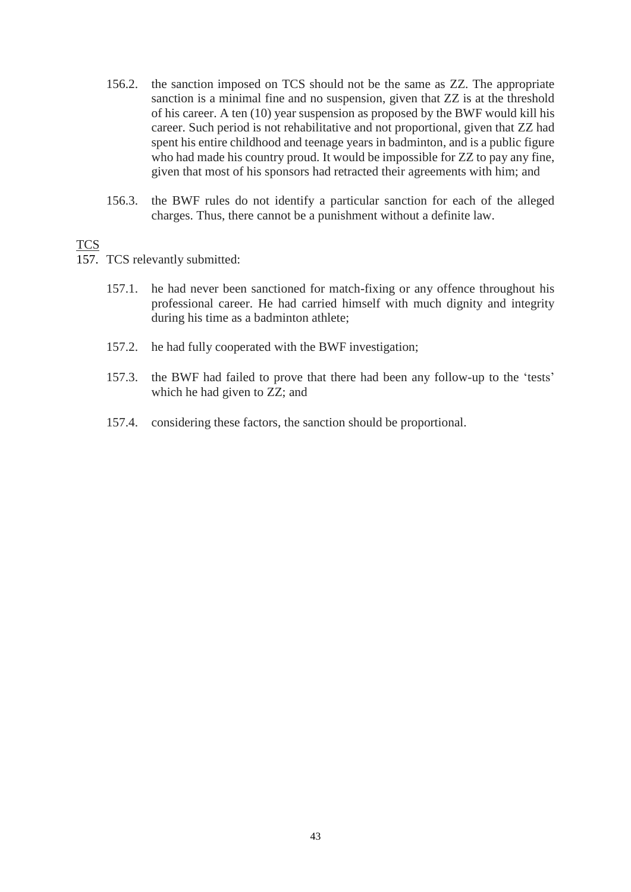156.2. the sanction imposed on TCS should not be the same as ZZ. The appropriate sanction is a minimal fine and no suspension, given that ZZ is at the threshold of his career. A ten (10) year suspension as proposed by the BWF would kill his career. Such period is not rehabilitative and not proportional, given that ZZ had spent his entire childhood and teenage years in badminton, and is a public figure who had made his country proud. It would be impossible for ZZ to pay any fine, given that most of his sponsors had retracted their agreements with him; and

156.3. the BWF rules do not identify a particular sanction for each of the alleged charges. Thus, there cannot be a punishment without a definite law.

<u>TCS</u>

157. TCS relevantly submitted:

157.1. he had never been sanctioned for match-fixing or any offence throughout his professional career. He had carried himself with much dignity and integrity during his time as a badminton athlete;

157.2. he had fully cooperated with the BWF investigation;

157.3. the BWF had failed to prove that there had been any follow-up to the 'tests' which he had given to ZZ; and

157.4. considering these factors, the sanction should be proportional.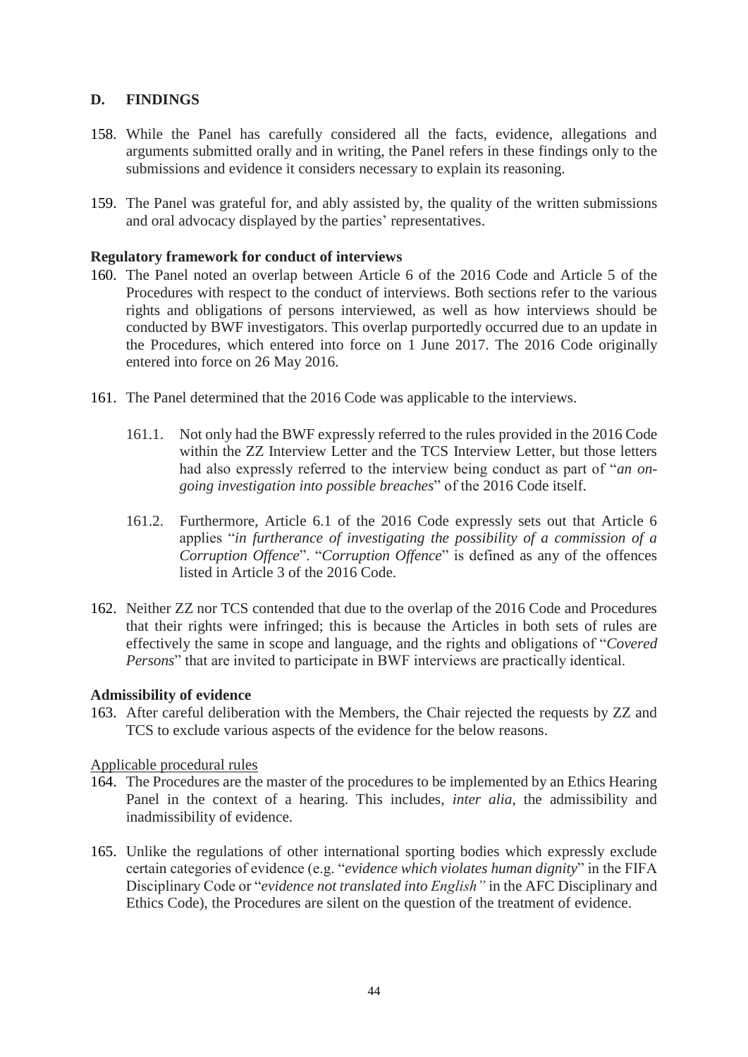## D. FINDINGS

158. While the Panel has carefully considered all the facts, evidence, allegations and arguments submitted orally and in writing, the Panel refers in these findings only to the submissions and evidence it considers necessary to explain its reasoning.

159. The Panel was grateful for, and ably assisted by, the quality of the written submissions and oral advocacy displayed by the parties' representatives.

**Regulatory framework for conduct of interviews**

160. The Panel noted an overlap between Article 6 of the 2016 Code and Article 5 of the Procedures with respect to the conduct of interviews. Both sections refer to the various rights and obligations of persons interviewed, as well as how interviews should be conducted by BWF investigators. This overlap purportedly occurred due to an update in the Procedures, which entered into force on 1 June 2017. The 2016 Code originally entered into force on 26 May 2016.

161. The Panel determined that the 2016 Code was applicable to the interviews.

    161.1. Not only had the BWF expressly referred to the rules provided in the 2016 Code within the ZZ Interview Letter and the TCS Interview Letter, but those letters had also expressly referred to the interview being conduct as part of "*an on-going investigation into possible breaches*" of the 2016 Code itself.

    161.2. Furthermore, Article 6.1 of the 2016 Code expressly sets out that Article 6 applies "*in furtherance of investigating the possibility of a commission of a Corruption Offence*". "*Corruption Offence*" is defined as any of the offences listed in Article 3 of the 2016 Code.

162. Neither ZZ nor TCS contended that due to the overlap of the 2016 Code and Procedures that their rights were infringed; this is because the Articles in both sets of rules are effectively the same in scope and language, and the rights and obligations of "*Covered Persons*" that are invited to participate in BWF interviews are practically identical.

**Admissibility of evidence**

163. After careful deliberation with the Members, the Chair rejected the requests by ZZ and TCS to exclude various aspects of the evidence for the below reasons.

<u>Applicable procedural rules</u>

164. The Procedures are the master of the procedures to be implemented by an Ethics Hearing Panel in the context of a hearing. This includes, *inter alia*, the admissibility and inadmissibility of evidence.

165. Unlike the regulations of other international sporting bodies which expressly exclude certain categories of evidence (e.g. "*evidence which violates human dignity*" in the FIFA Disciplinary Code or "*evidence not translated into English"* in the AFC Disciplinary and Ethics Code), the Procedures are silent on the question of the treatment of evidence.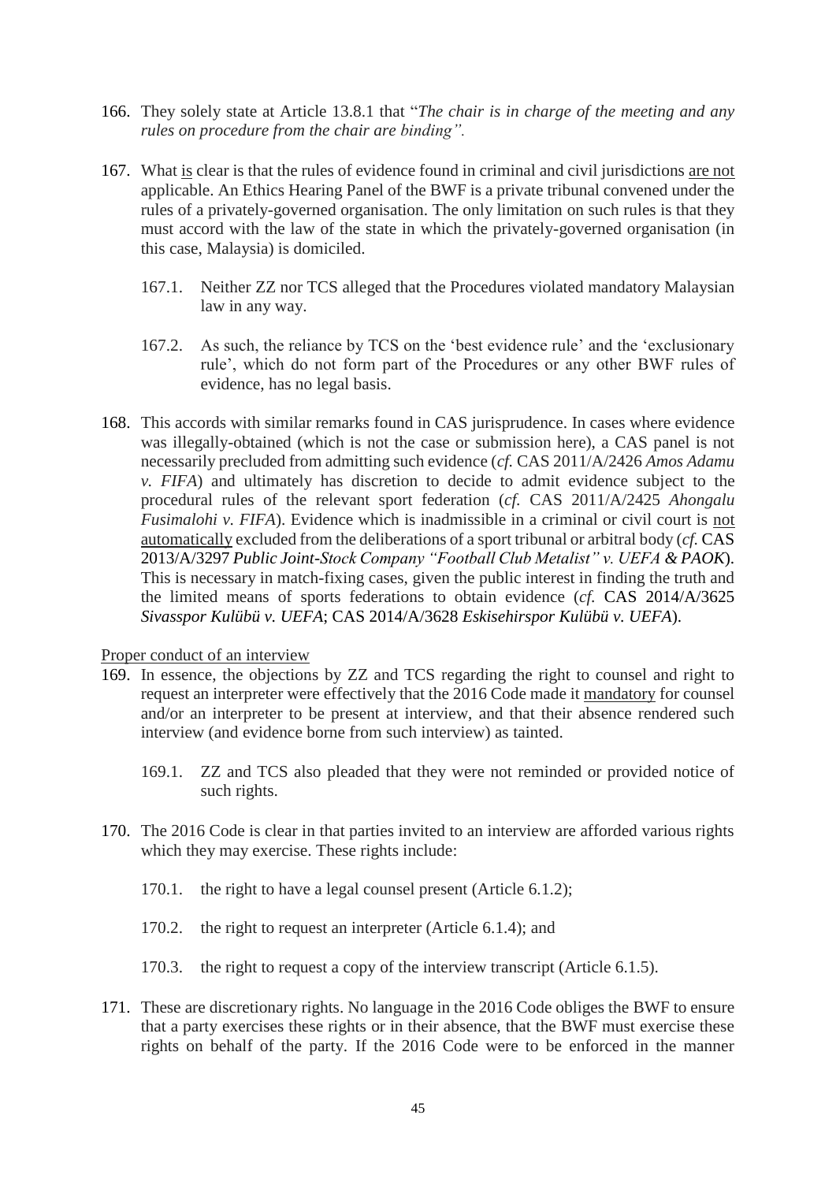166. They solely state at Article 13.8.1 that "*The chair is in charge of the meeting and any rules on procedure from the chair are binding".*

167. What <u>is</u> clear is that the rules of evidence found in criminal and civil jurisdictions <u>are not</u> applicable. An Ethics Hearing Panel of the BWF is a private tribunal convened under the rules of a privately-governed organisation. The only limitation on such rules is that they must accord with the law of the state in which the privately-governed organisation (in this case, Malaysia) is domiciled.

    167.1. Neither ZZ nor TCS alleged that the Procedures violated mandatory Malaysian law in any way.

    167.2. As such, the reliance by TCS on the 'best evidence rule' and the 'exclusionary rule', which do not form part of the Procedures or any other BWF rules of evidence, has no legal basis.

168. This accords with similar remarks found in CAS jurisprudence. In cases where evidence was illegally-obtained (which is not the case or submission here), a CAS panel is not necessarily precluded from admitting such evidence (*cf.* CAS 2011/A/2426 *Amos Adamu v. FIFA*) and ultimately has discretion to decide to admit evidence subject to the procedural rules of the relevant sport federation (*cf.* CAS 2011/A/2425 *Ahongalu Fusimalohi v. FIFA*). Evidence which is inadmissible in a criminal or civil court is <u>not automatically</u> excluded from the deliberations of a sport tribunal or arbitral body (*cf.* CAS 2013/A/3297 *Public Joint-Stock Company "Football Club Metalist" v. UEFA & PAOK*). This is necessary in match-fixing cases, given the public interest in finding the truth and the limited means of sports federations to obtain evidence (*cf.* CAS 2014/A/3625 *Sivasspor Kulübü v. UEFA*; CAS 2014/A/3628 *Eskisehirspor Kulübü v. UEFA*).

<u>Proper conduct of an interview</u>

169. In essence, the objections by ZZ and TCS regarding the right to counsel and right to request an interpreter were effectively that the 2016 Code made it <u>mandatory</u> for counsel and/or an interpreter to be present at interview, and that their absence rendered such interview (and evidence borne from such interview) as tainted.

    169.1. ZZ and TCS also pleaded that they were not reminded or provided notice of such rights.

170. The 2016 Code is clear in that parties invited to an interview are afforded various rights which they may exercise. These rights include:

    170.1. the right to have a legal counsel present (Article 6.1.2);

    170.2. the right to request an interpreter (Article 6.1.4); and

    170.3. the right to request a copy of the interview transcript (Article 6.1.5).

171. These are discretionary rights. No language in the 2016 Code obliges the BWF to ensure that a party exercises these rights or in their absence, that the BWF must exercise these rights on behalf of the party. If the 2016 Code were to be enforced in the manner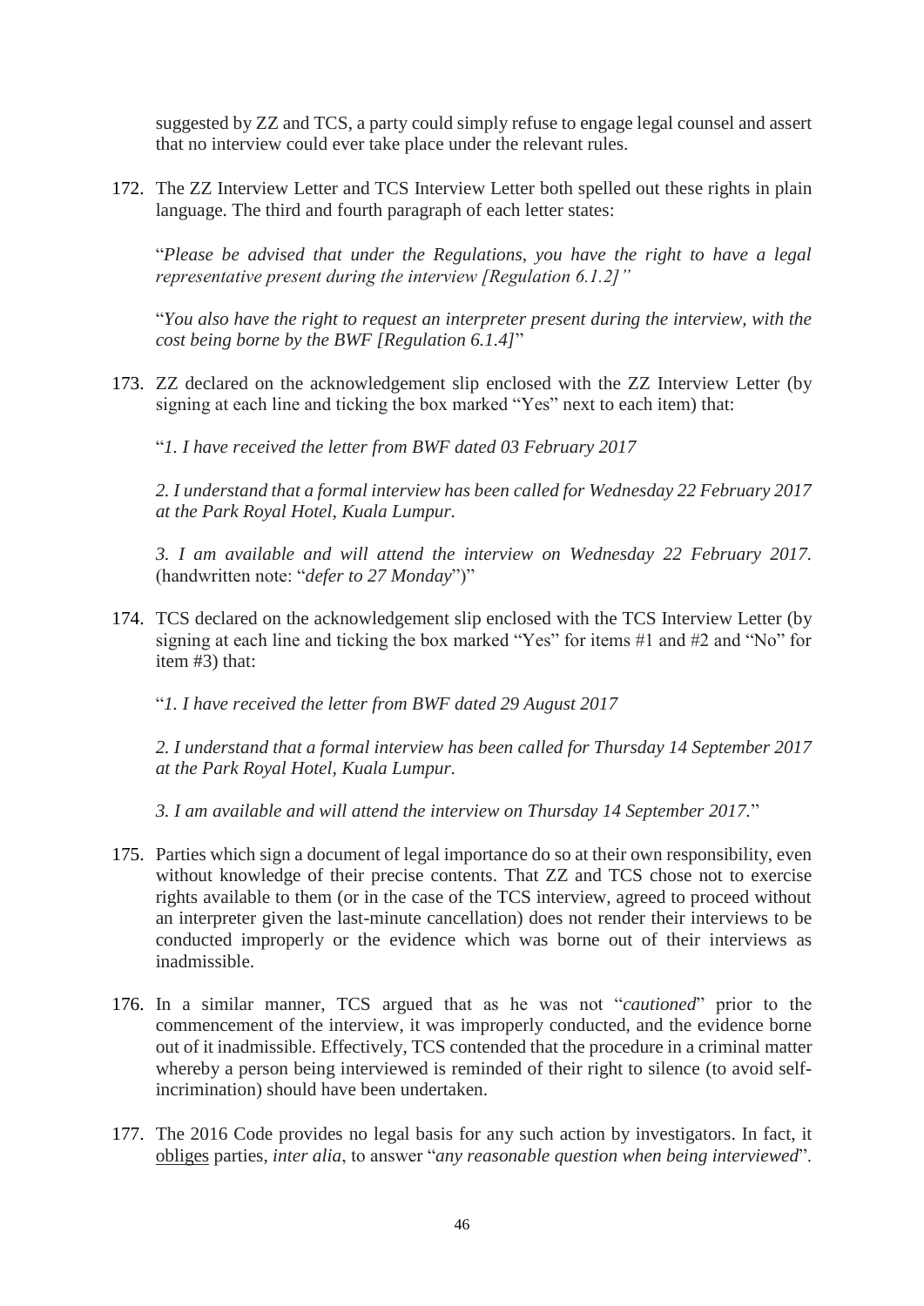suggested by ZZ and TCS, a party could simply refuse to engage legal counsel and assert that no interview could ever take place under the relevant rules.

172. The ZZ Interview Letter and TCS Interview Letter both spelled out these rights in plain language. The third and fourth paragraph of each letter states:

"*Please be advised that under the Regulations, you have the right to have a legal representative present during the interview [Regulation 6.1.2]"*

"*You also have the right to request an interpreter present during the interview, with the cost being borne by the BWF [Regulation 6.1.4]*"

173. ZZ declared on the acknowledgement slip enclosed with the ZZ Interview Letter (by signing at each line and ticking the box marked "Yes" next to each item) that:

"*1. I have received the letter from BWF dated 03 February 2017*

*2. I understand that a formal interview has been called for Wednesday 22 February 2017 at the Park Royal Hotel, Kuala Lumpur.*

*3. I am available and will attend the interview on Wednesday 22 February 2017.* (handwritten note: "*defer to 27 Monday*")"

174. TCS declared on the acknowledgement slip enclosed with the TCS Interview Letter (by signing at each line and ticking the box marked "Yes" for items #1 and #2 and "No" for item #3) that:

"*1. I have received the letter from BWF dated 29 August 2017*

*2. I understand that a formal interview has been called for Thursday 14 September 2017 at the Park Royal Hotel, Kuala Lumpur.*

*3. I am available and will attend the interview on Thursday 14 September 2017.*"

175. Parties which sign a document of legal importance do so at their own responsibility, even without knowledge of their precise contents. That ZZ and TCS chose not to exercise rights available to them (or in the case of the TCS interview, agreed to proceed without an interpreter given the last-minute cancellation) does not render their interviews to be conducted improperly or the evidence which was borne out of their interviews as inadmissible.

176. In a similar manner, TCS argued that as he was not "*cautioned*" prior to the commencement of the interview, it was improperly conducted, and the evidence borne out of it inadmissible. Effectively, TCS contended that the procedure in a criminal matter whereby a person being interviewed is reminded of their right to silence (to avoid self-incrimination) should have been undertaken.

177. The 2016 Code provides no legal basis for any such action by investigators. In fact, it <u>obliges</u> parties, *inter alia*, to answer "*any reasonable question when being interviewed*".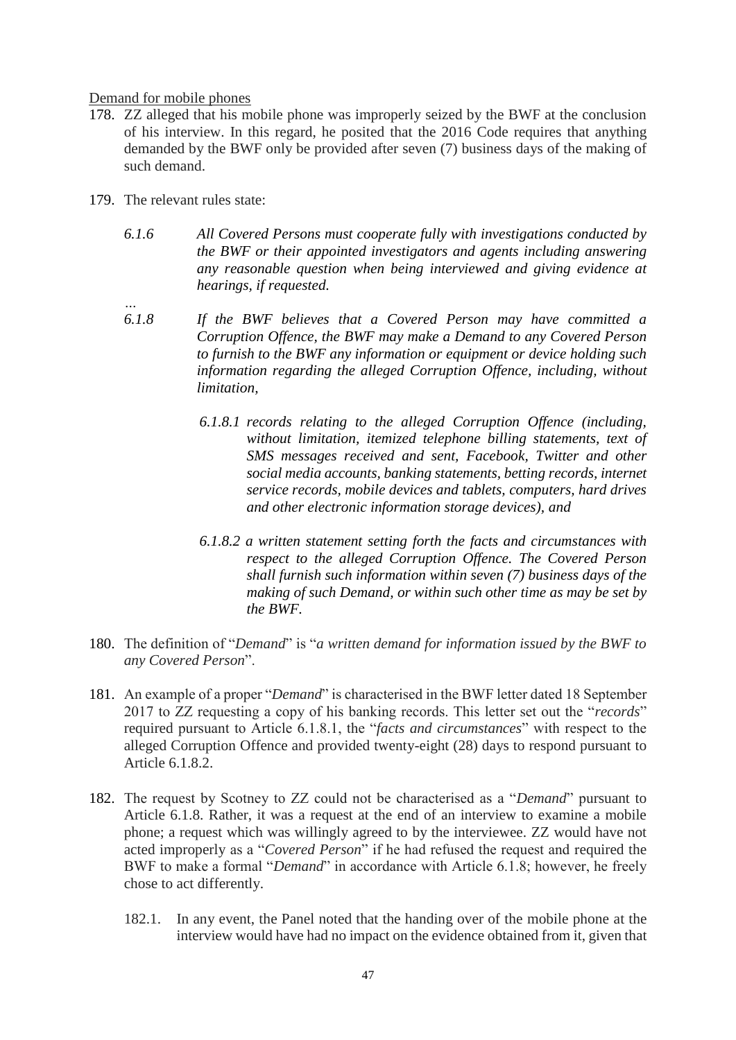Demand for mobile phones

178. ZZ alleged that his mobile phone was improperly seized by the BWF at the conclusion of his interview. In this regard, he posited that the 2016 Code requires that anything demanded by the BWF only be provided after seven (7) business days of the making of such demand.

179. The relevant rules state:

> *6.1.6 All Covered Persons must cooperate fully with investigations conducted by the BWF or their appointed investigators and agents including answering any reasonable question when being interviewed and giving evidence at hearings, if requested.*
>
> *…*
>
> *6.1.8 If the BWF believes that a Covered Person may have committed a Corruption Offence, the BWF may make a Demand to any Covered Person to furnish to the BWF any information or equipment or device holding such information regarding the alleged Corruption Offence, including, without limitation,*
>
> *6.1.8.1 records relating to the alleged Corruption Offence (including, without limitation, itemized telephone billing statements, text of SMS messages received and sent, Facebook, Twitter and other social media accounts, banking statements, betting records, internet service records, mobile devices and tablets, computers, hard drives and other electronic information storage devices), and*
>
> *6.1.8.2 a written statement setting forth the facts and circumstances with respect to the alleged Corruption Offence. The Covered Person shall furnish such information within seven (7) business days of the making of such Demand, or within such other time as may be set by the BWF.*

180. The definition of "*Demand*" is "*a written demand for information issued by the BWF to any Covered Person*".

181. An example of a proper "*Demand*" is characterised in the BWF letter dated 18 September 2017 to ZZ requesting a copy of his banking records. This letter set out the "*records*" required pursuant to Article 6.1.8.1, the "*facts and circumstances*" with respect to the alleged Corruption Offence and provided twenty-eight (28) days to respond pursuant to Article 6.1.8.2.

182. The request by Scotney to ZZ could not be characterised as a "*Demand*" pursuant to Article 6.1.8. Rather, it was a request at the end of an interview to examine a mobile phone; a request which was willingly agreed to by the interviewee. ZZ would have not acted improperly as a "*Covered Person*" if he had refused the request and required the BWF to make a formal "*Demand*" in accordance with Article 6.1.8; however, he freely chose to act differently.

    182.1. In any event, the Panel noted that the handing over of the mobile phone at the interview would have had no impact on the evidence obtained from it, given that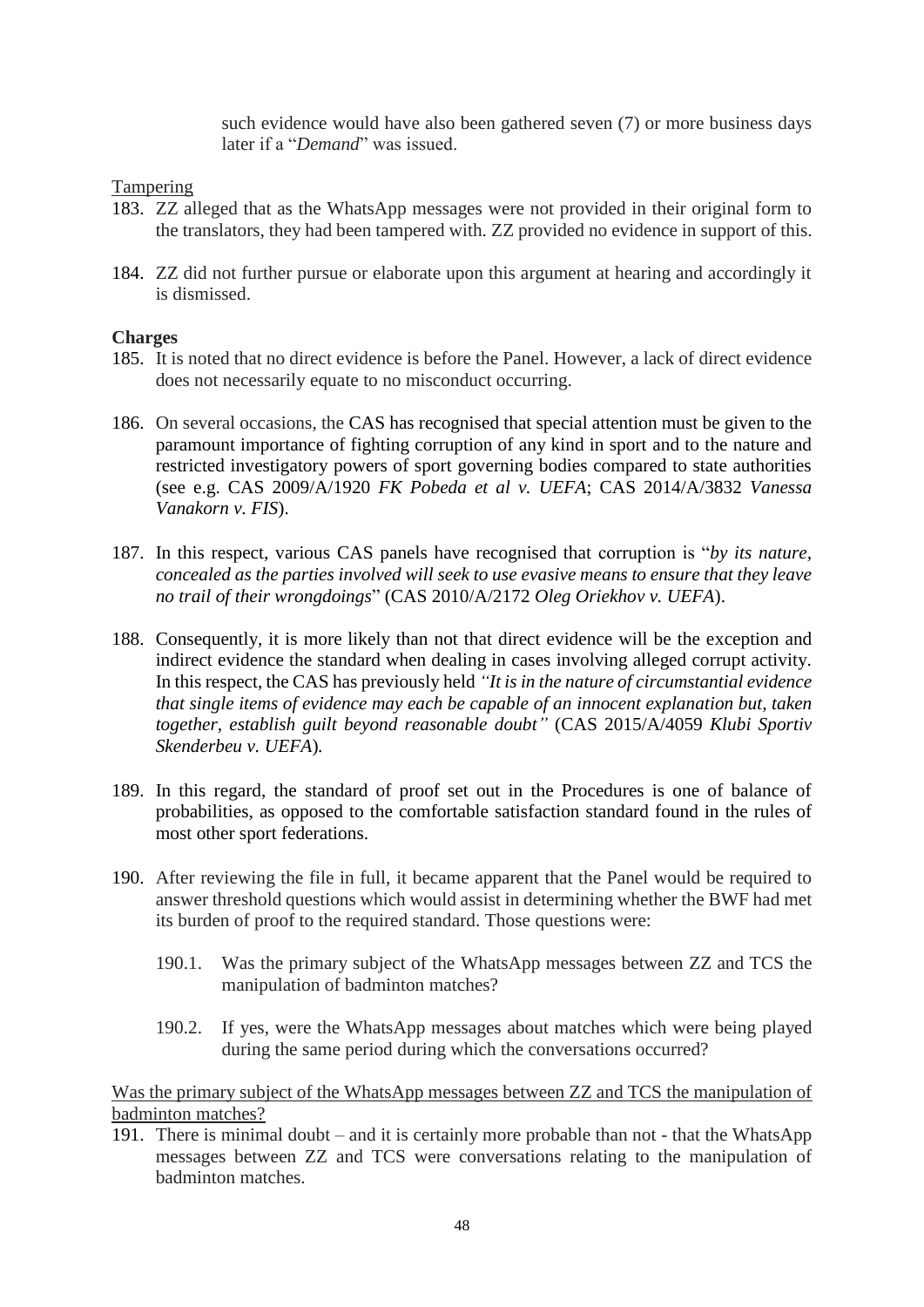such evidence would have also been gathered seven (7) or more business days later if a "*Demand*" was issued.

Tampering

183. ZZ alleged that as the WhatsApp messages were not provided in their original form to the translators, they had been tampered with. ZZ provided no evidence in support of this.

184. ZZ did not further pursue or elaborate upon this argument at hearing and accordingly it is dismissed.

**Charges**

185. It is noted that no direct evidence is before the Panel. However, a lack of direct evidence does not necessarily equate to no misconduct occurring.

186. On several occasions, the CAS has recognised that special attention must be given to the paramount importance of fighting corruption of any kind in sport and to the nature and restricted investigatory powers of sport governing bodies compared to state authorities (see e.g. CAS 2009/A/1920 *FK Pobeda et al v. UEFA*; CAS 2014/A/3832 *Vanessa Vanakorn v. FIS*).

187. In this respect, various CAS panels have recognised that corruption is "*by its nature, concealed as the parties involved will seek to use evasive means to ensure that they leave no trail of their wrongdoings*" (CAS 2010/A/2172 *Oleg Oriekhov v. UEFA*).

188. Consequently, it is more likely than not that direct evidence will be the exception and indirect evidence the standard when dealing in cases involving alleged corrupt activity. In this respect, the CAS has previously held *"It is in the nature of circumstantial evidence that single items of evidence may each be capable of an innocent explanation but, taken together, establish guilt beyond reasonable doubt"* (CAS 2015/A/4059 *Klubi Sportiv Skenderbeu v. UEFA*).

189. In this regard, the standard of proof set out in the Procedures is one of balance of probabilities, as opposed to the comfortable satisfaction standard found in the rules of most other sport federations.

190. After reviewing the file in full, it became apparent that the Panel would be required to answer threshold questions which would assist in determining whether the BWF had met its burden of proof to the required standard. Those questions were:

    190.1. Was the primary subject of the WhatsApp messages between ZZ and TCS the manipulation of badminton matches?

    190.2. If yes, were the WhatsApp messages about matches which were being played during the same period during which the conversations occurred?

Was the primary subject of the WhatsApp messages between ZZ and TCS the manipulation of badminton matches?

191. There is minimal doubt – and it is certainly more probable than not - that the WhatsApp messages between ZZ and TCS were conversations relating to the manipulation of badminton matches.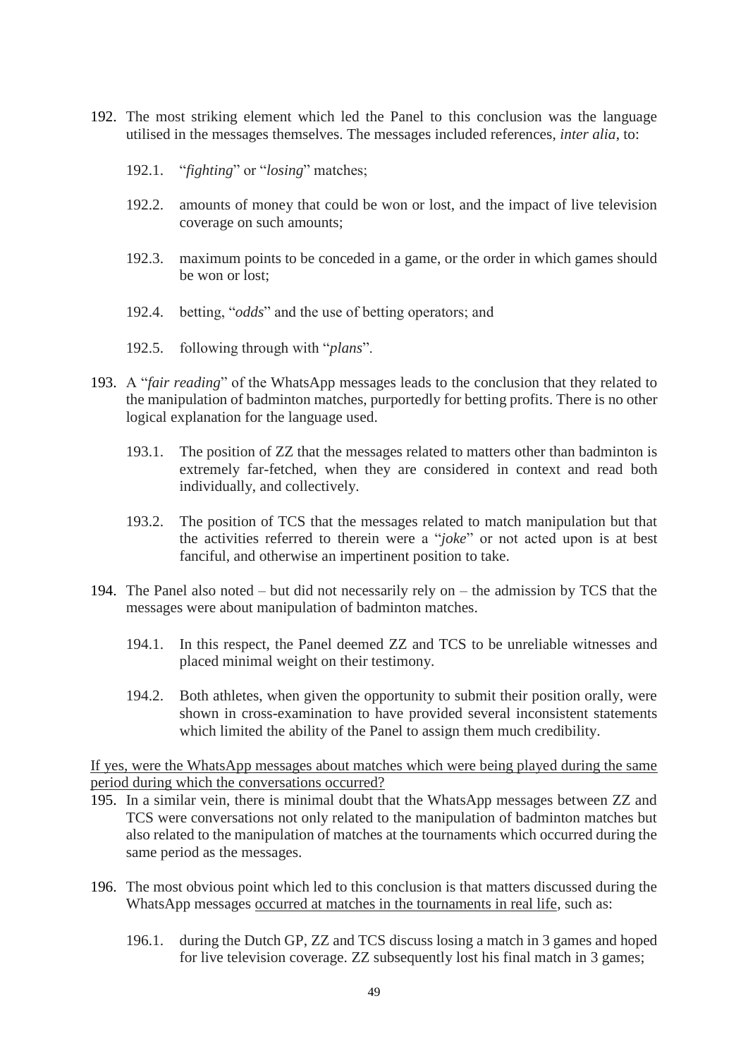192. The most striking element which led the Panel to this conclusion was the language utilised in the messages themselves. The messages included references, *inter alia*, to:

    192.1. "*fighting*" or "*losing*" matches;

    192.2. amounts of money that could be won or lost, and the impact of live television coverage on such amounts;

    192.3. maximum points to be conceded in a game, or the order in which games should be won or lost;

    192.4. betting, "*odds*" and the use of betting operators; and

    192.5. following through with "*plans*".

193. A "*fair reading*" of the WhatsApp messages leads to the conclusion that they related to the manipulation of badminton matches, purportedly for betting profits. There is no other logical explanation for the language used.

    193.1. The position of ZZ that the messages related to matters other than badminton is extremely far-fetched, when they are considered in context and read both individually, and collectively.

    193.2. The position of TCS that the messages related to match manipulation but that the activities referred to therein were a "*joke*" or not acted upon is at best fanciful, and otherwise an impertinent position to take.

194. The Panel also noted – but did not necessarily rely on – the admission by TCS that the messages were about manipulation of badminton matches.

    194.1. In this respect, the Panel deemed ZZ and TCS to be unreliable witnesses and placed minimal weight on their testimony.

    194.2. Both athletes, when given the opportunity to submit their position orally, were shown in cross-examination to have provided several inconsistent statements which limited the ability of the Panel to assign them much credibility.

<u>If yes, were the WhatsApp messages about matches which were being played during the same period during which the conversations occurred?</u>

195. In a similar vein, there is minimal doubt that the WhatsApp messages between ZZ and TCS were conversations not only related to the manipulation of badminton matches but also related to the manipulation of matches at the tournaments which occurred during the same period as the messages.

196. The most obvious point which led to this conclusion is that matters discussed during the WhatsApp messages <u>occurred at matches in the tournaments in real life</u>, such as:

    196.1. during the Dutch GP, ZZ and TCS discuss losing a match in 3 games and hoped for live television coverage. ZZ subsequently lost his final match in 3 games;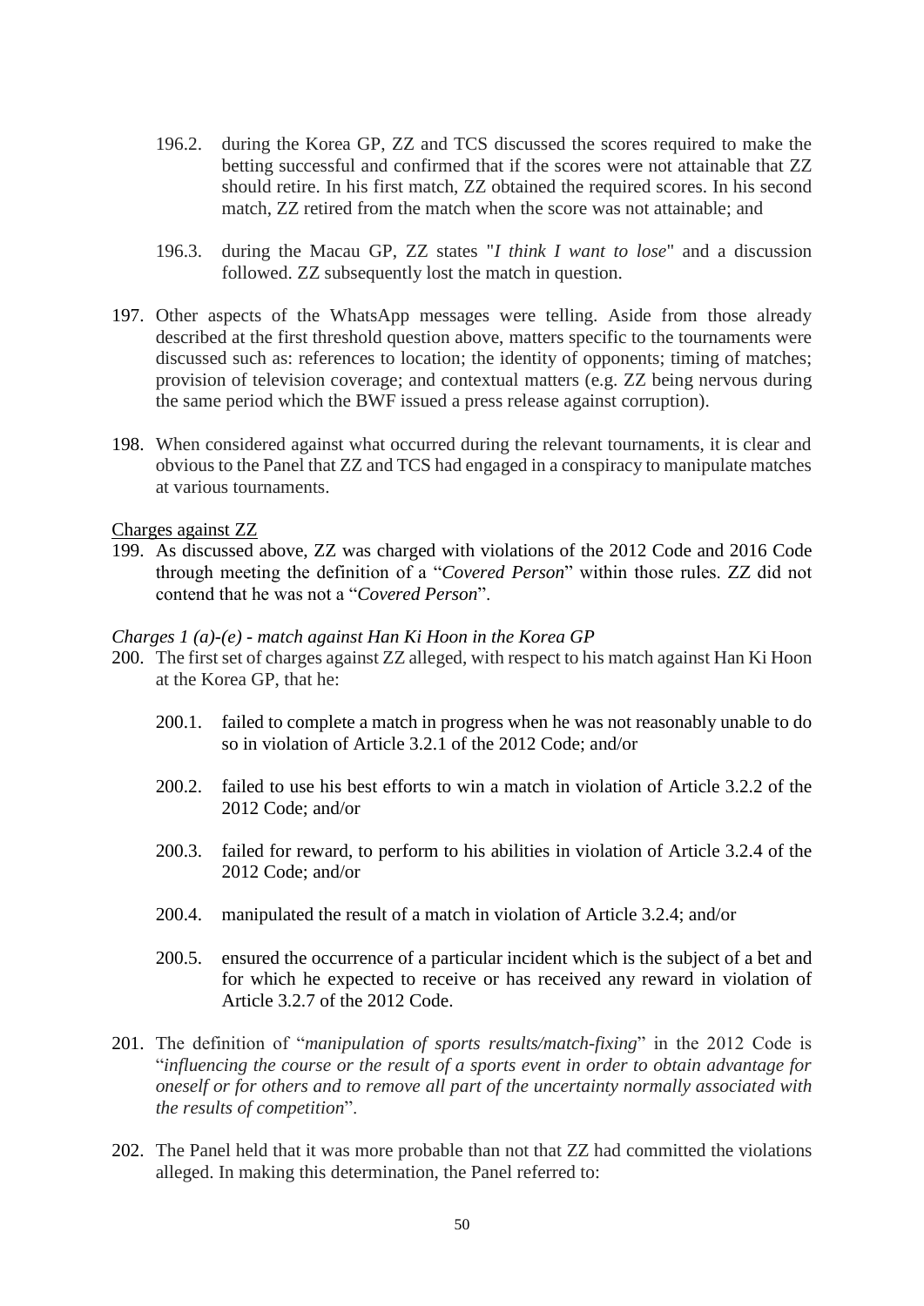196.2. during the Korea GP, ZZ and TCS discussed the scores required to make the betting successful and confirmed that if the scores were not attainable that ZZ should retire. In his first match, ZZ obtained the required scores. In his second match, ZZ retired from the match when the score was not attainable; and

196.3. during the Macau GP, ZZ states "*I think I want to lose*" and a discussion followed. ZZ subsequently lost the match in question.

197. Other aspects of the WhatsApp messages were telling. Aside from those already described at the first threshold question above, matters specific to the tournaments were discussed such as: references to location; the identity of opponents; timing of matches; provision of television coverage; and contextual matters (e.g. ZZ being nervous during the same period which the BWF issued a press release against corruption).

198. When considered against what occurred during the relevant tournaments, it is clear and obvious to the Panel that ZZ and TCS had engaged in a conspiracy to manipulate matches at various tournaments.

Charges against ZZ

199. As discussed above, ZZ was charged with violations of the 2012 Code and 2016 Code through meeting the definition of a "*Covered Person*" within those rules. ZZ did not contend that he was not a "*Covered Person*".

*Charges 1 (a)-(e) - match against Han Ki Hoon in the Korea GP*

200. The first set of charges against ZZ alleged, with respect to his match against Han Ki Hoon at the Korea GP, that he:

200.1. failed to complete a match in progress when he was not reasonably unable to do so in violation of Article 3.2.1 of the 2012 Code; and/or

200.2. failed to use his best efforts to win a match in violation of Article 3.2.2 of the 2012 Code; and/or

200.3. failed for reward, to perform to his abilities in violation of Article 3.2.4 of the 2012 Code; and/or

200.4. manipulated the result of a match in violation of Article 3.2.4; and/or

200.5. ensured the occurrence of a particular incident which is the subject of a bet and for which he expected to receive or has received any reward in violation of Article 3.2.7 of the 2012 Code.

201. The definition of "*manipulation of sports results/match-fixing*" in the 2012 Code is "*influencing the course or the result of a sports event in order to obtain advantage for oneself or for others and to remove all part of the uncertainty normally associated with the results of competition*".

202. The Panel held that it was more probable than not that ZZ had committed the violations alleged. In making this determination, the Panel referred to: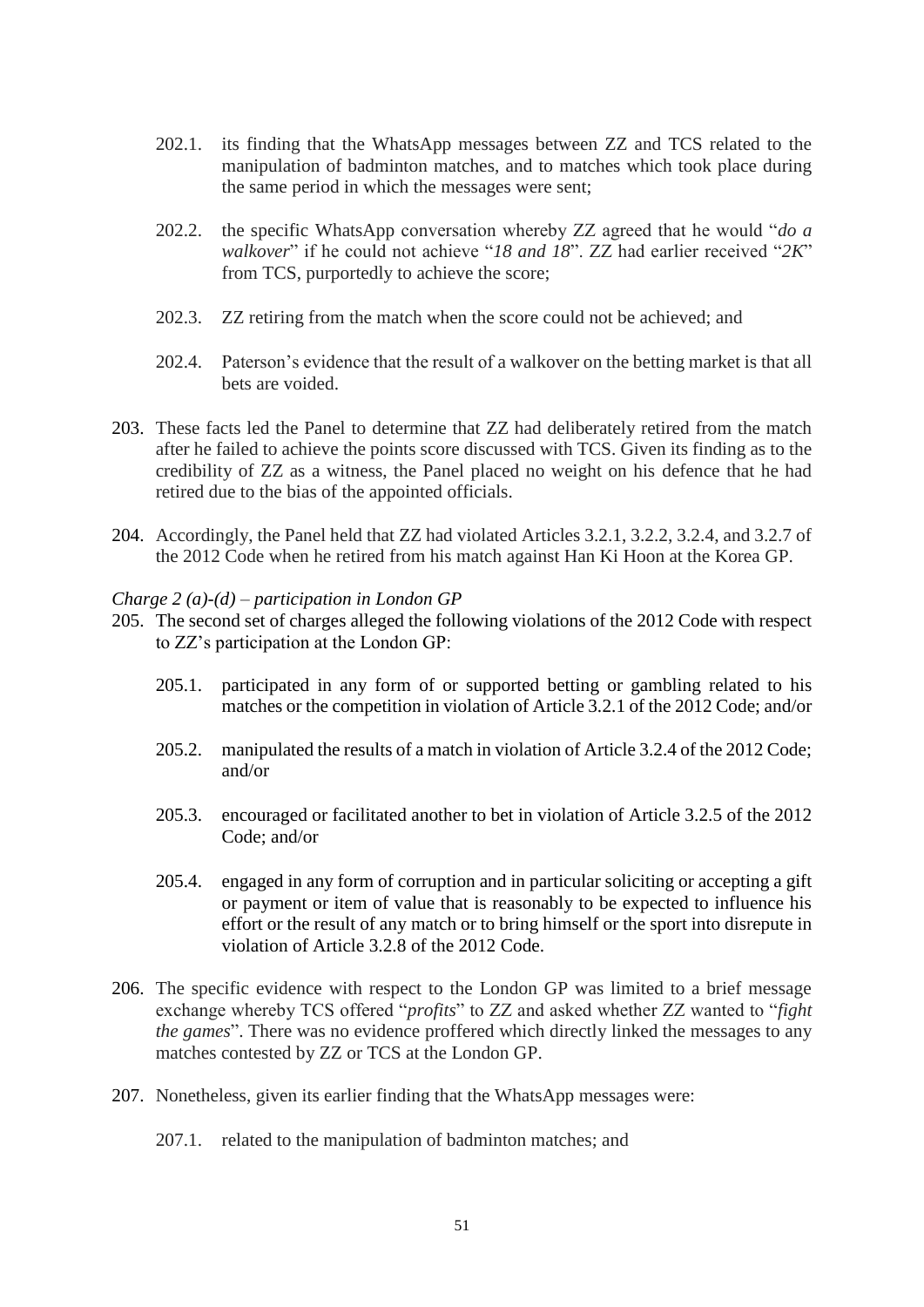202.1. its finding that the WhatsApp messages between ZZ and TCS related to the manipulation of badminton matches, and to matches which took place during the same period in which the messages were sent;

202.2. the specific WhatsApp conversation whereby ZZ agreed that he would "*do a walkover*" if he could not achieve "*18 and 18*". ZZ had earlier received "*2K*" from TCS, purportedly to achieve the score;

202.3. ZZ retiring from the match when the score could not be achieved; and

202.4. Paterson's evidence that the result of a walkover on the betting market is that all bets are voided.

203. These facts led the Panel to determine that ZZ had deliberately retired from the match after he failed to achieve the points score discussed with TCS. Given its finding as to the credibility of ZZ as a witness, the Panel placed no weight on his defence that he had retired due to the bias of the appointed officials.

204. Accordingly, the Panel held that ZZ had violated Articles 3.2.1, 3.2.2, 3.2.4, and 3.2.7 of the 2012 Code when he retired from his match against Han Ki Hoon at the Korea GP.

*Charge 2 (a)-(d) – participation in London GP*

205. The second set of charges alleged the following violations of the 2012 Code with respect to ZZ's participation at the London GP:

205.1. participated in any form of or supported betting or gambling related to his matches or the competition in violation of Article 3.2.1 of the 2012 Code; and/or

205.2. manipulated the results of a match in violation of Article 3.2.4 of the 2012 Code; and/or

205.3. encouraged or facilitated another to bet in violation of Article 3.2.5 of the 2012 Code; and/or

205.4. engaged in any form of corruption and in particular soliciting or accepting a gift or payment or item of value that is reasonably to be expected to influence his effort or the result of any match or to bring himself or the sport into disrepute in violation of Article 3.2.8 of the 2012 Code.

206. The specific evidence with respect to the London GP was limited to a brief message exchange whereby TCS offered "*profits*" to ZZ and asked whether ZZ wanted to "*fight the games*". There was no evidence proffered which directly linked the messages to any matches contested by ZZ or TCS at the London GP.

207. Nonetheless, given its earlier finding that the WhatsApp messages were:

207.1. related to the manipulation of badminton matches; and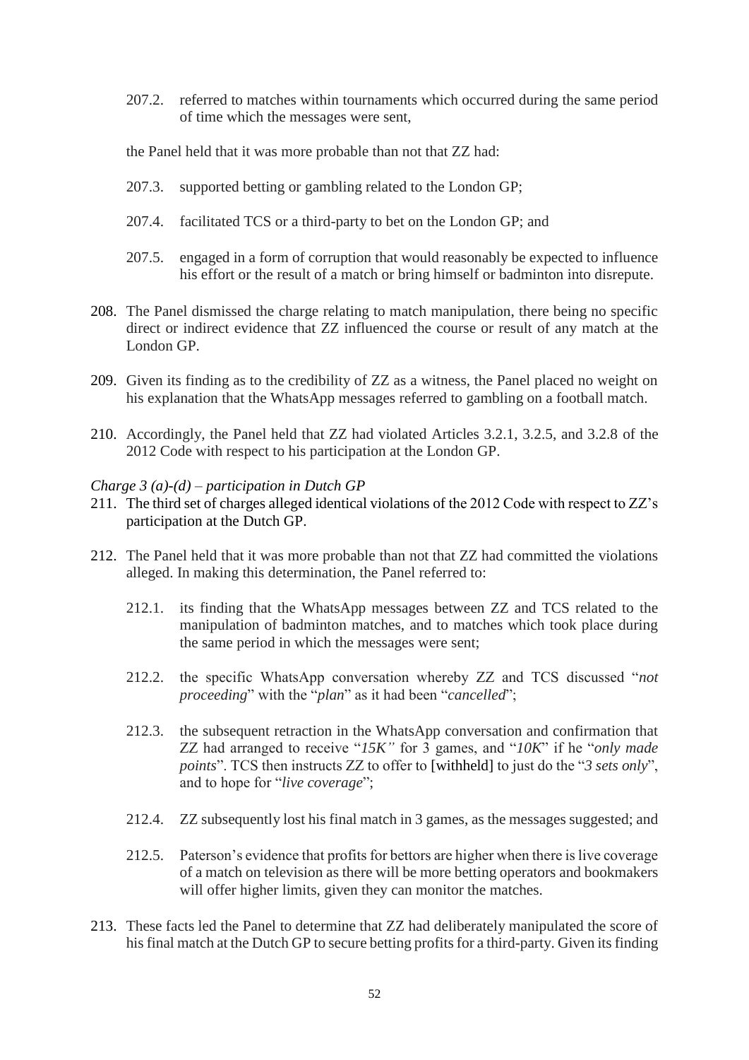207.2. referred to matches within tournaments which occurred during the same period of time which the messages were sent,

the Panel held that it was more probable than not that ZZ had:

207.3. supported betting or gambling related to the London GP;

207.4. facilitated TCS or a third-party to bet on the London GP; and

207.5. engaged in a form of corruption that would reasonably be expected to influence his effort or the result of a match or bring himself or badminton into disrepute.

208. The Panel dismissed the charge relating to match manipulation, there being no specific direct or indirect evidence that ZZ influenced the course or result of any match at the London GP.

209. Given its finding as to the credibility of ZZ as a witness, the Panel placed no weight on his explanation that the WhatsApp messages referred to gambling on a football match.

210. Accordingly, the Panel held that ZZ had violated Articles 3.2.1, 3.2.5, and 3.2.8 of the 2012 Code with respect to his participation at the London GP.

*Charge 3 (a)-(d) – participation in Dutch GP*

211. The third set of charges alleged identical violations of the 2012 Code with respect to ZZ's participation at the Dutch GP.

212. The Panel held that it was more probable than not that ZZ had committed the violations alleged. In making this determination, the Panel referred to:

212.1. its finding that the WhatsApp messages between ZZ and TCS related to the manipulation of badminton matches, and to matches which took place during the same period in which the messages were sent;

212.2. the specific WhatsApp conversation whereby ZZ and TCS discussed "*not proceeding*" with the "*plan*" as it had been "*cancelled*";

212.3. the subsequent retraction in the WhatsApp conversation and confirmation that ZZ had arranged to receive "*15K"* for 3 games, and "*10K*" if he "*only made points*". TCS then instructs ZZ to offer to [withheld] to just do the "*3 sets only*", and to hope for "*live coverage*";

212.4. ZZ subsequently lost his final match in 3 games, as the messages suggested; and

212.5. Paterson's evidence that profits for bettors are higher when there is live coverage of a match on television as there will be more betting operators and bookmakers will offer higher limits, given they can monitor the matches.

213. These facts led the Panel to determine that ZZ had deliberately manipulated the score of his final match at the Dutch GP to secure betting profits for a third-party. Given its finding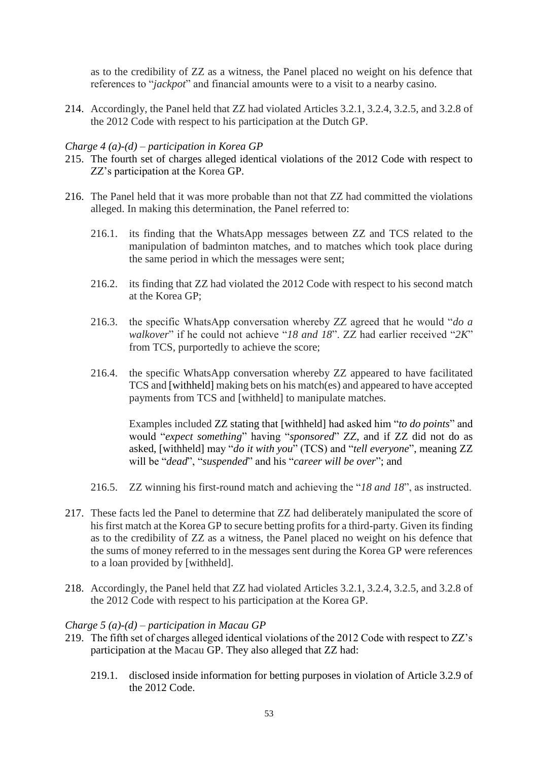as to the credibility of ZZ as a witness, the Panel placed no weight on his defence that references to "*jackpot*" and financial amounts were to a visit to a nearby casino.

214. Accordingly, the Panel held that ZZ had violated Articles 3.2.1, 3.2.4, 3.2.5, and 3.2.8 of the 2012 Code with respect to his participation at the Dutch GP.

*Charge 4 (a)-(d) – participation in Korea GP*

215. The fourth set of charges alleged identical violations of the 2012 Code with respect to ZZ's participation at the Korea GP.

216. The Panel held that it was more probable than not that ZZ had committed the violations alleged. In making this determination, the Panel referred to:

    216.1. its finding that the WhatsApp messages between ZZ and TCS related to the manipulation of badminton matches, and to matches which took place during the same period in which the messages were sent;

    216.2. its finding that ZZ had violated the 2012 Code with respect to his second match at the Korea GP;

    216.3. the specific WhatsApp conversation whereby ZZ agreed that he would "*do a walkover*" if he could not achieve "*18 and 18*". ZZ had earlier received "*2K*" from TCS, purportedly to achieve the score;

    216.4. the specific WhatsApp conversation whereby ZZ appeared to have facilitated TCS and [withheld] making bets on his match(es) and appeared to have accepted payments from TCS and [withheld] to manipulate matches.

    Examples included ZZ stating that [withheld] had asked him "*to do points*" and would "*expect something*" having "*sponsored*" ZZ, and if ZZ did not do as asked, [withheld] may "*do it with you*" (TCS) and "*tell everyone*", meaning ZZ will be "*dead*", "*suspended*" and his "*career will be over*"; and

    216.5. ZZ winning his first-round match and achieving the "*18 and 18*", as instructed.

217. These facts led the Panel to determine that ZZ had deliberately manipulated the score of his first match at the Korea GP to secure betting profits for a third-party. Given its finding as to the credibility of ZZ as a witness, the Panel placed no weight on his defence that the sums of money referred to in the messages sent during the Korea GP were references to a loan provided by [withheld].

218. Accordingly, the Panel held that ZZ had violated Articles 3.2.1, 3.2.4, 3.2.5, and 3.2.8 of the 2012 Code with respect to his participation at the Korea GP.

*Charge 5 (a)-(d) – participation in Macau GP*

219. The fifth set of charges alleged identical violations of the 2012 Code with respect to ZZ's participation at the Macau GP. They also alleged that ZZ had:

    219.1. disclosed inside information for betting purposes in violation of Article 3.2.9 of the 2012 Code.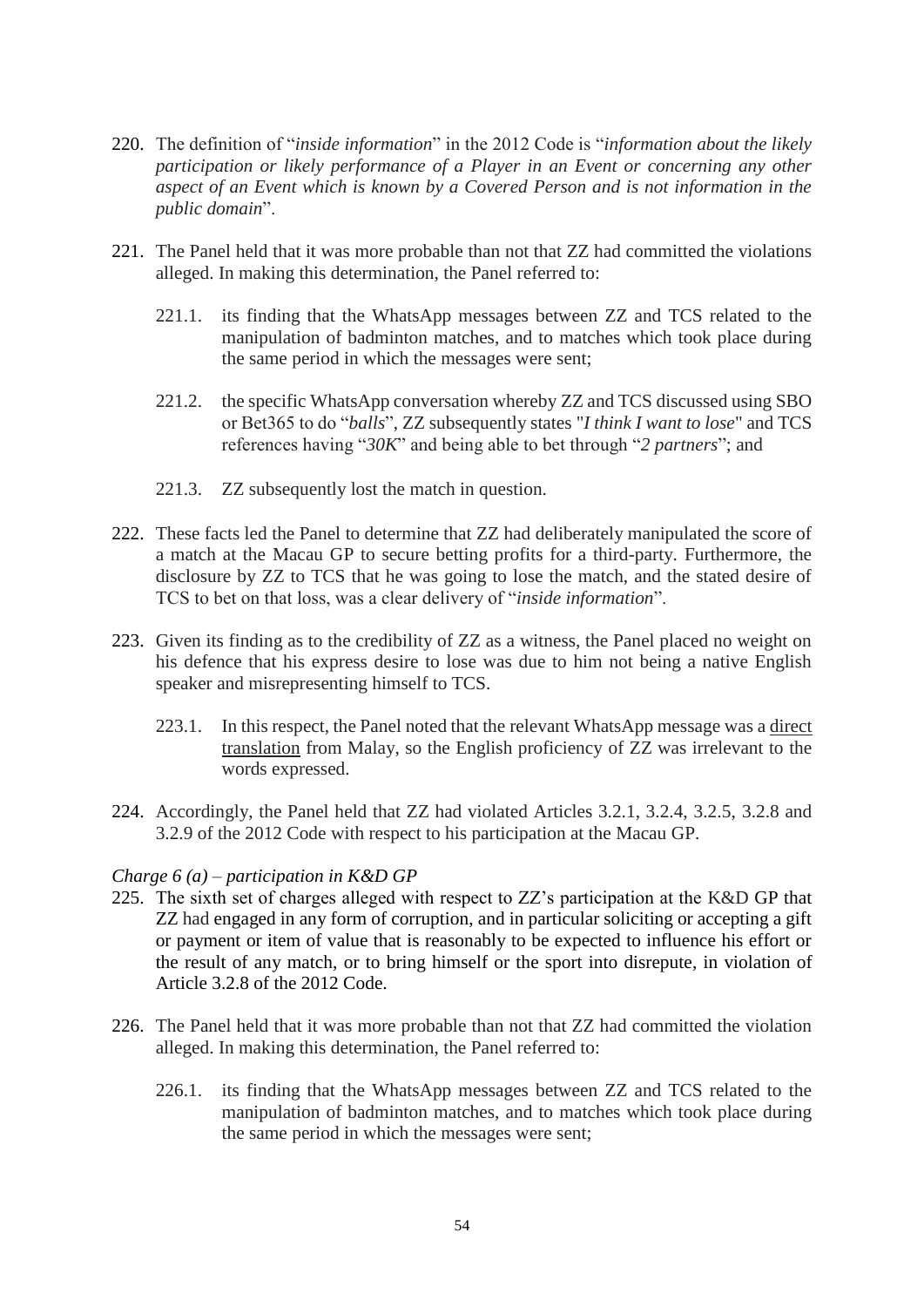220. The definition of "*inside information*" in the 2012 Code is "*information about the likely participation or likely performance of a Player in an Event or concerning any other aspect of an Event which is known by a Covered Person and is not information in the public domain*".

221. The Panel held that it was more probable than not that ZZ had committed the violations alleged. In making this determination, the Panel referred to:

    221.1. its finding that the WhatsApp messages between ZZ and TCS related to the manipulation of badminton matches, and to matches which took place during the same period in which the messages were sent;

    221.2. the specific WhatsApp conversation whereby ZZ and TCS discussed using SBO or Bet365 to do "*balls*", ZZ subsequently states "*I think I want to lose*" and TCS references having "*30K*" and being able to bet through "*2 partners*"; and

    221.3. ZZ subsequently lost the match in question.

222. These facts led the Panel to determine that ZZ had deliberately manipulated the score of a match at the Macau GP to secure betting profits for a third-party. Furthermore, the disclosure by ZZ to TCS that he was going to lose the match, and the stated desire of TCS to bet on that loss, was a clear delivery of "*inside information*".

223. Given its finding as to the credibility of ZZ as a witness, the Panel placed no weight on his defence that his express desire to lose was due to him not being a native English speaker and misrepresenting himself to TCS.

    223.1. In this respect, the Panel noted that the relevant WhatsApp message was a <u>direct translation</u> from Malay, so the English proficiency of ZZ was irrelevant to the words expressed.

224. Accordingly, the Panel held that ZZ had violated Articles 3.2.1, 3.2.4, 3.2.5, 3.2.8 and 3.2.9 of the 2012 Code with respect to his participation at the Macau GP.

*Charge 6 (a) – participation in K&D GP*

225. The sixth set of charges alleged with respect to ZZ's participation at the K&D GP that ZZ had engaged in any form of corruption, and in particular soliciting or accepting a gift or payment or item of value that is reasonably to be expected to influence his effort or the result of any match, or to bring himself or the sport into disrepute, in violation of Article 3.2.8 of the 2012 Code.

226. The Panel held that it was more probable than not that ZZ had committed the violation alleged. In making this determination, the Panel referred to:

    226.1. its finding that the WhatsApp messages between ZZ and TCS related to the manipulation of badminton matches, and to matches which took place during the same period in which the messages were sent;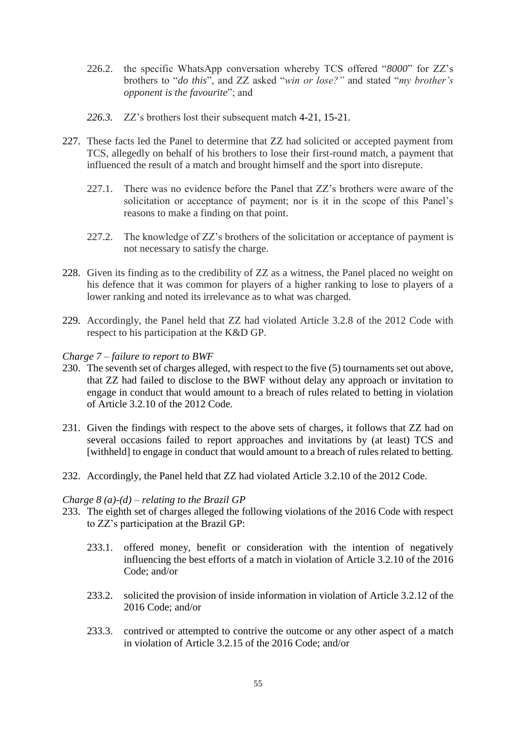226.2. the specific WhatsApp conversation whereby TCS offered "*8000*" for ZZ's brothers to "*do this*", and ZZ asked "*win or lose?"* and stated "*my brother's opponent is the favourite*"; and

*226.3.* ZZ's brothers lost their subsequent match 4-21, 15-21.

227. These facts led the Panel to determine that ZZ had solicited or accepted payment from TCS, allegedly on behalf of his brothers to lose their first-round match, a payment that influenced the result of a match and brought himself and the sport into disrepute.

227.1. There was no evidence before the Panel that ZZ's brothers were aware of the solicitation or acceptance of payment; nor is it in the scope of this Panel's reasons to make a finding on that point.

227.2. The knowledge of ZZ's brothers of the solicitation or acceptance of payment is not necessary to satisfy the charge.

228. Given its finding as to the credibility of ZZ as a witness, the Panel placed no weight on his defence that it was common for players of a higher ranking to lose to players of a lower ranking and noted its irrelevance as to what was charged.

229. Accordingly, the Panel held that ZZ had violated Article 3.2.8 of the 2012 Code with respect to his participation at the K&D GP.

*Charge 7 – failure to report to BWF*

230. The seventh set of charges alleged, with respect to the five (5) tournaments set out above, that ZZ had failed to disclose to the BWF without delay any approach or invitation to engage in conduct that would amount to a breach of rules related to betting in violation of Article 3.2.10 of the 2012 Code.

231. Given the findings with respect to the above sets of charges, it follows that ZZ had on several occasions failed to report approaches and invitations by (at least) TCS and [withheld] to engage in conduct that would amount to a breach of rules related to betting.

232. Accordingly, the Panel held that ZZ had violated Article 3.2.10 of the 2012 Code.

*Charge 8 (a)-(d) – relating to the Brazil GP*

233. The eighth set of charges alleged the following violations of the 2016 Code with respect to ZZ's participation at the Brazil GP:

233.1. offered money, benefit or consideration with the intention of negatively influencing the best efforts of a match in violation of Article 3.2.10 of the 2016 Code; and/or

233.2. solicited the provision of inside information in violation of Article 3.2.12 of the 2016 Code; and/or

233.3. contrived or attempted to contrive the outcome or any other aspect of a match in violation of Article 3.2.15 of the 2016 Code; and/or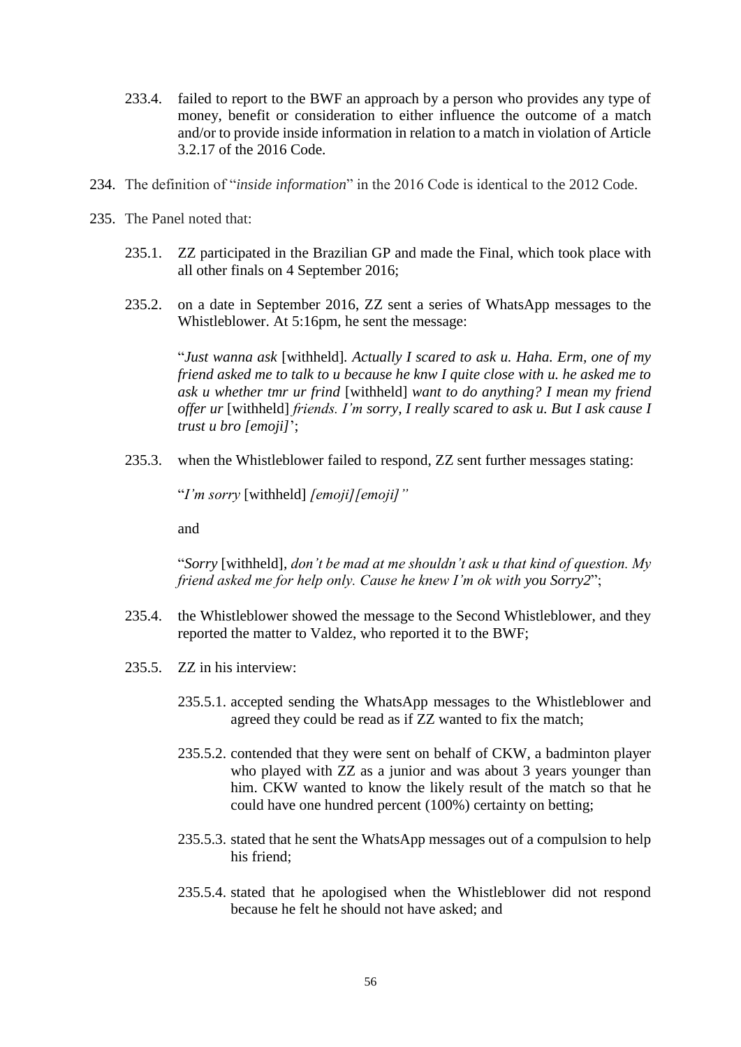233.4. failed to report to the BWF an approach by a person who provides any type of money, benefit or consideration to either influence the outcome of a match and/or to provide inside information in relation to a match in violation of Article 3.2.17 of the 2016 Code.

234. The definition of "*inside information*" in the 2016 Code is identical to the 2012 Code.

235. The Panel noted that:

235.1. ZZ participated in the Brazilian GP and made the Final, which took place with all other finals on 4 September 2016;

235.2. on a date in September 2016, ZZ sent a series of WhatsApp messages to the Whistleblower. At 5:16pm, he sent the message:

> "*Just wanna ask* [withheld]*. Actually I scared to ask u. Haha. Erm, one of my friend asked me to talk to u because he knw I quite close with u. he asked me to ask u whether tmr ur frind* [withheld] *want to do anything? I mean my friend offer ur* [withheld] *friends. I'm sorry, I really scared to ask u. But I ask cause I trust u bro [emoji]*";

235.3. when the Whistleblower failed to respond, ZZ sent further messages stating:

> "*I'm sorry* [withheld] *[emoji][emoji]"*

and

> "*Sorry* [withheld]*, don't be mad at me shouldn't ask u that kind of question. My friend asked me for help only. Cause he knew I'm ok with you Sorry2*";

235.4. the Whistleblower showed the message to the Second Whistleblower, and they reported the matter to Valdez, who reported it to the BWF;

235.5. ZZ in his interview:

235.5.1. accepted sending the WhatsApp messages to the Whistleblower and agreed they could be read as if ZZ wanted to fix the match;

235.5.2. contended that they were sent on behalf of CKW, a badminton player who played with ZZ as a junior and was about 3 years younger than him. CKW wanted to know the likely result of the match so that he could have one hundred percent (100%) certainty on betting;

235.5.3. stated that he sent the WhatsApp messages out of a compulsion to help his friend;

235.5.4. stated that he apologised when the Whistleblower did not respond because he felt he should not have asked; and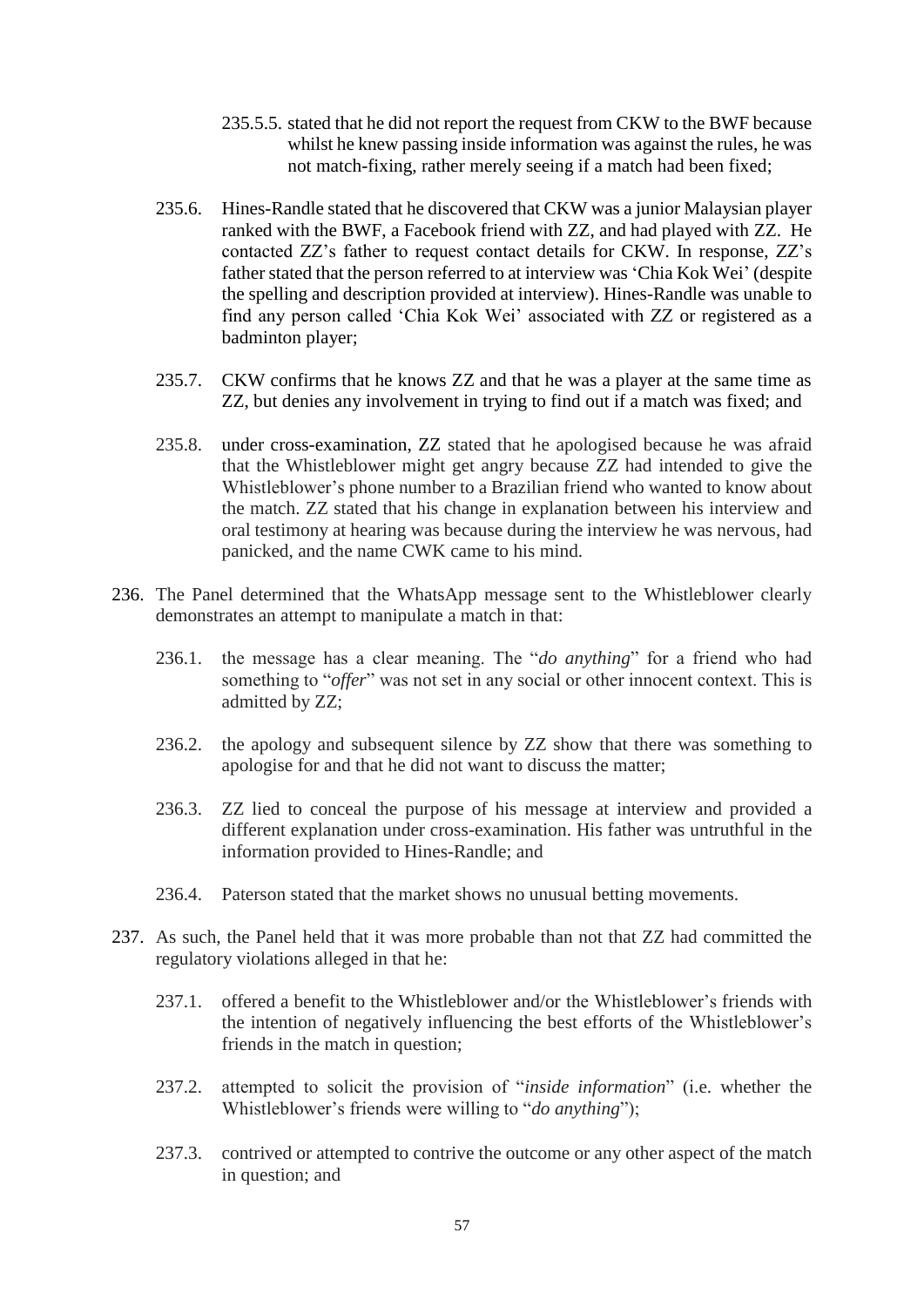235.5.5. stated that he did not report the request from CKW to the BWF because whilst he knew passing inside information was against the rules, he was not match-fixing, rather merely seeing if a match had been fixed;

235.6. Hines-Randle stated that he discovered that CKW was a junior Malaysian player ranked with the BWF, a Facebook friend with ZZ, and had played with ZZ. He contacted ZZ's father to request contact details for CKW. In response, ZZ's father stated that the person referred to at interview was 'Chia Kok Wei' (despite the spelling and description provided at interview). Hines-Randle was unable to find any person called 'Chia Kok Wei' associated with ZZ or registered as a badminton player;

235.7. CKW confirms that he knows ZZ and that he was a player at the same time as ZZ, but denies any involvement in trying to find out if a match was fixed; and

235.8. under cross-examination, ZZ stated that he apologised because he was afraid that the Whistleblower might get angry because ZZ had intended to give the Whistleblower's phone number to a Brazilian friend who wanted to know about the match. ZZ stated that his change in explanation between his interview and oral testimony at hearing was because during the interview he was nervous, had panicked, and the name CWK came to his mind.

236. The Panel determined that the WhatsApp message sent to the Whistleblower clearly demonstrates an attempt to manipulate a match in that:

236.1. the message has a clear meaning. The "*do anything*" for a friend who had something to "*offer*" was not set in any social or other innocent context. This is admitted by ZZ;

236.2. the apology and subsequent silence by ZZ show that there was something to apologise for and that he did not want to discuss the matter;

236.3. ZZ lied to conceal the purpose of his message at interview and provided a different explanation under cross-examination. His father was untruthful in the information provided to Hines-Randle; and

236.4. Paterson stated that the market shows no unusual betting movements.

237. As such, the Panel held that it was more probable than not that ZZ had committed the regulatory violations alleged in that he:

237.1. offered a benefit to the Whistleblower and/or the Whistleblower's friends with the intention of negatively influencing the best efforts of the Whistleblower's friends in the match in question;

237.2. attempted to solicit the provision of "*inside information*" (i.e. whether the Whistleblower's friends were willing to "*do anything*");

237.3. contrived or attempted to contrive the outcome or any other aspect of the match in question; and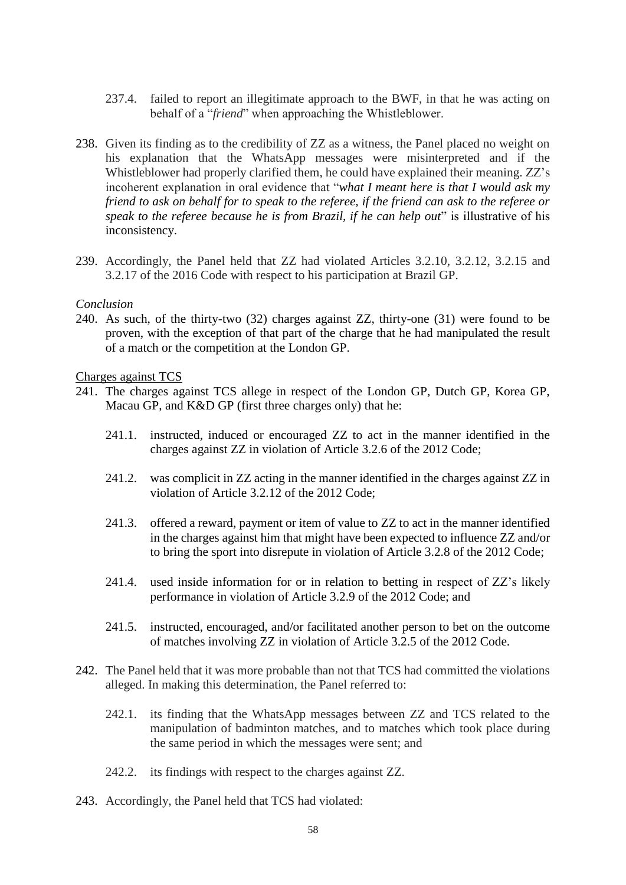237.4. failed to report an illegitimate approach to the BWF, in that he was acting on behalf of a "*friend*" when approaching the Whistleblower.

238. Given its finding as to the credibility of ZZ as a witness, the Panel placed no weight on his explanation that the WhatsApp messages were misinterpreted and if the Whistleblower had properly clarified them, he could have explained their meaning. ZZ's incoherent explanation in oral evidence that "*what I meant here is that I would ask my friend to ask on behalf for to speak to the referee, if the friend can ask to the referee or speak to the referee because he is from Brazil, if he can help out*" is illustrative of his inconsistency.

239. Accordingly, the Panel held that ZZ had violated Articles 3.2.10, 3.2.12, 3.2.15 and 3.2.17 of the 2016 Code with respect to his participation at Brazil GP.

*Conclusion*

240. As such, of the thirty-two (32) charges against ZZ, thirty-one (31) were found to be proven, with the exception of that part of the charge that he had manipulated the result of a match or the competition at the London GP.

Charges against TCS

241. The charges against TCS allege in respect of the London GP, Dutch GP, Korea GP, Macau GP, and K&D GP (first three charges only) that he:

    241.1. instructed, induced or encouraged ZZ to act in the manner identified in the charges against ZZ in violation of Article 3.2.6 of the 2012 Code;

    241.2. was complicit in ZZ acting in the manner identified in the charges against ZZ in violation of Article 3.2.12 of the 2012 Code;

    241.3. offered a reward, payment or item of value to ZZ to act in the manner identified in the charges against him that might have been expected to influence ZZ and/or to bring the sport into disrepute in violation of Article 3.2.8 of the 2012 Code;

    241.4. used inside information for or in relation to betting in respect of ZZ's likely performance in violation of Article 3.2.9 of the 2012 Code; and

    241.5. instructed, encouraged, and/or facilitated another person to bet on the outcome of matches involving ZZ in violation of Article 3.2.5 of the 2012 Code.

242. The Panel held that it was more probable than not that TCS had committed the violations alleged. In making this determination, the Panel referred to:

    242.1. its finding that the WhatsApp messages between ZZ and TCS related to the manipulation of badminton matches, and to matches which took place during the same period in which the messages were sent; and

    242.2. its findings with respect to the charges against ZZ.

243. Accordingly, the Panel held that TCS had violated: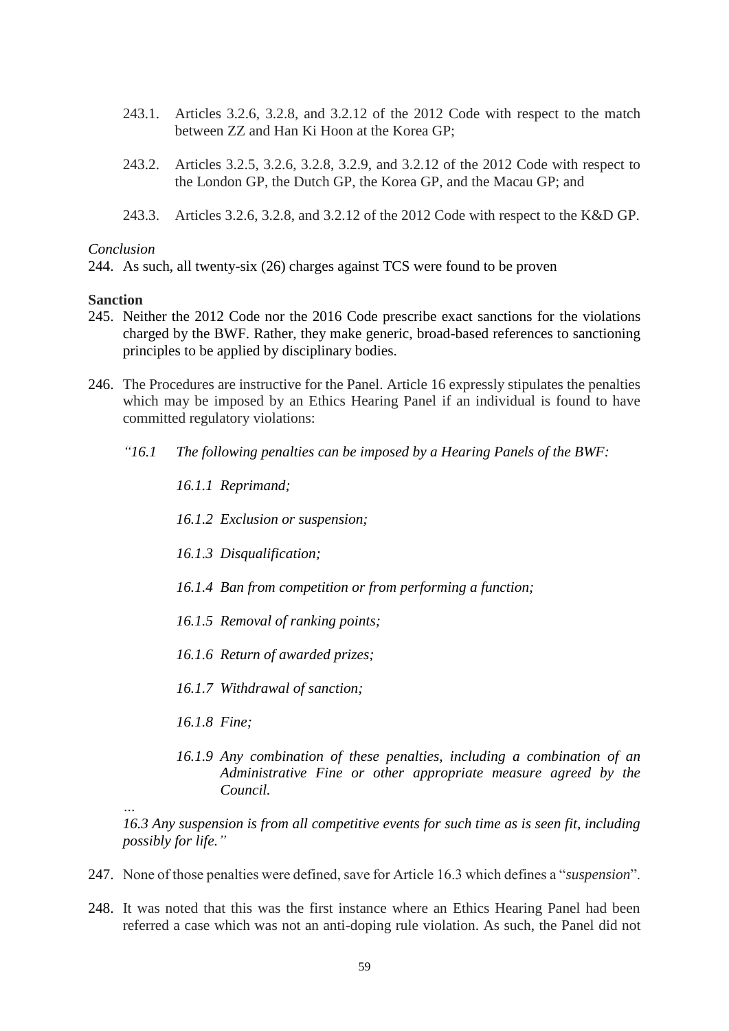243.1. Articles 3.2.6, 3.2.8, and 3.2.12 of the 2012 Code with respect to the match between ZZ and Han Ki Hoon at the Korea GP;

243.2. Articles 3.2.5, 3.2.6, 3.2.8, 3.2.9, and 3.2.12 of the 2012 Code with respect to the London GP, the Dutch GP, the Korea GP, and the Macau GP; and

243.3. Articles 3.2.6, 3.2.8, and 3.2.12 of the 2012 Code with respect to the K&D GP.

*Conclusion*

244. As such, all twenty-six (26) charges against TCS were found to be proven

**Sanction**

245. Neither the 2012 Code nor the 2016 Code prescribe exact sanctions for the violations charged by the BWF. Rather, they make generic, broad-based references to sanctioning principles to be applied by disciplinary bodies.

246. The Procedures are instructive for the Panel. Article 16 expressly stipulates the penalties which may be imposed by an Ethics Hearing Panel if an individual is found to have committed regulatory violations:

*"16.1 The following penalties can be imposed by a Hearing Panels of the BWF:*

*16.1.1 Reprimand;*

*16.1.2 Exclusion or suspension;*

*16.1.3 Disqualification;*

*16.1.4 Ban from competition or from performing a function;*

*16.1.5 Removal of ranking points;*

*16.1.6 Return of awarded prizes;*

*16.1.7 Withdrawal of sanction;*

*16.1.8 Fine;*

*16.1.9 Any combination of these penalties, including a combination of an Administrative Fine or other appropriate measure agreed by the Council.*

*…*

*16.3 Any suspension is from all competitive events for such time as is seen fit, including possibly for life."*

247. None of those penalties were defined, save for Article 16.3 which defines a "*suspension*".

248. It was noted that this was the first instance where an Ethics Hearing Panel had been referred a case which was not an anti-doping rule violation. As such, the Panel did not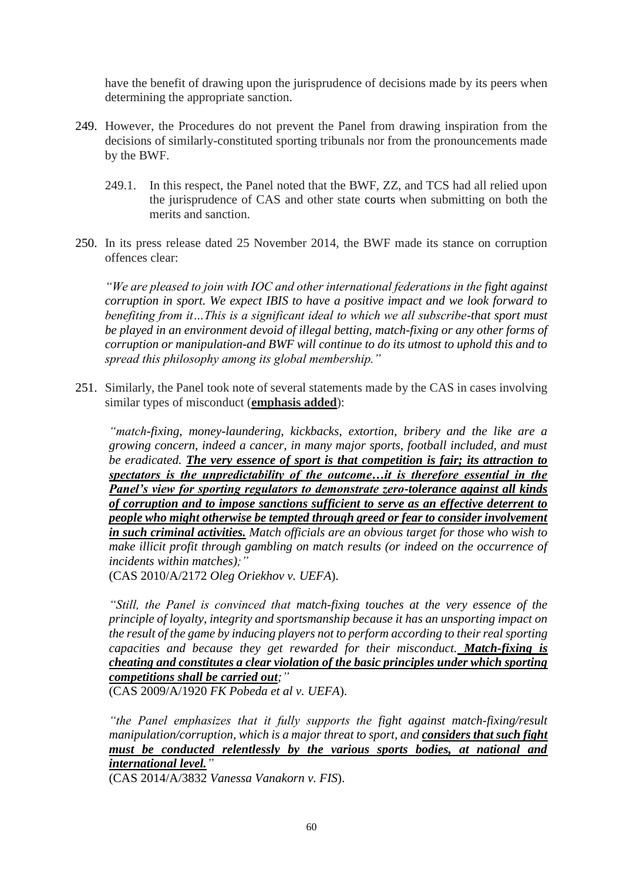have the benefit of drawing upon the jurisprudence of decisions made by its peers when determining the appropriate sanction.

249. However, the Procedures do not prevent the Panel from drawing inspiration from the decisions of similarly-constituted sporting tribunals nor from the pronouncements made by the BWF.

   249.1. In this respect, the Panel noted that the BWF, ZZ, and TCS had all relied upon the jurisprudence of CAS and other state courts when submitting on both the merits and sanction.

250. In its press release dated 25 November 2014, the BWF made its stance on corruption offences clear:

*"We are pleased to join with IOC and other international federations in the fight against corruption in sport. We expect IBIS to have a positive impact and we look forward to benefiting from it…This is a significant ideal to which we all subscribe-that sport must be played in an environment devoid of illegal betting, match-fixing or any other forms of corruption or manipulation-and BWF will continue to do its utmost to uphold this and to spread this philosophy among its global membership."*

251. Similarly, the Panel took note of several statements made by the CAS in cases involving similar types of misconduct (**<u>emphasis added</u>**):

*"match-fixing, money-laundering, kickbacks, extortion, bribery and the like are a growing concern, indeed a cancer, in many major sports, football included, and must be eradicated.* ***<u>The very essence of sport is that competition is fair; its attraction to spectators is the unpredictability of the outcome…it is therefore essential in the Panel's view for sporting regulators to demonstrate zero-tolerance against all kinds of corruption and to impose sanctions sufficient to serve as an effective deterrent to people who might otherwise be tempted through greed or fear to consider involvement in such criminal activities.</u>*** *Match officials are an obvious target for those who wish to make illicit profit through gambling on match results (or indeed on the occurrence of incidents within matches);"*
(CAS 2010/A/2172 *Oleg Oriekhov v. UEFA*).

*"Still, the Panel is convinced that match-fixing touches at the very essence of the principle of loyalty, integrity and sportsmanship because it has an unsporting impact on the result of the game by inducing players not to perform according to their real sporting capacities and because they get rewarded for their misconduct.* ***<u>Match-fixing is cheating and constitutes a clear violation of the basic principles under which sporting competitions shall be carried out</u>****;"*
(CAS 2009/A/1920 *FK Pobeda et al v. UEFA*).

*"the Panel emphasizes that it fully supports the fight against match-fixing/result manipulation/corruption, which is a major threat to sport, and* ***<u>considers that such fight must be conducted relentlessly by the various sports bodies, at national and international level.</u>****"*
(CAS 2014/A/3832 *Vanessa Vanakorn v. FIS*).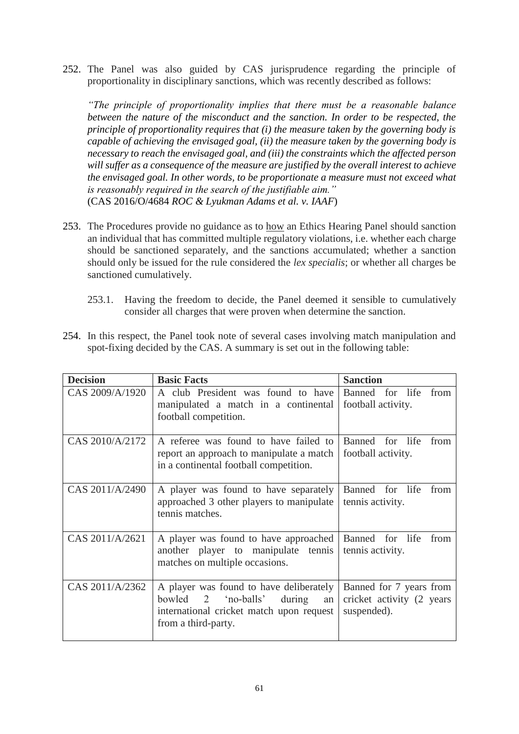252. The Panel was also guided by CAS jurisprudence regarding the principle of proportionality in disciplinary sanctions, which was recently described as follows:

*"The principle of proportionality implies that there must be a reasonable balance between the nature of the misconduct and the sanction. In order to be respected, the principle of proportionality requires that (i) the measure taken by the governing body is capable of achieving the envisaged goal, (ii) the measure taken by the governing body is necessary to reach the envisaged goal, and (iii) the constraints which the affected person will suffer as a consequence of the measure are justified by the overall interest to achieve the envisaged goal. In other words, to be proportionate a measure must not exceed what is reasonably required in the search of the justifiable aim."*
(CAS 2016/O/4684 *ROC & Lyukman Adams et al. v. IAAF*)

253. The Procedures provide no guidance as to how an Ethics Hearing Panel should sanction an individual that has committed multiple regulatory violations, i.e. whether each charge should be sanctioned separately, and the sanctions accumulated; whether a sanction should only be issued for the rule considered the *lex specialis*; or whether all charges be sanctioned cumulatively.

    253.1. Having the freedom to decide, the Panel deemed it sensible to cumulatively consider all charges that were proven when determine the sanction.

254. In this respect, the Panel took note of several cases involving match manipulation and spot-fixing decided by the CAS. A summary is set out in the following table:

| **Decision** | **Basic Facts** | **Sanction** |
|---|---|---|
| CAS 2009/A/1920 | A club President was found to have manipulated a match in a continental football competition. | Banned for life from football activity. |
| CAS 2010/A/2172 | A referee was found to have failed to report an approach to manipulate a match in a continental football competition. | Banned for life from football activity. |
| CAS 2011/A/2490 | A player was found to have separately approached 3 other players to manipulate tennis matches. | Banned for life from tennis activity. |
| CAS 2011/A/2621 | A player was found to have approached another player to manipulate tennis matches on multiple occasions. | Banned for life from tennis activity. |
| CAS 2011/A/2362 | A player was found to have deliberately bowled 2 'no-balls' during an international cricket match upon request from a third-party. | Banned for 7 years from cricket activity (2 years suspended). |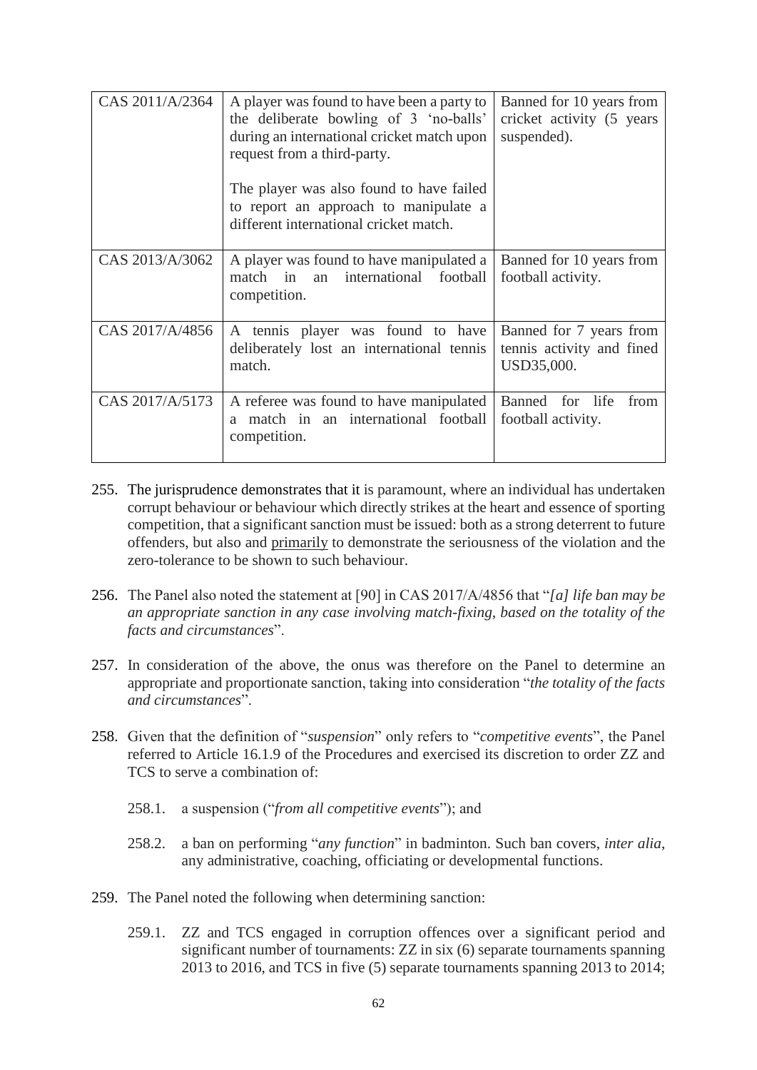| | | |
|---|---|---|
| CAS 2011/A/2364 | A player was found to have been a party to the deliberate bowling of 3 'no-balls' during an international cricket match upon request from a third-party.<br><br>The player was also found to have failed to report an approach to manipulate a different international cricket match. | Banned for 10 years from cricket activity (5 years suspended). |
| CAS 2013/A/3062 | A player was found to have manipulated a match in an international football competition. | Banned for 10 years from football activity. |
| CAS 2017/A/4856 | A tennis player was found to have deliberately lost an international tennis match. | Banned for 7 years from tennis activity and fined USD35,000. |
| CAS 2017/A/5173 | A referee was found to have manipulated a match in an international football competition. | Banned for life from football activity. |

255. The jurisprudence demonstrates that it is paramount, where an individual has undertaken corrupt behaviour or behaviour which directly strikes at the heart and essence of sporting competition, that a significant sanction must be issued: both as a strong deterrent to future offenders, but also and <u>primarily</u> to demonstrate the seriousness of the violation and the zero-tolerance to be shown to such behaviour.

256. The Panel also noted the statement at [90] in CAS 2017/A/4856 that "*[a] life ban may be an appropriate sanction in any case involving match-fixing, based on the totality of the facts and circumstances*".

257. In consideration of the above, the onus was therefore on the Panel to determine an appropriate and proportionate sanction, taking into consideration "*the totality of the facts and circumstances*".

258. Given that the definition of "*suspension*" only refers to "*competitive events*", the Panel referred to Article 16.1.9 of the Procedures and exercised its discretion to order ZZ and TCS to serve a combination of:

    258.1. a suspension ("*from all competitive events*"); and

    258.2. a ban on performing "*any function*" in badminton. Such ban covers, *inter alia*, any administrative, coaching, officiating or developmental functions.

259. The Panel noted the following when determining sanction:

    259.1. ZZ and TCS engaged in corruption offences over a significant period and significant number of tournaments: ZZ in six (6) separate tournaments spanning 2013 to 2016, and TCS in five (5) separate tournaments spanning 2013 to 2014;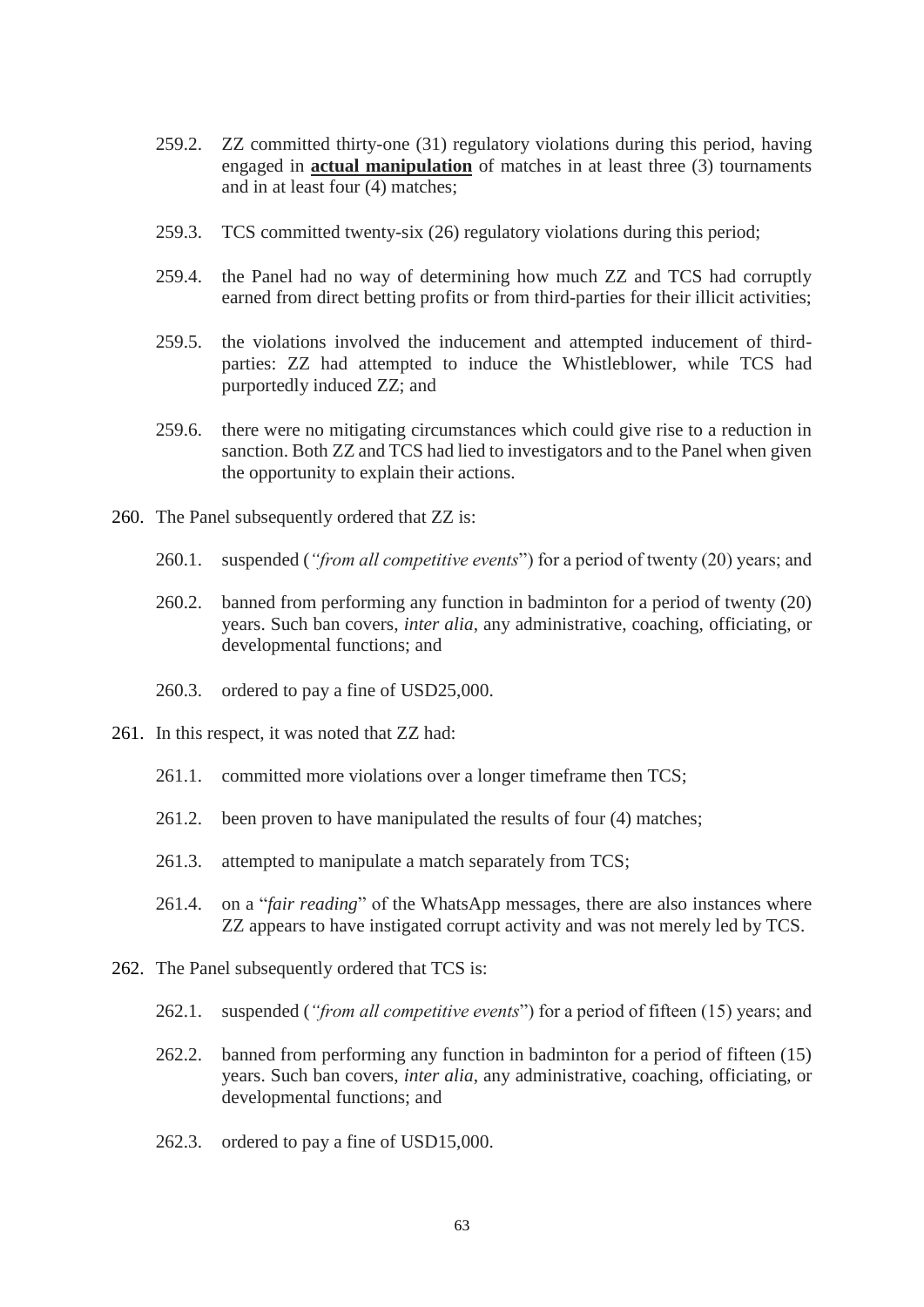259.2. ZZ committed thirty-one (31) regulatory violations during this period, having engaged in **actual manipulation** of matches in at least three (3) tournaments and in at least four (4) matches;

259.3. TCS committed twenty-six (26) regulatory violations during this period;

259.4. the Panel had no way of determining how much ZZ and TCS had corruptly earned from direct betting profits or from third-parties for their illicit activities;

259.5. the violations involved the inducement and attempted inducement of third-parties: ZZ had attempted to induce the Whistleblower, while TCS had purportedly induced ZZ; and

259.6. there were no mitigating circumstances which could give rise to a reduction in sanction. Both ZZ and TCS had lied to investigators and to the Panel when given the opportunity to explain their actions.

260. The Panel subsequently ordered that ZZ is:

260.1. suspended (*"from all competitive events*") for a period of twenty (20) years; and

260.2. banned from performing any function in badminton for a period of twenty (20) years. Such ban covers, *inter alia*, any administrative, coaching, officiating, or developmental functions; and

260.3. ordered to pay a fine of USD25,000.

261. In this respect, it was noted that ZZ had:

261.1. committed more violations over a longer timeframe then TCS;

261.2. been proven to have manipulated the results of four (4) matches;

261.3. attempted to manipulate a match separately from TCS;

261.4. on a "*fair reading*" of the WhatsApp messages, there are also instances where ZZ appears to have instigated corrupt activity and was not merely led by TCS.

262. The Panel subsequently ordered that TCS is:

262.1. suspended (*"from all competitive events*") for a period of fifteen (15) years; and

262.2. banned from performing any function in badminton for a period of fifteen (15) years. Such ban covers, *inter alia*, any administrative, coaching, officiating, or developmental functions; and

262.3. ordered to pay a fine of USD15,000.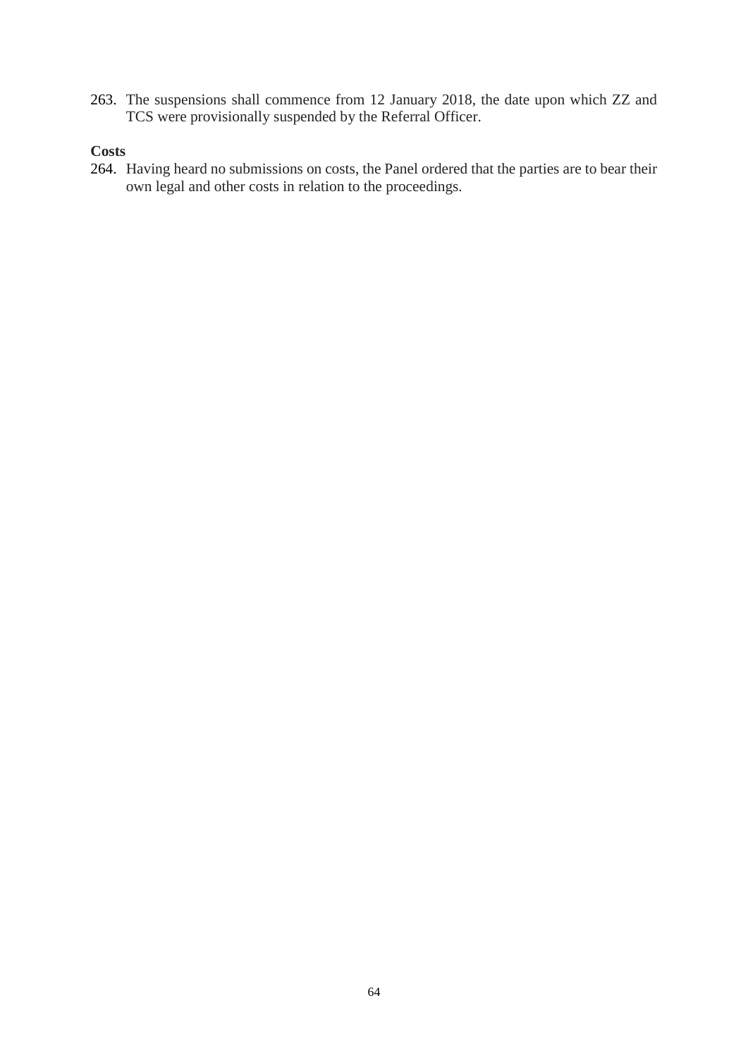263. The suspensions shall commence from 12 January 2018, the date upon which ZZ and TCS were provisionally suspended by the Referral Officer.

**Costs**

264. Having heard no submissions on costs, the Panel ordered that the parties are to bear their own legal and other costs in relation to the proceedings.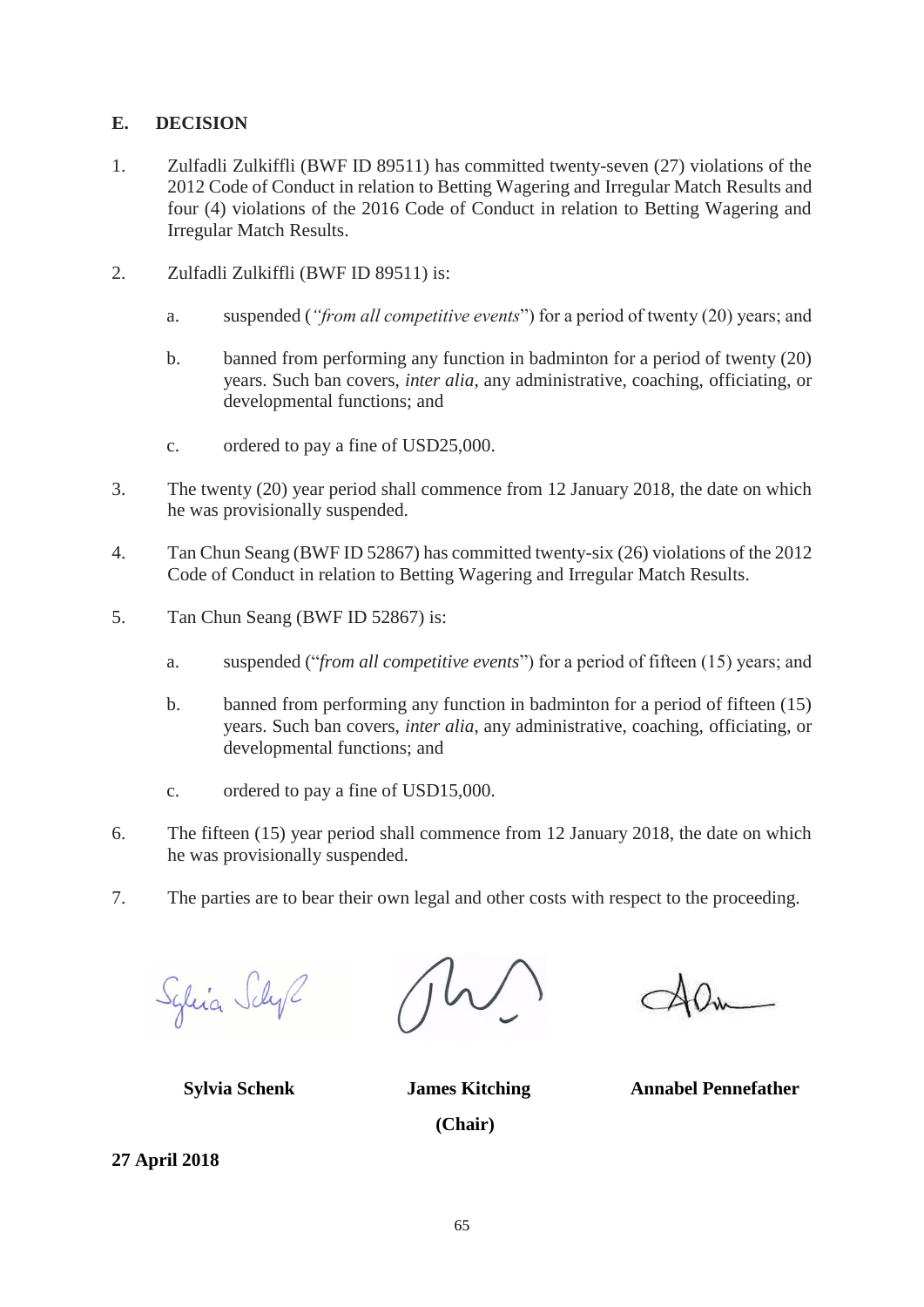## E. DECISION

1. Zulfadli Zulkiffli (BWF ID 89511) has committed twenty-seven (27) violations of the 2012 Code of Conduct in relation to Betting Wagering and Irregular Match Results and four (4) violations of the 2016 Code of Conduct in relation to Betting Wagering and Irregular Match Results.

2. Zulfadli Zulkiffli (BWF ID 89511) is:

   a. suspended (*"from all competitive events*") for a period of twenty (20) years; and

   b. banned from performing any function in badminton for a period of twenty (20) years. Such ban covers, *inter alia*, any administrative, coaching, officiating, or developmental functions; and

   c. ordered to pay a fine of USD25,000.

3. The twenty (20) year period shall commence from 12 January 2018, the date on which he was provisionally suspended.

4. Tan Chun Seang (BWF ID 52867) has committed twenty-six (26) violations of the 2012 Code of Conduct in relation to Betting Wagering and Irregular Match Results.

5. Tan Chun Seang (BWF ID 52867) is:

   a. suspended ("*from all competitive events*") for a period of fifteen (15) years; and

   b. banned from performing any function in badminton for a period of fifteen (15) years. Such ban covers, *inter alia*, any administrative, coaching, officiating, or developmental functions; and

   c. ordered to pay a fine of USD15,000.

6. The fifteen (15) year period shall commence from 12 January 2018, the date on which he was provisionally suspended.

7. The parties are to bear their own legal and other costs with respect to the proceeding.

| | | |
|---|---|---|
| **Sylvia Schenk** | **James Kitching** | **Annabel Pennefather** |
| | **(Chair)** | |

**27 April 2018**